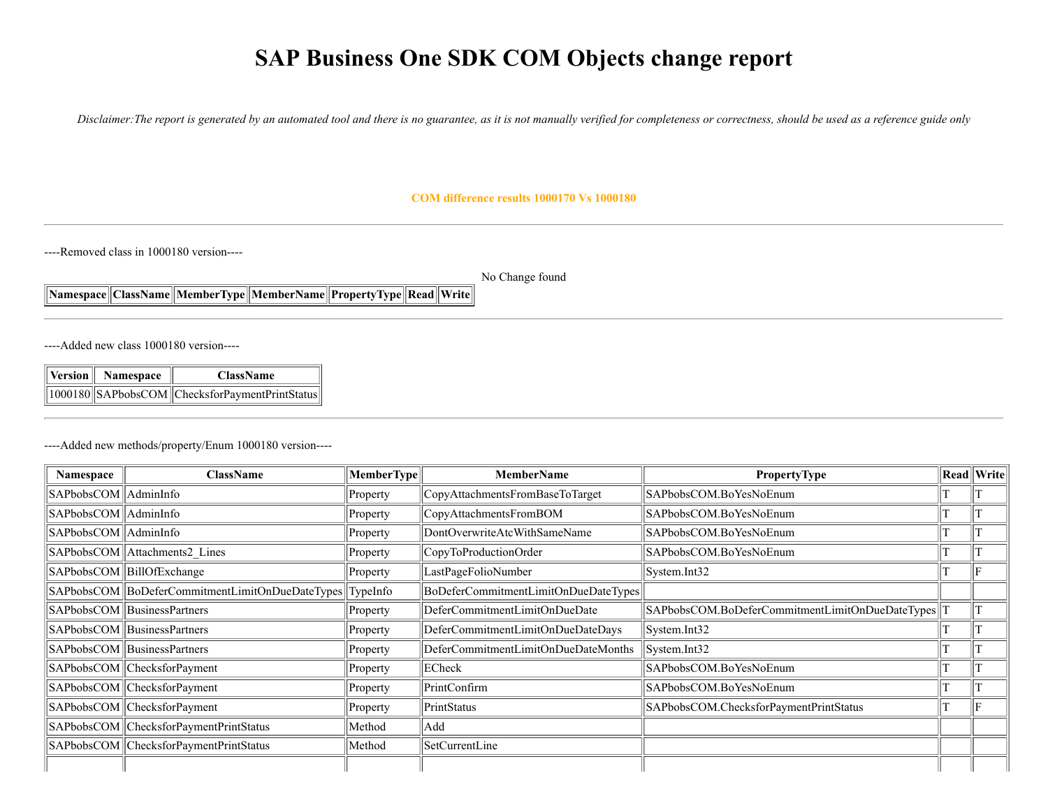# SAP Business One SDK COM Objects change report

*Disclaimer:The report is generated by an automated tool and there is no guarantee, as it is not manually verified for completeness or correctness, should be used as a reference guide only*

**COM difference results 1000170 Vs 1000180**

---

----Removed class in 1000180 version----

No Change found

| Namespace | ClassName | MemberType | MemberName | PropertyType | Read | Write |
|---|---|---|---|---|---|---|

---

----Added new class 1000180 version----

| Version | Namespace | ClassName |
|---|---|---|
| 1000180 | SAPbobsCOM | ChecksforPaymentPrintStatus |

---

----Added new methods/property/Enum 1000180 version----

| Namespace | ClassName | MemberType | MemberName | PropertyType | Read | Write |
|---|---|---|---|---|---|---|
| SAPbobsCOM | AdminInfo | Property | CopyAttachmentsFromBaseToTarget | SAPbobsCOM.BoYesNoEnum | T | T |
| SAPbobsCOM | AdminInfo | Property | CopyAttachmentsFromBOM | SAPbobsCOM.BoYesNoEnum | T | T |
| SAPbobsCOM | AdminInfo | Property | DontOverwriteAtcWithSameName | SAPbobsCOM.BoYesNoEnum | T | T |
| SAPbobsCOM | Attachments2_Lines | Property | CopyToProductionOrder | SAPbobsCOM.BoYesNoEnum | T | T |
| SAPbobsCOM | BillOfExchange | Property | LastPageFolioNumber | System.Int32 | T | F |
| SAPbobsCOM | BoDeferCommitmentLimitOnDueDateTypes | TypeInfo | BoDeferCommitmentLimitOnDueDateTypes | | | |
| SAPbobsCOM | BusinessPartners | Property | DeferCommitmentLimitOnDueDate | SAPbobsCOM.BoDeferCommitmentLimitOnDueDateTypes | T | T |
| SAPbobsCOM | BusinessPartners | Property | DeferCommitmentLimitOnDueDateDays | System.Int32 | T | T |
| SAPbobsCOM | BusinessPartners | Property | DeferCommitmentLimitOnDueDateMonths | System.Int32 | T | T |
| SAPbobsCOM | ChecksforPayment | Property | ECheck | SAPbobsCOM.BoYesNoEnum | T | T |
| SAPbobsCOM | ChecksforPayment | Property | PrintConfirm | SAPbobsCOM.BoYesNoEnum | T | T |
| SAPbobsCOM | ChecksforPayment | Property | PrintStatus | SAPbobsCOM.ChecksforPaymentPrintStatus | T | F |
| SAPbobsCOM | ChecksforPaymentPrintStatus | Method | Add | | | |
| SAPbobsCOM | ChecksforPaymentPrintStatus | Method | SetCurrentLine | | | |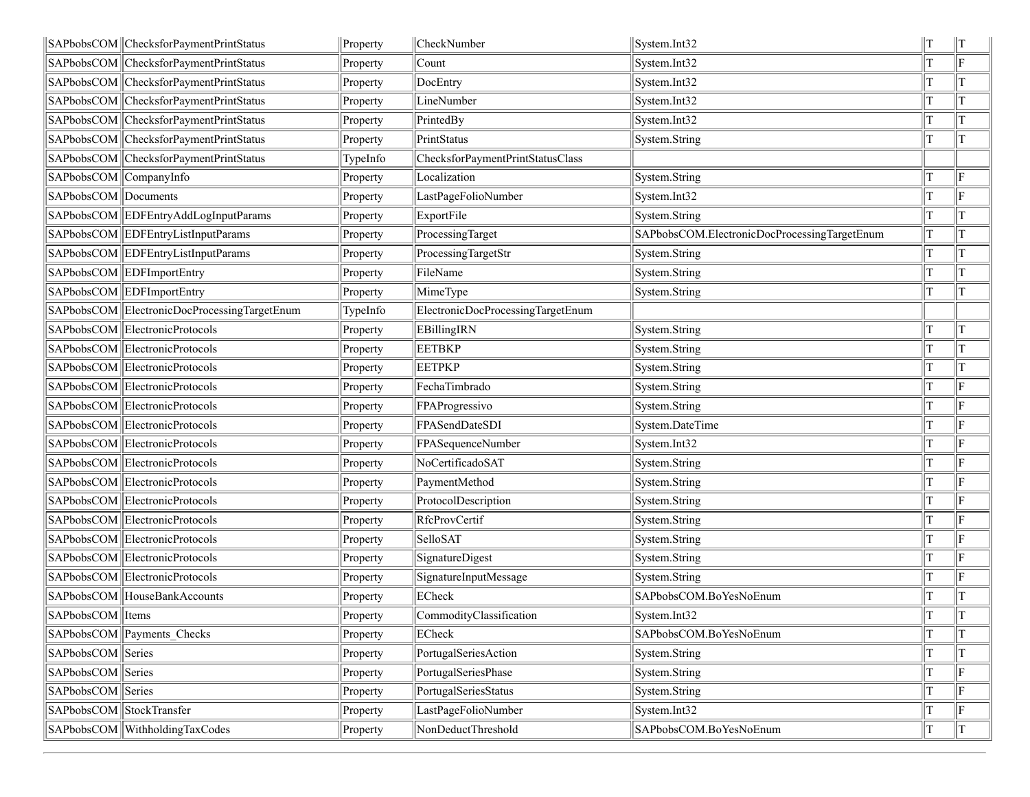| SAPbobsCOM | ChecksforPaymentPrintStatus | Property | CheckNumber | System.Int32 | T | T |
|---|---|---|---|---|---|---|
| SAPbobsCOM | ChecksforPaymentPrintStatus | Property | Count | System.Int32 | T | F |
| SAPbobsCOM | ChecksforPaymentPrintStatus | Property | DocEntry | System.Int32 | T | T |
| SAPbobsCOM | ChecksforPaymentPrintStatus | Property | LineNumber | System.Int32 | T | T |
| SAPbobsCOM | ChecksforPaymentPrintStatus | Property | PrintedBy | System.Int32 | T | T |
| SAPbobsCOM | ChecksforPaymentPrintStatus | Property | PrintStatus | System.String | T | T |
| SAPbobsCOM | ChecksforPaymentPrintStatus | TypeInfo | ChecksforPaymentPrintStatusClass | | | |
| SAPbobsCOM | CompanyInfo | Property | Localization | System.String | T | F |
| SAPbobsCOM | Documents | Property | LastPageFolioNumber | System.Int32 | T | F |
| SAPbobsCOM | EDFEntryAddLogInputParams | Property | ExportFile | System.String | T | T |
| SAPbobsCOM | EDFEntryListInputParams | Property | ProcessingTarget | SAPbobsCOM.ElectronicDocProcessingTargetEnum | T | T |
| SAPbobsCOM | EDFEntryListInputParams | Property | ProcessingTargetStr | System.String | T | T |
| SAPbobsCOM | EDFImportEntry | Property | FileName | System.String | T | T |
| SAPbobsCOM | EDFImportEntry | Property | MimeType | System.String | T | T |
| SAPbobsCOM | ElectronicDocProcessingTargetEnum | TypeInfo | ElectronicDocProcessingTargetEnum | | | |
| SAPbobsCOM | ElectronicProtocols | Property | EBillingIRN | System.String | T | T |
| SAPbobsCOM | ElectronicProtocols | Property | EETBKP | System.String | T | T |
| SAPbobsCOM | ElectronicProtocols | Property | EETPKP | System.String | T | T |
| SAPbobsCOM | ElectronicProtocols | Property | FechaTimbrado | System.String | T | F |
| SAPbobsCOM | ElectronicProtocols | Property | FPAProgressivo | System.String | T | F |
| SAPbobsCOM | ElectronicProtocols | Property | FPASendDateSDI | System.DateTime | T | F |
| SAPbobsCOM | ElectronicProtocols | Property | FPASequenceNumber | System.Int32 | T | F |
| SAPbobsCOM | ElectronicProtocols | Property | NoCertificadoSAT | System.String | T | F |
| SAPbobsCOM | ElectronicProtocols | Property | PaymentMethod | System.String | T | F |
| SAPbobsCOM | ElectronicProtocols | Property | ProtocolDescription | System.String | T | F |
| SAPbobsCOM | ElectronicProtocols | Property | RfcProvCertif | System.String | T | F |
| SAPbobsCOM | ElectronicProtocols | Property | SelloSAT | System.String | T | F |
| SAPbobsCOM | ElectronicProtocols | Property | SignatureDigest | System.String | T | F |
| SAPbobsCOM | ElectronicProtocols | Property | SignatureInputMessage | System.String | T | F |
| SAPbobsCOM | HouseBankAccounts | Property | ECheck | SAPbobsCOM.BoYesNoEnum | T | T |
| SAPbobsCOM | Items | Property | CommodityClassification | System.Int32 | T | T |
| SAPbobsCOM | Payments_Checks | Property | ECheck | SAPbobsCOM.BoYesNoEnum | T | T |
| SAPbobsCOM | Series | Property | PortugalSeriesAction | System.String | T | T |
| SAPbobsCOM | Series | Property | PortugalSeriesPhase | System.String | T | F |
| SAPbobsCOM | Series | Property | PortugalSeriesStatus | System.String | T | F |
| SAPbobsCOM | StockTransfer | Property | LastPageFolioNumber | System.Int32 | T | F |
| SAPbobsCOM | WithholdingTaxCodes | Property | NonDeductThreshold | SAPbobsCOM.BoYesNoEnum | T | T |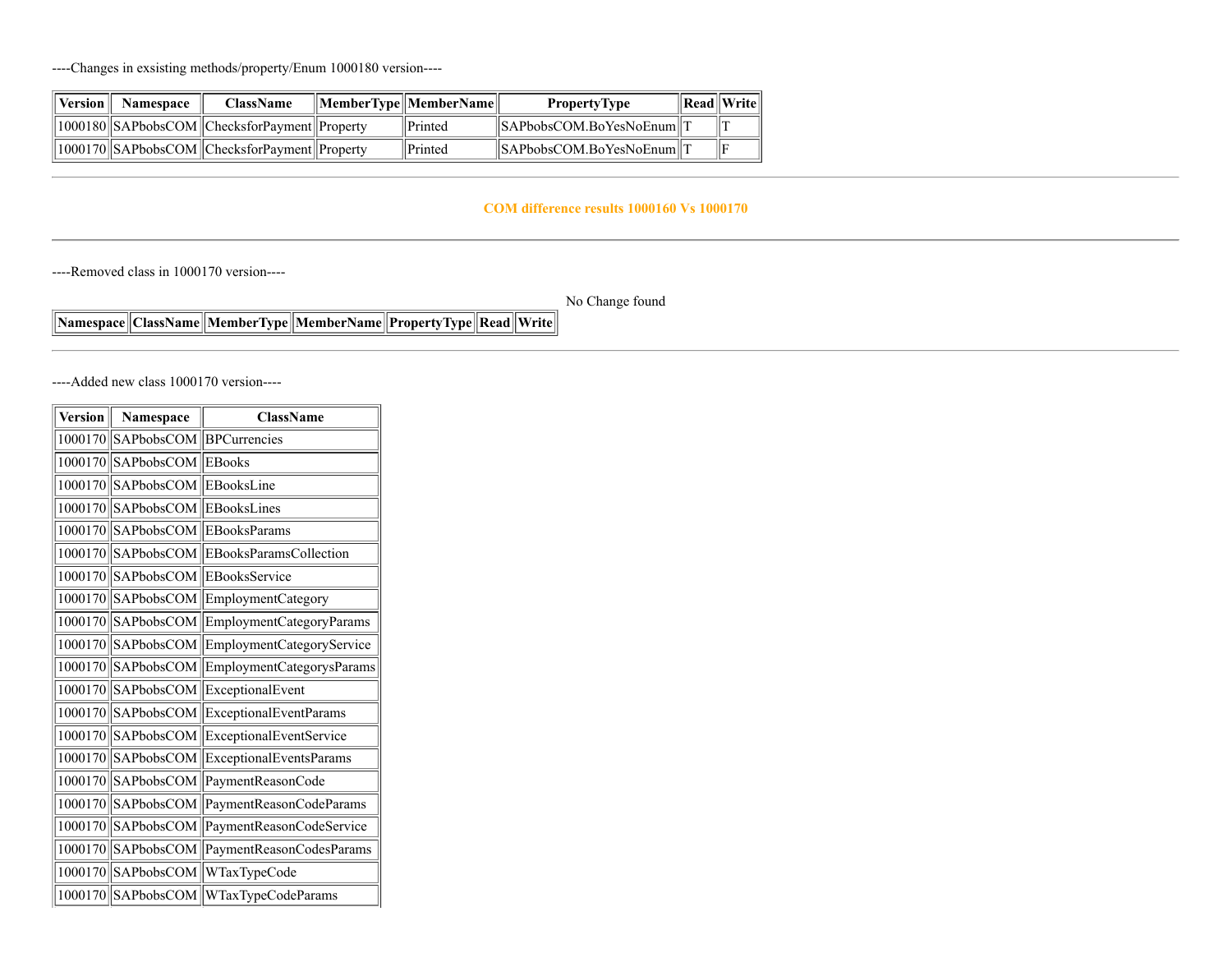----Changes in exsisting methods/property/Enum 1000180 version----

| Version | Namespace | ClassName | MemberType | MemberName | PropertyType | Read | Write |
|---|---|---|---|---|---|---|---|
| 1000180 | SAPbobsCOM | ChecksforPayment | Property | Printed | SAPbobsCOM.BoYesNoEnum | T | T |
| 1000170 | SAPbobsCOM | ChecksforPayment | Property | Printed | SAPbobsCOM.BoYesNoEnum | T | F |

---

## COM difference results 1000160 Vs 1000170

---

----Removed class in 1000170 version----

No Change found

| Namespace | ClassName | MemberType | MemberName | PropertyType | Read | Write |
|---|---|---|---|---|---|---|

---

----Added new class 1000170 version----

| Version | Namespace | ClassName |
|---|---|---|
| 1000170 | SAPbobsCOM | BPCurrencies |
| 1000170 | SAPbobsCOM | EBooks |
| 1000170 | SAPbobsCOM | EBooksLine |
| 1000170 | SAPbobsCOM | EBooksLines |
| 1000170 | SAPbobsCOM | EBooksParams |
| 1000170 | SAPbobsCOM | EBooksParamsCollection |
| 1000170 | SAPbobsCOM | EBooksService |
| 1000170 | SAPbobsCOM | EmploymentCategory |
| 1000170 | SAPbobsCOM | EmploymentCategoryParams |
| 1000170 | SAPbobsCOM | EmploymentCategoryService |
| 1000170 | SAPbobsCOM | EmploymentCategorysParams |
| 1000170 | SAPbobsCOM | ExceptionalEvent |
| 1000170 | SAPbobsCOM | ExceptionalEventParams |
| 1000170 | SAPbobsCOM | ExceptionalEventService |
| 1000170 | SAPbobsCOM | ExceptionalEventsParams |
| 1000170 | SAPbobsCOM | PaymentReasonCode |
| 1000170 | SAPbobsCOM | PaymentReasonCodeParams |
| 1000170 | SAPbobsCOM | PaymentReasonCodeService |
| 1000170 | SAPbobsCOM | PaymentReasonCodesParams |
| 1000170 | SAPbobsCOM | WTaxTypeCode |
| 1000170 | SAPbobsCOM | WTaxTypeCodeParams |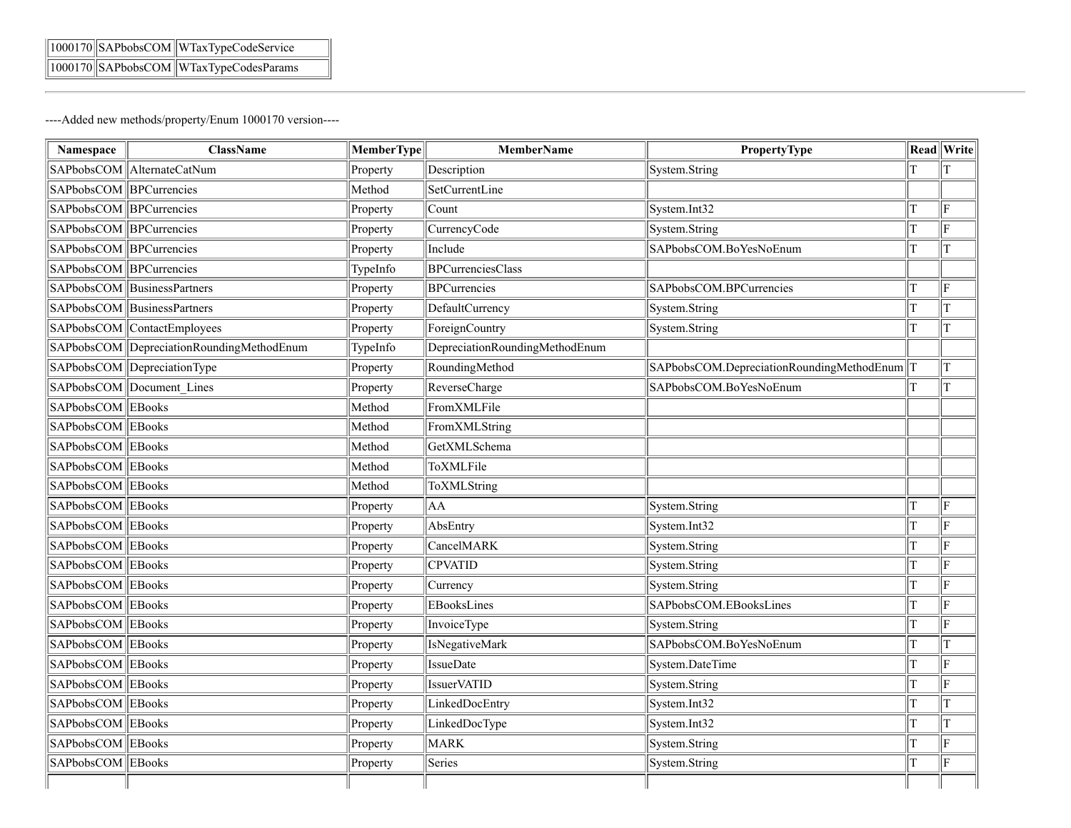| | | |
|---|---|---|
| 1000170 | SAPbobsCOM | WTaxTypeCodeService |
| 1000170 | SAPbobsCOM | WTaxTypeCodesParams |

---

----Added new methods/property/Enum 1000170 version----

| Namespace | ClassName | MemberType | MemberName | PropertyType | Read | Write |
|---|---|---|---|---|---|---|
| SAPbobsCOM | AlternateCatNum | Property | Description | System.String | T | T |
| SAPbobsCOM | BPCurrencies | Method | SetCurrentLine | | | |
| SAPbobsCOM | BPCurrencies | Property | Count | System.Int32 | T | F |
| SAPbobsCOM | BPCurrencies | Property | CurrencyCode | System.String | T | F |
| SAPbobsCOM | BPCurrencies | Property | Include | SAPbobsCOM.BoYesNoEnum | T | T |
| SAPbobsCOM | BPCurrencies | TypeInfo | BPCurrenciesClass | | | |
| SAPbobsCOM | BusinessPartners | Property | BPCurrencies | SAPbobsCOM.BPCurrencies | T | F |
| SAPbobsCOM | BusinessPartners | Property | DefaultCurrency | System.String | T | T |
| SAPbobsCOM | ContactEmployees | Property | ForeignCountry | System.String | T | T |
| SAPbobsCOM | DepreciationRoundingMethodEnum | TypeInfo | DepreciationRoundingMethodEnum | | | |
| SAPbobsCOM | DepreciationType | Property | RoundingMethod | SAPbobsCOM.DepreciationRoundingMethodEnum | T | T |
| SAPbobsCOM | Document_Lines | Property | ReverseCharge | SAPbobsCOM.BoYesNoEnum | T | T |
| SAPbobsCOM | EBooks | Method | FromXMLFile | | | |
| SAPbobsCOM | EBooks | Method | FromXMLString | | | |
| SAPbobsCOM | EBooks | Method | GetXMLSchema | | | |
| SAPbobsCOM | EBooks | Method | ToXMLFile | | | |
| SAPbobsCOM | EBooks | Method | ToXMLString | | | |
| SAPbobsCOM | EBooks | Property | AA | System.String | T | F |
| SAPbobsCOM | EBooks | Property | AbsEntry | System.Int32 | T | F |
| SAPbobsCOM | EBooks | Property | CancelMARK | System.String | T | F |
| SAPbobsCOM | EBooks | Property | CPVATID | System.String | T | F |
| SAPbobsCOM | EBooks | Property | Currency | System.String | T | F |
| SAPbobsCOM | EBooks | Property | EBooksLines | SAPbobsCOM.EBooksLines | T | F |
| SAPbobsCOM | EBooks | Property | InvoiceType | System.String | T | F |
| SAPbobsCOM | EBooks | Property | IsNegativeMark | SAPbobsCOM.BoYesNoEnum | T | T |
| SAPbobsCOM | EBooks | Property | IssueDate | System.DateTime | T | F |
| SAPbobsCOM | EBooks | Property | IssuerVATID | System.String | T | F |
| SAPbobsCOM | EBooks | Property | LinkedDocEntry | System.Int32 | T | T |
| SAPbobsCOM | EBooks | Property | LinkedDocType | System.Int32 | T | T |
| SAPbobsCOM | EBooks | Property | MARK | System.String | T | F |
| SAPbobsCOM | EBooks | Property | Series | System.String | T | F |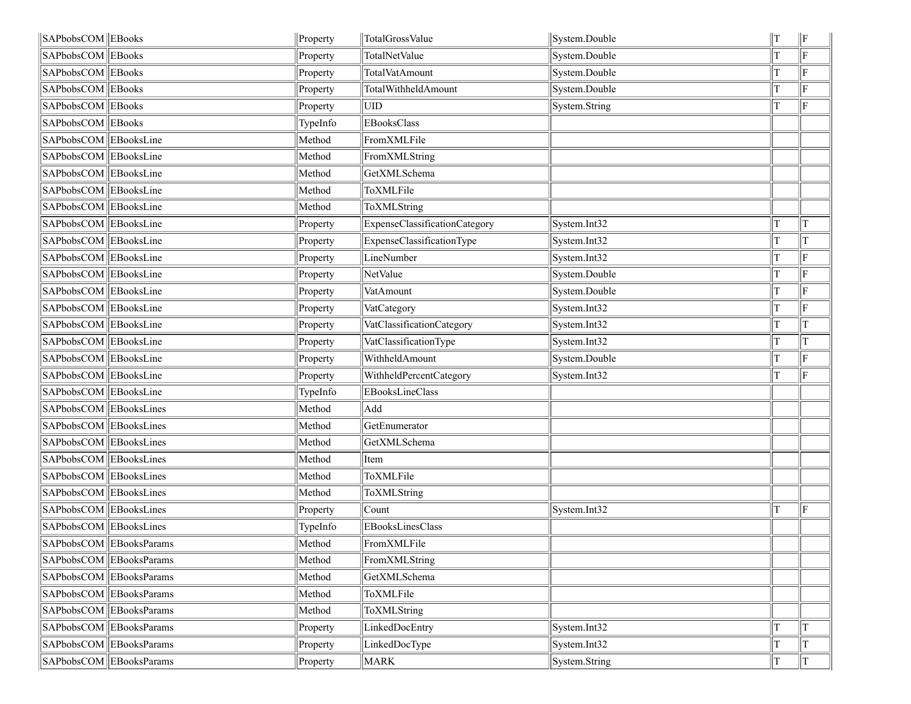| | | | | | | |
|---|---|---|---|---|---|---|
| SAPbobsCOM | EBooks | Property | TotalGrossValue | System.Double | T | F |
| SAPbobsCOM | EBooks | Property | TotalNetValue | System.Double | T | F |
| SAPbobsCOM | EBooks | Property | TotalVatAmount | System.Double | T | F |
| SAPbobsCOM | EBooks | Property | TotalWithheldAmount | System.Double | T | F |
| SAPbobsCOM | EBooks | Property | UID | System.String | T | F |
| SAPbobsCOM | EBooks | TypeInfo | EBooksClass | | | |
| SAPbobsCOM | EBooksLine | Method | FromXMLFile | | | |
| SAPbobsCOM | EBooksLine | Method | FromXMLString | | | |
| SAPbobsCOM | EBooksLine | Method | GetXMLSchema | | | |
| SAPbobsCOM | EBooksLine | Method | ToXMLFile | | | |
| SAPbobsCOM | EBooksLine | Method | ToXMLString | | | |
| SAPbobsCOM | EBooksLine | Property | ExpenseClassificationCategory | System.Int32 | T | T |
| SAPbobsCOM | EBooksLine | Property | ExpenseClassificationType | System.Int32 | T | T |
| SAPbobsCOM | EBooksLine | Property | LineNumber | System.Int32 | T | F |
| SAPbobsCOM | EBooksLine | Property | NetValue | System.Double | T | F |
| SAPbobsCOM | EBooksLine | Property | VatAmount | System.Double | T | F |
| SAPbobsCOM | EBooksLine | Property | VatCategory | System.Int32 | T | F |
| SAPbobsCOM | EBooksLine | Property | VatClassificationCategory | System.Int32 | T | T |
| SAPbobsCOM | EBooksLine | Property | VatClassificationType | System.Int32 | T | T |
| SAPbobsCOM | EBooksLine | Property | WithheldAmount | System.Double | T | F |
| SAPbobsCOM | EBooksLine | Property | WithheldPercentCategory | System.Int32 | T | F |
| SAPbobsCOM | EBooksLine | TypeInfo | EBooksLineClass | | | |
| SAPbobsCOM | EBooksLines | Method | Add | | | |
| SAPbobsCOM | EBooksLines | Method | GetEnumerator | | | |
| SAPbobsCOM | EBooksLines | Method | GetXMLSchema | | | |
| SAPbobsCOM | EBooksLines | Method | Item | | | |
| SAPbobsCOM | EBooksLines | Method | ToXMLFile | | | |
| SAPbobsCOM | EBooksLines | Method | ToXMLString | | | |
| SAPbobsCOM | EBooksLines | Property | Count | System.Int32 | T | F |
| SAPbobsCOM | EBooksLines | TypeInfo | EBooksLinesClass | | | |
| SAPbobsCOM | EBooksParams | Method | FromXMLFile | | | |
| SAPbobsCOM | EBooksParams | Method | FromXMLString | | | |
| SAPbobsCOM | EBooksParams | Method | GetXMLSchema | | | |
| SAPbobsCOM | EBooksParams | Method | ToXMLFile | | | |
| SAPbobsCOM | EBooksParams | Method | ToXMLString | | | |
| SAPbobsCOM | EBooksParams | Property | LinkedDocEntry | System.Int32 | T | T |
| SAPbobsCOM | EBooksParams | Property | LinkedDocType | System.Int32 | T | T |
| SAPbobsCOM | EBooksParams | Property | MARK | System.String | T | T |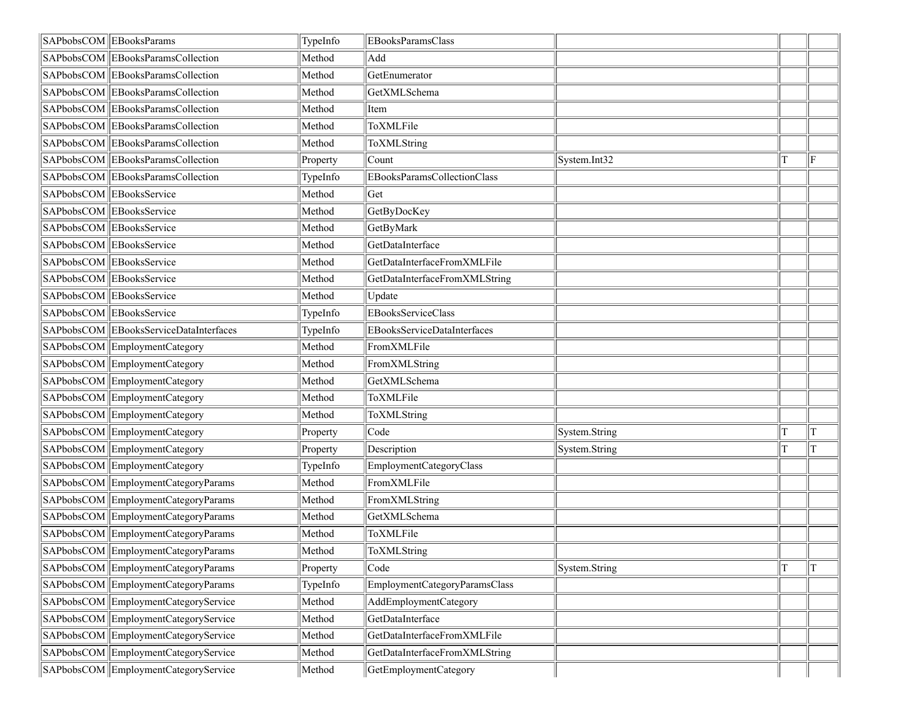| | | | | | | |
|---|---|---|---|---|---|---|
| SAPbobsCOM | EBooksParams | TypeInfo | EBooksParamsClass | | | |
| SAPbobsCOM | EBooksParamsCollection | Method | Add | | | |
| SAPbobsCOM | EBooksParamsCollection | Method | GetEnumerator | | | |
| SAPbobsCOM | EBooksParamsCollection | Method | GetXMLSchema | | | |
| SAPbobsCOM | EBooksParamsCollection | Method | Item | | | |
| SAPbobsCOM | EBooksParamsCollection | Method | ToXMLFile | | | |
| SAPbobsCOM | EBooksParamsCollection | Method | ToXMLString | | | |
| SAPbobsCOM | EBooksParamsCollection | Property | Count | System.Int32 | T | F |
| SAPbobsCOM | EBooksParamsCollection | TypeInfo | EBooksParamsCollectionClass | | | |
| SAPbobsCOM | EBooksService | Method | Get | | | |
| SAPbobsCOM | EBooksService | Method | GetByDocKey | | | |
| SAPbobsCOM | EBooksService | Method | GetByMark | | | |
| SAPbobsCOM | EBooksService | Method | GetDataInterface | | | |
| SAPbobsCOM | EBooksService | Method | GetDataInterfaceFromXMLFile | | | |
| SAPbobsCOM | EBooksService | Method | GetDataInterfaceFromXMLString | | | |
| SAPbobsCOM | EBooksService | Method | Update | | | |
| SAPbobsCOM | EBooksService | TypeInfo | EBooksServiceClass | | | |
| SAPbobsCOM | EBooksServiceDataInterfaces | TypeInfo | EBooksServiceDataInterfaces | | | |
| SAPbobsCOM | EmploymentCategory | Method | FromXMLFile | | | |
| SAPbobsCOM | EmploymentCategory | Method | FromXMLString | | | |
| SAPbobsCOM | EmploymentCategory | Method | GetXMLSchema | | | |
| SAPbobsCOM | EmploymentCategory | Method | ToXMLFile | | | |
| SAPbobsCOM | EmploymentCategory | Method | ToXMLString | | | |
| SAPbobsCOM | EmploymentCategory | Property | Code | System.String | T | T |
| SAPbobsCOM | EmploymentCategory | Property | Description | System.String | T | T |
| SAPbobsCOM | EmploymentCategory | TypeInfo | EmploymentCategoryClass | | | |
| SAPbobsCOM | EmploymentCategoryParams | Method | FromXMLFile | | | |
| SAPbobsCOM | EmploymentCategoryParams | Method | FromXMLString | | | |
| SAPbobsCOM | EmploymentCategoryParams | Method | GetXMLSchema | | | |
| SAPbobsCOM | EmploymentCategoryParams | Method | ToXMLFile | | | |
| SAPbobsCOM | EmploymentCategoryParams | Method | ToXMLString | | | |
| SAPbobsCOM | EmploymentCategoryParams | Property | Code | System.String | T | T |
| SAPbobsCOM | EmploymentCategoryParams | TypeInfo | EmploymentCategoryParamsClass | | | |
| SAPbobsCOM | EmploymentCategoryService | Method | AddEmploymentCategory | | | |
| SAPbobsCOM | EmploymentCategoryService | Method | GetDataInterface | | | |
| SAPbobsCOM | EmploymentCategoryService | Method | GetDataInterfaceFromXMLFile | | | |
| SAPbobsCOM | EmploymentCategoryService | Method | GetDataInterfaceFromXMLString | | | |
| SAPbobsCOM | EmploymentCategoryService | Method | GetEmploymentCategory | | | |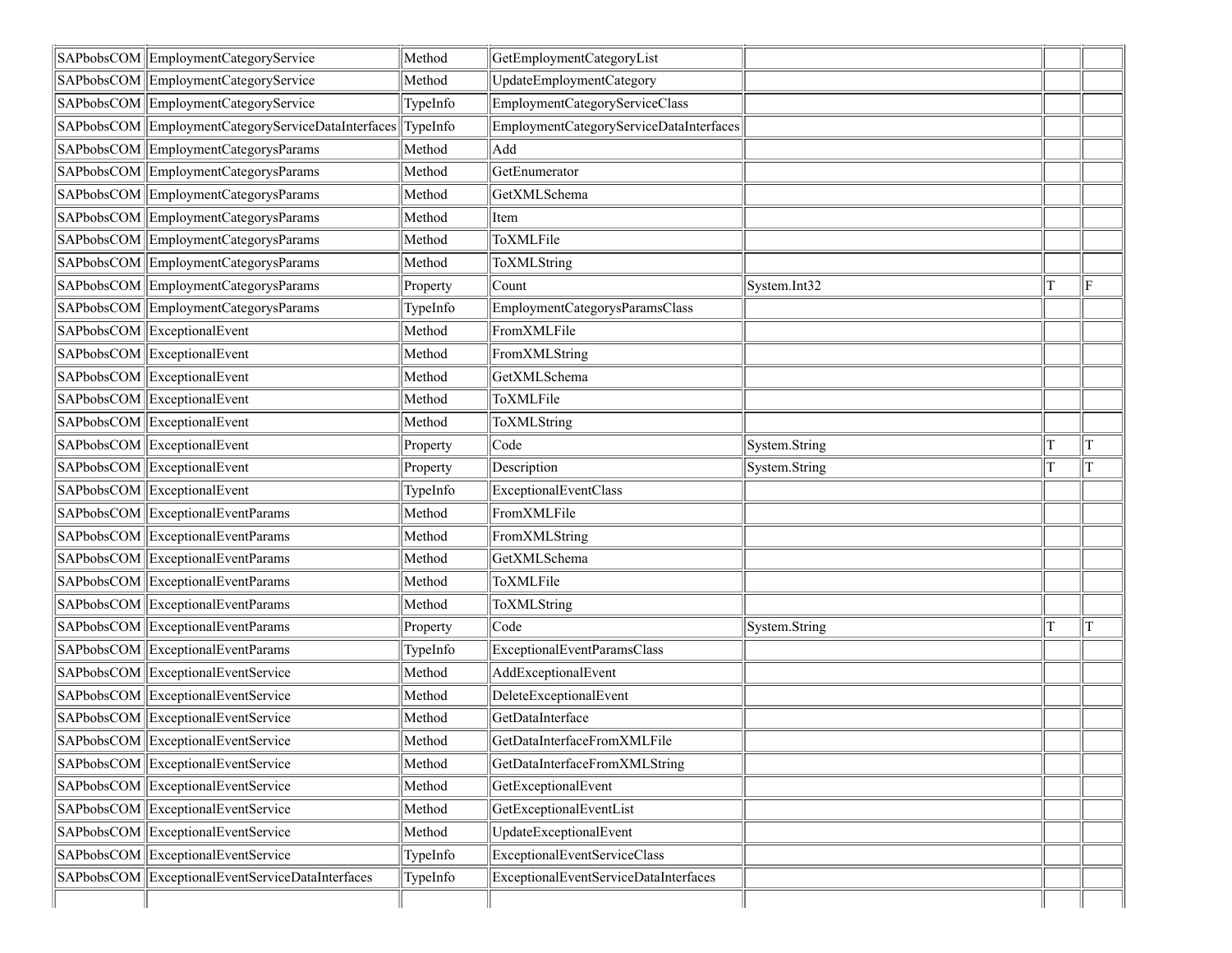| | | | | | | |
|---|---|---|---|---|---|---|
| SAPbobsCOM | EmploymentCategoryService | Method | GetEmploymentCategoryList | | | |
| SAPbobsCOM | EmploymentCategoryService | Method | UpdateEmploymentCategory | | | |
| SAPbobsCOM | EmploymentCategoryService | TypeInfo | EmploymentCategoryServiceClass | | | |
| SAPbobsCOM | EmploymentCategoryServiceDataInterfaces | TypeInfo | EmploymentCategoryServiceDataInterfaces | | | |
| SAPbobsCOM | EmploymentCategorysParams | Method | Add | | | |
| SAPbobsCOM | EmploymentCategorysParams | Method | GetEnumerator | | | |
| SAPbobsCOM | EmploymentCategorysParams | Method | GetXMLSchema | | | |
| SAPbobsCOM | EmploymentCategorysParams | Method | Item | | | |
| SAPbobsCOM | EmploymentCategorysParams | Method | ToXMLFile | | | |
| SAPbobsCOM | EmploymentCategorysParams | Method | ToXMLString | | | |
| SAPbobsCOM | EmploymentCategorysParams | Property | Count | System.Int32 | T | F |
| SAPbobsCOM | EmploymentCategorysParams | TypeInfo | EmploymentCategorysParamsClass | | | |
| SAPbobsCOM | ExceptionalEvent | Method | FromXMLFile | | | |
| SAPbobsCOM | ExceptionalEvent | Method | FromXMLString | | | |
| SAPbobsCOM | ExceptionalEvent | Method | GetXMLSchema | | | |
| SAPbobsCOM | ExceptionalEvent | Method | ToXMLFile | | | |
| SAPbobsCOM | ExceptionalEvent | Method | ToXMLString | | | |
| SAPbobsCOM | ExceptionalEvent | Property | Code | System.String | T | T |
| SAPbobsCOM | ExceptionalEvent | Property | Description | System.String | T | T |
| SAPbobsCOM | ExceptionalEvent | TypeInfo | ExceptionalEventClass | | | |
| SAPbobsCOM | ExceptionalEventParams | Method | FromXMLFile | | | |
| SAPbobsCOM | ExceptionalEventParams | Method | FromXMLString | | | |
| SAPbobsCOM | ExceptionalEventParams | Method | GetXMLSchema | | | |
| SAPbobsCOM | ExceptionalEventParams | Method | ToXMLFile | | | |
| SAPbobsCOM | ExceptionalEventParams | Method | ToXMLString | | | |
| SAPbobsCOM | ExceptionalEventParams | Property | Code | System.String | T | T |
| SAPbobsCOM | ExceptionalEventParams | TypeInfo | ExceptionalEventParamsClass | | | |
| SAPbobsCOM | ExceptionalEventService | Method | AddExceptionalEvent | | | |
| SAPbobsCOM | ExceptionalEventService | Method | DeleteExceptionalEvent | | | |
| SAPbobsCOM | ExceptionalEventService | Method | GetDataInterface | | | |
| SAPbobsCOM | ExceptionalEventService | Method | GetDataInterfaceFromXMLFile | | | |
| SAPbobsCOM | ExceptionalEventService | Method | GetDataInterfaceFromXMLString | | | |
| SAPbobsCOM | ExceptionalEventService | Method | GetExceptionalEvent | | | |
| SAPbobsCOM | ExceptionalEventService | Method | GetExceptionalEventList | | | |
| SAPbobsCOM | ExceptionalEventService | Method | UpdateExceptionalEvent | | | |
| SAPbobsCOM | ExceptionalEventService | TypeInfo | ExceptionalEventServiceClass | | | |
| SAPbobsCOM | ExceptionalEventServiceDataInterfaces | TypeInfo | ExceptionalEventServiceDataInterfaces | | | |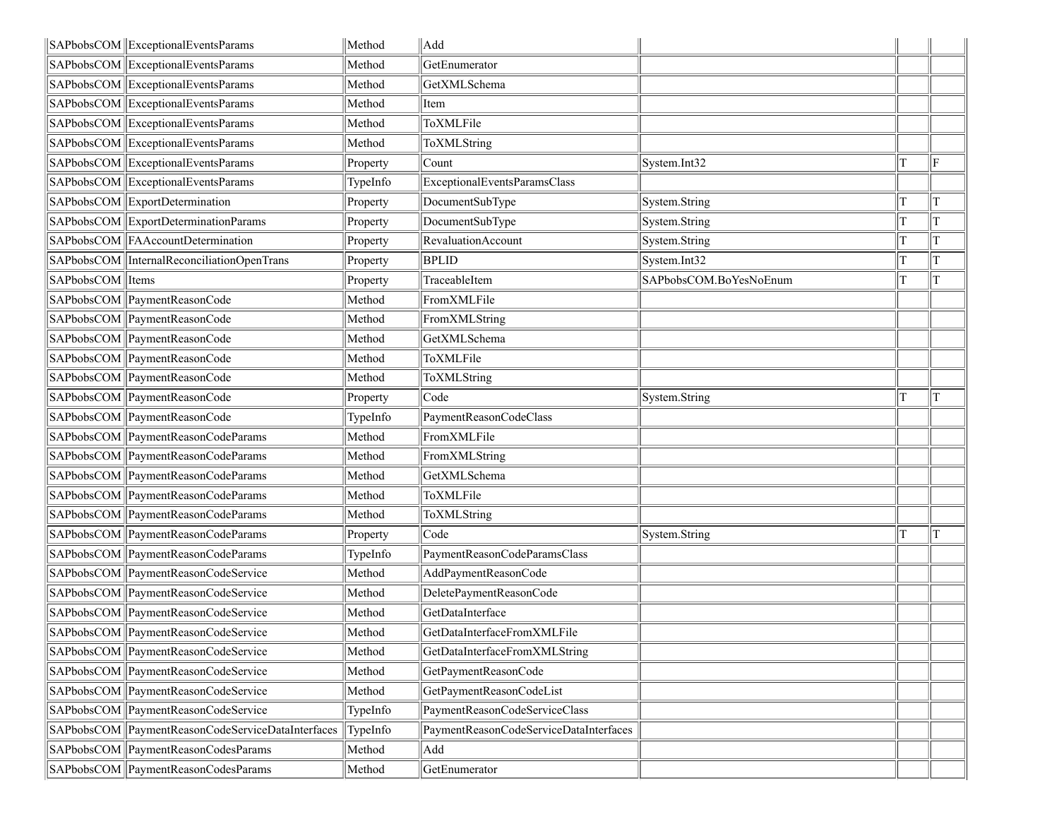| | | | | | | |
|---|---|---|---|---|---|---|
| SAPbobsCOM | ExceptionalEventsParams | Method | Add | | | |
| SAPbobsCOM | ExceptionalEventsParams | Method | GetEnumerator | | | |
| SAPbobsCOM | ExceptionalEventsParams | Method | GetXMLSchema | | | |
| SAPbobsCOM | ExceptionalEventsParams | Method | Item | | | |
| SAPbobsCOM | ExceptionalEventsParams | Method | ToXMLFile | | | |
| SAPbobsCOM | ExceptionalEventsParams | Method | ToXMLString | | | |
| SAPbobsCOM | ExceptionalEventsParams | Property | Count | System.Int32 | T | F |
| SAPbobsCOM | ExceptionalEventsParams | TypeInfo | ExceptionalEventsParamsClass | | | |
| SAPbobsCOM | ExportDetermination | Property | DocumentSubType | System.String | T | T |
| SAPbobsCOM | ExportDeterminationParams | Property | DocumentSubType | System.String | T | T |
| SAPbobsCOM | FAAccountDetermination | Property | RevaluationAccount | System.String | T | T |
| SAPbobsCOM | InternalReconciliationOpenTrans | Property | BPLID | System.Int32 | T | T |
| SAPbobsCOM | Items | Property | TraceableItem | SAPbobsCOM.BoYesNoEnum | T | T |
| SAPbobsCOM | PaymentReasonCode | Method | FromXMLFile | | | |
| SAPbobsCOM | PaymentReasonCode | Method | FromXMLString | | | |
| SAPbobsCOM | PaymentReasonCode | Method | GetXMLSchema | | | |
| SAPbobsCOM | PaymentReasonCode | Method | ToXMLFile | | | |
| SAPbobsCOM | PaymentReasonCode | Method | ToXMLString | | | |
| SAPbobsCOM | PaymentReasonCode | Property | Code | System.String | T | T |
| SAPbobsCOM | PaymentReasonCode | TypeInfo | PaymentReasonCodeClass | | | |
| SAPbobsCOM | PaymentReasonCodeParams | Method | FromXMLFile | | | |
| SAPbobsCOM | PaymentReasonCodeParams | Method | FromXMLString | | | |
| SAPbobsCOM | PaymentReasonCodeParams | Method | GetXMLSchema | | | |
| SAPbobsCOM | PaymentReasonCodeParams | Method | ToXMLFile | | | |
| SAPbobsCOM | PaymentReasonCodeParams | Method | ToXMLString | | | |
| SAPbobsCOM | PaymentReasonCodeParams | Property | Code | System.String | T | T |
| SAPbobsCOM | PaymentReasonCodeParams | TypeInfo | PaymentReasonCodeParamsClass | | | |
| SAPbobsCOM | PaymentReasonCodeService | Method | AddPaymentReasonCode | | | |
| SAPbobsCOM | PaymentReasonCodeService | Method | DeletePaymentReasonCode | | | |
| SAPbobsCOM | PaymentReasonCodeService | Method | GetDataInterface | | | |
| SAPbobsCOM | PaymentReasonCodeService | Method | GetDataInterfaceFromXMLFile | | | |
| SAPbobsCOM | PaymentReasonCodeService | Method | GetDataInterfaceFromXMLString | | | |
| SAPbobsCOM | PaymentReasonCodeService | Method | GetPaymentReasonCode | | | |
| SAPbobsCOM | PaymentReasonCodeService | Method | GetPaymentReasonCodeList | | | |
| SAPbobsCOM | PaymentReasonCodeService | TypeInfo | PaymentReasonCodeServiceClass | | | |
| SAPbobsCOM | PaymentReasonCodeServiceDataInterfaces | TypeInfo | PaymentReasonCodeServiceDataInterfaces | | | |
| SAPbobsCOM | PaymentReasonCodesParams | Method | Add | | | |
| SAPbobsCOM | PaymentReasonCodesParams | Method | GetEnumerator | | | |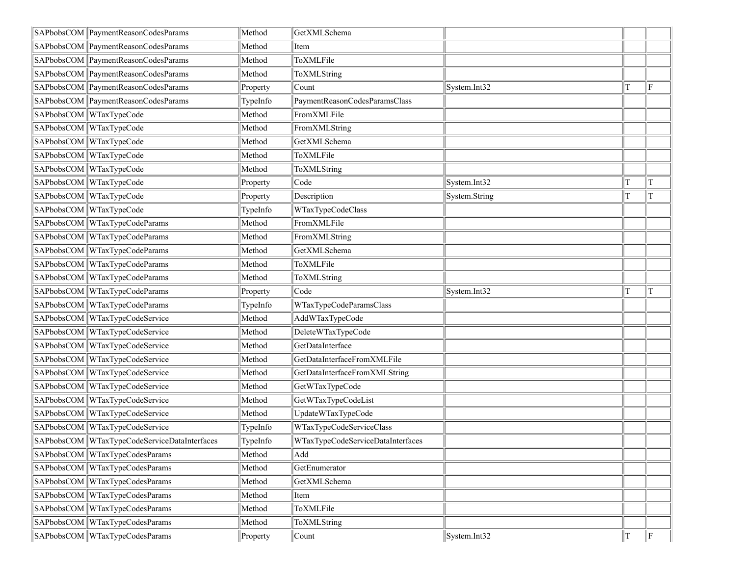| | | | | | | |
|---|---|---|---|---|---|---|
| SAPbobsCOM | PaymentReasonCodesParams | Method | GetXMLSchema | | | |
| SAPbobsCOM | PaymentReasonCodesParams | Method | Item | | | |
| SAPbobsCOM | PaymentReasonCodesParams | Method | ToXMLFile | | | |
| SAPbobsCOM | PaymentReasonCodesParams | Method | ToXMLString | | | |
| SAPbobsCOM | PaymentReasonCodesParams | Property | Count | System.Int32 | T | F |
| SAPbobsCOM | PaymentReasonCodesParams | TypeInfo | PaymentReasonCodesParamsClass | | | |
| SAPbobsCOM | WTaxTypeCode | Method | FromXMLFile | | | |
| SAPbobsCOM | WTaxTypeCode | Method | FromXMLString | | | |
| SAPbobsCOM | WTaxTypeCode | Method | GetXMLSchema | | | |
| SAPbobsCOM | WTaxTypeCode | Method | ToXMLFile | | | |
| SAPbobsCOM | WTaxTypeCode | Method | ToXMLString | | | |
| SAPbobsCOM | WTaxTypeCode | Property | Code | System.Int32 | T | T |
| SAPbobsCOM | WTaxTypeCode | Property | Description | System.String | T | T |
| SAPbobsCOM | WTaxTypeCode | TypeInfo | WTaxTypeCodeClass | | | |
| SAPbobsCOM | WTaxTypeCodeParams | Method | FromXMLFile | | | |
| SAPbobsCOM | WTaxTypeCodeParams | Method | FromXMLString | | | |
| SAPbobsCOM | WTaxTypeCodeParams | Method | GetXMLSchema | | | |
| SAPbobsCOM | WTaxTypeCodeParams | Method | ToXMLFile | | | |
| SAPbobsCOM | WTaxTypeCodeParams | Method | ToXMLString | | | |
| SAPbobsCOM | WTaxTypeCodeParams | Property | Code | System.Int32 | T | T |
| SAPbobsCOM | WTaxTypeCodeParams | TypeInfo | WTaxTypeCodeParamsClass | | | |
| SAPbobsCOM | WTaxTypeCodeService | Method | AddWTaxTypeCode | | | |
| SAPbobsCOM | WTaxTypeCodeService | Method | DeleteWTaxTypeCode | | | |
| SAPbobsCOM | WTaxTypeCodeService | Method | GetDataInterface | | | |
| SAPbobsCOM | WTaxTypeCodeService | Method | GetDataInterfaceFromXMLFile | | | |
| SAPbobsCOM | WTaxTypeCodeService | Method | GetDataInterfaceFromXMLString | | | |
| SAPbobsCOM | WTaxTypeCodeService | Method | GetWTaxTypeCode | | | |
| SAPbobsCOM | WTaxTypeCodeService | Method | GetWTaxTypeCodeList | | | |
| SAPbobsCOM | WTaxTypeCodeService | Method | UpdateWTaxTypeCode | | | |
| SAPbobsCOM | WTaxTypeCodeService | TypeInfo | WTaxTypeCodeServiceClass | | | |
| SAPbobsCOM | WTaxTypeCodeServiceDataInterfaces | TypeInfo | WTaxTypeCodeServiceDataInterfaces | | | |
| SAPbobsCOM | WTaxTypeCodesParams | Method | Add | | | |
| SAPbobsCOM | WTaxTypeCodesParams | Method | GetEnumerator | | | |
| SAPbobsCOM | WTaxTypeCodesParams | Method | GetXMLSchema | | | |
| SAPbobsCOM | WTaxTypeCodesParams | Method | Item | | | |
| SAPbobsCOM | WTaxTypeCodesParams | Method | ToXMLFile | | | |
| SAPbobsCOM | WTaxTypeCodesParams | Method | ToXMLString | | | |
| SAPbobsCOM | WTaxTypeCodesParams | Property | Count | System.Int32 | T | F |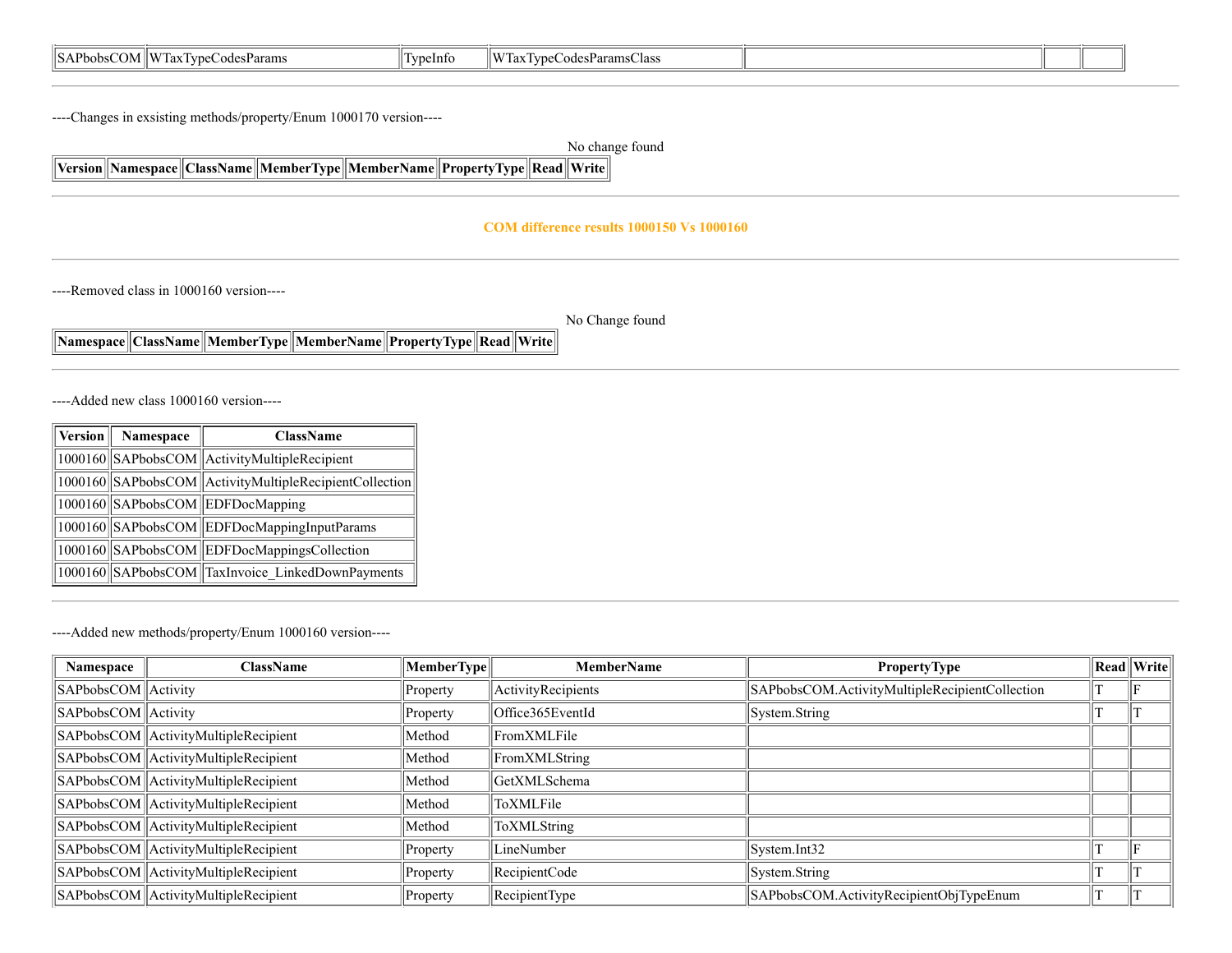| SAPbobsCOM | WTaxTypeCodesParams | TypeInfo | WTaxTypeCodesParamsClass | | | |
|---|---|---|---|---|---|---|

---

----Changes in exsisting methods/property/Enum 1000170 version----

No change found

| Version | Namespace | ClassName | MemberType | MemberName | PropertyType | Read | Write |
|---|---|---|---|---|---|---|---|

---

**COM difference results 1000150 Vs 1000160**

---

----Removed class in 1000160 version----

No Change found

| Namespace | ClassName | MemberType | MemberName | PropertyType | Read | Write |
|---|---|---|---|---|---|---|

---

----Added new class 1000160 version----

| Version | Namespace | ClassName |
|---|---|---|
| 1000160 | SAPbobsCOM | ActivityMultipleRecipient |
| 1000160 | SAPbobsCOM | ActivityMultipleRecipientCollection |
| 1000160 | SAPbobsCOM | EDFDocMapping |
| 1000160 | SAPbobsCOM | EDFDocMappingInputParams |
| 1000160 | SAPbobsCOM | EDFDocMappingsCollection |
| 1000160 | SAPbobsCOM | TaxInvoice_LinkedDownPayments |

---

----Added new methods/property/Enum 1000160 version----

| Namespace | ClassName | MemberType | MemberName | PropertyType | Read | Write |
|---|---|---|---|---|---|---|
| SAPbobsCOM | Activity | Property | ActivityRecipients | SAPbobsCOM.ActivityMultipleRecipientCollection | T | F |
| SAPbobsCOM | Activity | Property | Office365EventId | System.String | T | T |
| SAPbobsCOM | ActivityMultipleRecipient | Method | FromXMLFile | | | |
| SAPbobsCOM | ActivityMultipleRecipient | Method | FromXMLString | | | |
| SAPbobsCOM | ActivityMultipleRecipient | Method | GetXMLSchema | | | |
| SAPbobsCOM | ActivityMultipleRecipient | Method | ToXMLFile | | | |
| SAPbobsCOM | ActivityMultipleRecipient | Method | ToXMLString | | | |
| SAPbobsCOM | ActivityMultipleRecipient | Property | LineNumber | System.Int32 | T | F |
| SAPbobsCOM | ActivityMultipleRecipient | Property | RecipientCode | System.String | T | T |
| SAPbobsCOM | ActivityMultipleRecipient | Property | RecipientType | SAPbobsCOM.ActivityRecipientObjTypeEnum | T | T |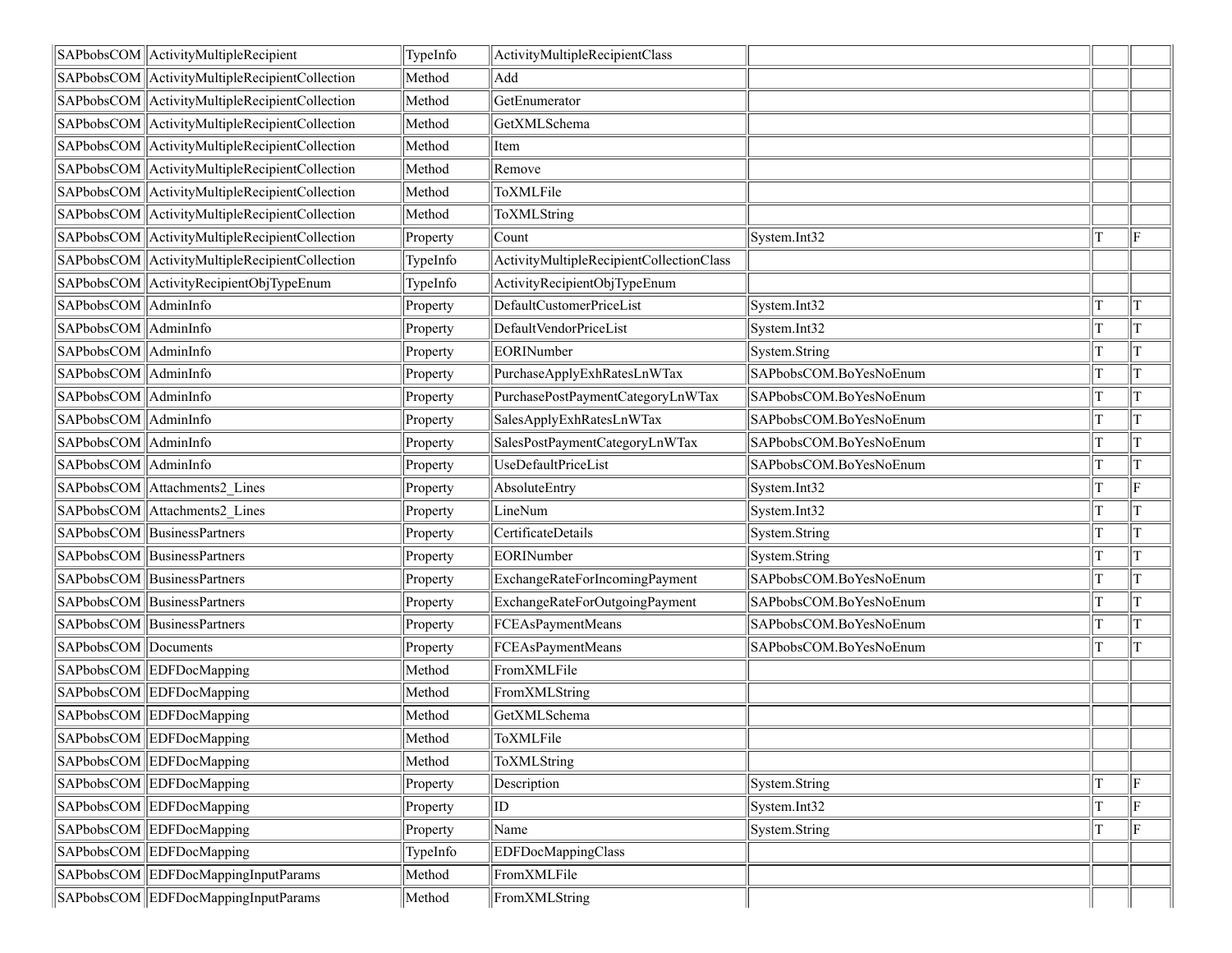| | | | | | | |
|---|---|---|---|---|---|---|
| SAPbobsCOM | ActivityMultipleRecipient | TypeInfo | ActivityMultipleRecipientClass | | | |
| SAPbobsCOM | ActivityMultipleRecipientCollection | Method | Add | | | |
| SAPbobsCOM | ActivityMultipleRecipientCollection | Method | GetEnumerator | | | |
| SAPbobsCOM | ActivityMultipleRecipientCollection | Method | GetXMLSchema | | | |
| SAPbobsCOM | ActivityMultipleRecipientCollection | Method | Item | | | |
| SAPbobsCOM | ActivityMultipleRecipientCollection | Method | Remove | | | |
| SAPbobsCOM | ActivityMultipleRecipientCollection | Method | ToXMLFile | | | |
| SAPbobsCOM | ActivityMultipleRecipientCollection | Method | ToXMLString | | | |
| SAPbobsCOM | ActivityMultipleRecipientCollection | Property | Count | System.Int32 | T | F |
| SAPbobsCOM | ActivityMultipleRecipientCollection | TypeInfo | ActivityMultipleRecipientCollectionClass | | | |
| SAPbobsCOM | ActivityRecipientObjTypeEnum | TypeInfo | ActivityRecipientObjTypeEnum | | | |
| SAPbobsCOM | AdminInfo | Property | DefaultCustomerPriceList | System.Int32 | T | T |
| SAPbobsCOM | AdminInfo | Property | DefaultVendorPriceList | System.Int32 | T | T |
| SAPbobsCOM | AdminInfo | Property | EORINumber | System.String | T | T |
| SAPbobsCOM | AdminInfo | Property | PurchaseApplyExhRatesLnWTax | SAPbobsCOM.BoYesNoEnum | T | T |
| SAPbobsCOM | AdminInfo | Property | PurchasePostPaymentCategoryLnWTax | SAPbobsCOM.BoYesNoEnum | T | T |
| SAPbobsCOM | AdminInfo | Property | SalesApplyExhRatesLnWTax | SAPbobsCOM.BoYesNoEnum | T | T |
| SAPbobsCOM | AdminInfo | Property | SalesPostPaymentCategoryLnWTax | SAPbobsCOM.BoYesNoEnum | T | T |
| SAPbobsCOM | AdminInfo | Property | UseDefaultPriceList | SAPbobsCOM.BoYesNoEnum | T | T |
| SAPbobsCOM | Attachments2_Lines | Property | AbsoluteEntry | System.Int32 | T | F |
| SAPbobsCOM | Attachments2_Lines | Property | LineNum | System.Int32 | T | T |
| SAPbobsCOM | BusinessPartners | Property | CertificateDetails | System.String | T | T |
| SAPbobsCOM | BusinessPartners | Property | EORINumber | System.String | T | T |
| SAPbobsCOM | BusinessPartners | Property | ExchangeRateForIncomingPayment | SAPbobsCOM.BoYesNoEnum | T | T |
| SAPbobsCOM | BusinessPartners | Property | ExchangeRateForOutgoingPayment | SAPbobsCOM.BoYesNoEnum | T | T |
| SAPbobsCOM | BusinessPartners | Property | FCEAsPaymentMeans | SAPbobsCOM.BoYesNoEnum | T | T |
| SAPbobsCOM | Documents | Property | FCEAsPaymentMeans | SAPbobsCOM.BoYesNoEnum | T | T |
| SAPbobsCOM | EDFDocMapping | Method | FromXMLFile | | | |
| SAPbobsCOM | EDFDocMapping | Method | FromXMLString | | | |
| SAPbobsCOM | EDFDocMapping | Method | GetXMLSchema | | | |
| SAPbobsCOM | EDFDocMapping | Method | ToXMLFile | | | |
| SAPbobsCOM | EDFDocMapping | Method | ToXMLString | | | |
| SAPbobsCOM | EDFDocMapping | Property | Description | System.String | T | F |
| SAPbobsCOM | EDFDocMapping | Property | ID | System.Int32 | T | F |
| SAPbobsCOM | EDFDocMapping | Property | Name | System.String | T | F |
| SAPbobsCOM | EDFDocMapping | TypeInfo | EDFDocMappingClass | | | |
| SAPbobsCOM | EDFDocMappingInputParams | Method | FromXMLFile | | | |
| SAPbobsCOM | EDFDocMappingInputParams | Method | FromXMLString | | | |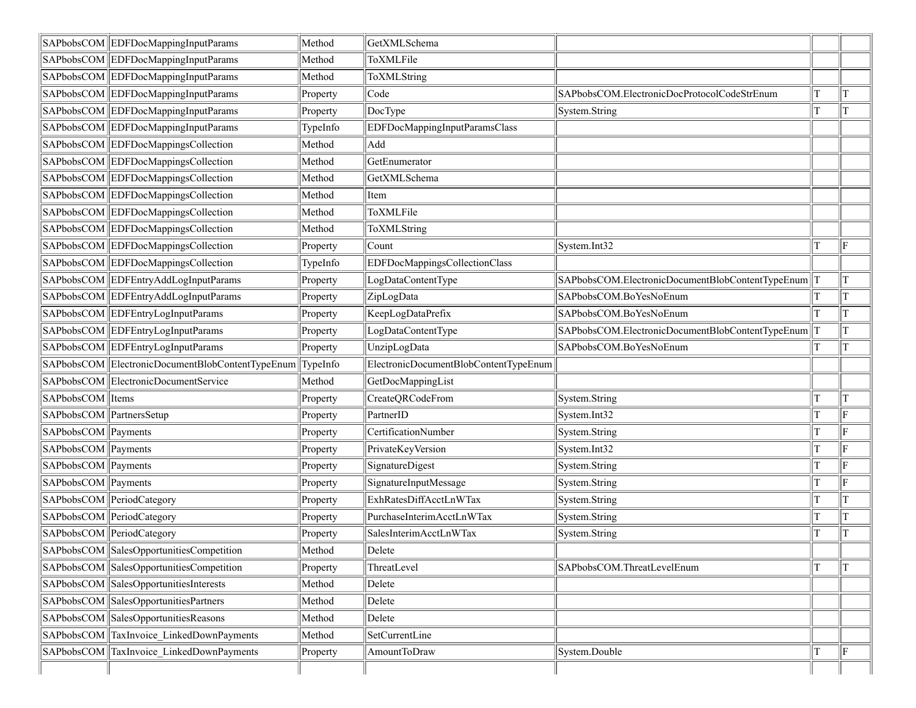| | | | | | | |
|---|---|---|---|---|---|---|
| SAPbobsCOM | EDFDocMappingInputParams | Method | GetXMLSchema | | | |
| SAPbobsCOM | EDFDocMappingInputParams | Method | ToXMLFile | | | |
| SAPbobsCOM | EDFDocMappingInputParams | Method | ToXMLString | | | |
| SAPbobsCOM | EDFDocMappingInputParams | Property | Code | SAPbobsCOM.ElectronicDocProtocolCodeStrEnum | T | T |
| SAPbobsCOM | EDFDocMappingInputParams | Property | DocType | System.String | T | T |
| SAPbobsCOM | EDFDocMappingInputParams | TypeInfo | EDFDocMappingInputParamsClass | | | |
| SAPbobsCOM | EDFDocMappingsCollection | Method | Add | | | |
| SAPbobsCOM | EDFDocMappingsCollection | Method | GetEnumerator | | | |
| SAPbobsCOM | EDFDocMappingsCollection | Method | GetXMLSchema | | | |
| SAPbobsCOM | EDFDocMappingsCollection | Method | Item | | | |
| SAPbobsCOM | EDFDocMappingsCollection | Method | ToXMLFile | | | |
| SAPbobsCOM | EDFDocMappingsCollection | Method | ToXMLString | | | |
| SAPbobsCOM | EDFDocMappingsCollection | Property | Count | System.Int32 | T | F |
| SAPbobsCOM | EDFDocMappingsCollection | TypeInfo | EDFDocMappingsCollectionClass | | | |
| SAPbobsCOM | EDFEntryAddLogInputParams | Property | LogDataContentType | SAPbobsCOM.ElectronicDocumentBlobContentTypeEnum | T | T |
| SAPbobsCOM | EDFEntryAddLogInputParams | Property | ZipLogData | SAPbobsCOM.BoYesNoEnum | T | T |
| SAPbobsCOM | EDFEntryLogInputParams | Property | KeepLogDataPrefix | SAPbobsCOM.BoYesNoEnum | T | T |
| SAPbobsCOM | EDFEntryLogInputParams | Property | LogDataContentType | SAPbobsCOM.ElectronicDocumentBlobContentTypeEnum | T | T |
| SAPbobsCOM | EDFEntryLogInputParams | Property | UnzipLogData | SAPbobsCOM.BoYesNoEnum | T | T |
| SAPbobsCOM | ElectronicDocumentBlobContentTypeEnum | TypeInfo | ElectronicDocumentBlobContentTypeEnum | | | |
| SAPbobsCOM | ElectronicDocumentService | Method | GetDocMappingList | | | |
| SAPbobsCOM | Items | Property | CreateQRCodeFrom | System.String | T | T |
| SAPbobsCOM | PartnersSetup | Property | PartnerID | System.Int32 | T | F |
| SAPbobsCOM | Payments | Property | CertificationNumber | System.String | T | F |
| SAPbobsCOM | Payments | Property | PrivateKeyVersion | System.Int32 | T | F |
| SAPbobsCOM | Payments | Property | SignatureDigest | System.String | T | F |
| SAPbobsCOM | Payments | Property | SignatureInputMessage | System.String | T | F |
| SAPbobsCOM | PeriodCategory | Property | ExhRatesDiffAcctLnWTax | System.String | T | T |
| SAPbobsCOM | PeriodCategory | Property | PurchaseInterimAcctLnWTax | System.String | T | T |
| SAPbobsCOM | PeriodCategory | Property | SalesInterimAcctLnWTax | System.String | T | T |
| SAPbobsCOM | SalesOpportunitiesCompetition | Method | Delete | | | |
| SAPbobsCOM | SalesOpportunitiesCompetition | Property | ThreatLevel | SAPbobsCOM.ThreatLevelEnum | T | T |
| SAPbobsCOM | SalesOpportunitiesInterests | Method | Delete | | | |
| SAPbobsCOM | SalesOpportunitiesPartners | Method | Delete | | | |
| SAPbobsCOM | SalesOpportunitiesReasons | Method | Delete | | | |
| SAPbobsCOM | TaxInvoice_LinkedDownPayments | Method | SetCurrentLine | | | |
| SAPbobsCOM | TaxInvoice_LinkedDownPayments | Property | AmountToDraw | System.Double | T | F |
| | | | | | | |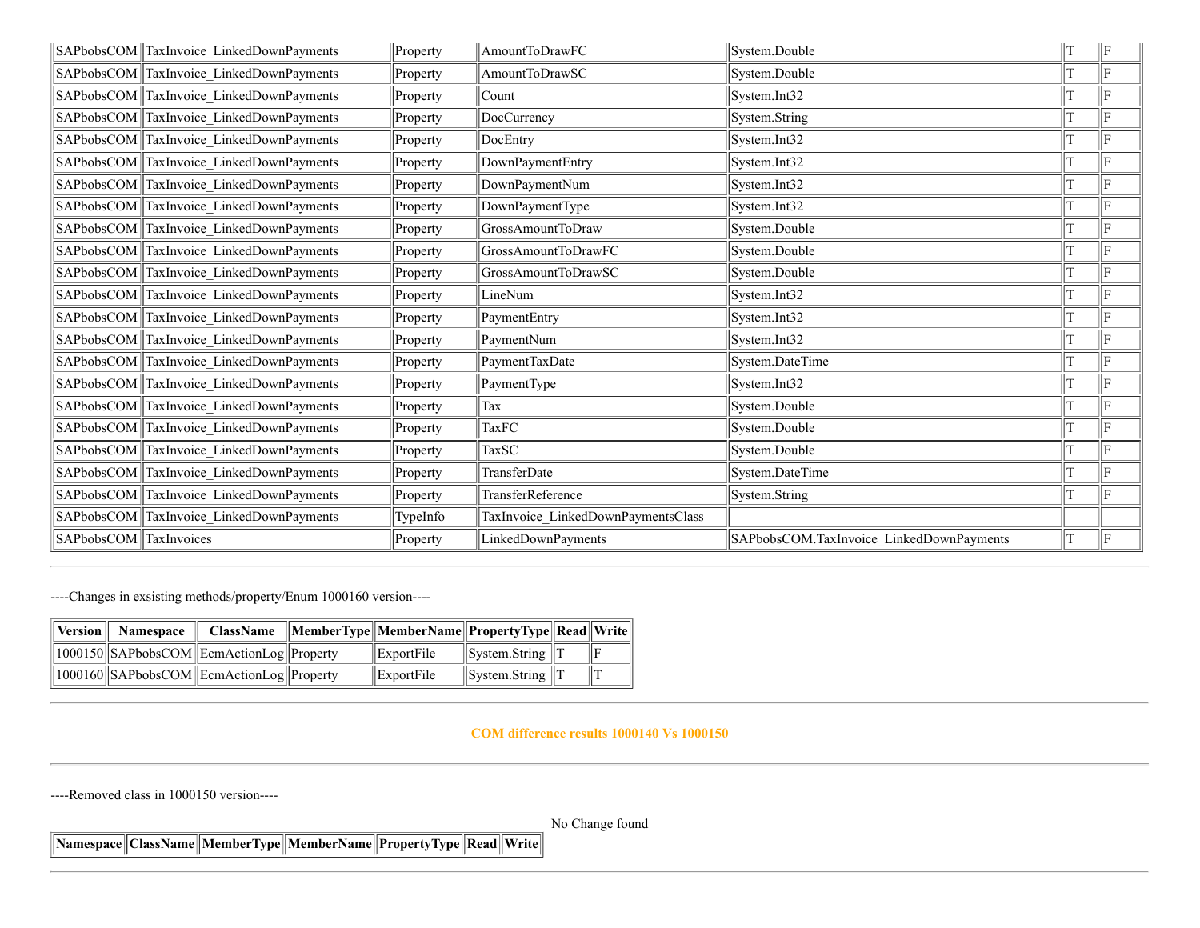| SAPbobsCOM | TaxInvoice_LinkedDownPayments | Property | AmountToDrawFC | System.Double | T | F |
|---|---|---|---|---|---|---|
| SAPbobsCOM | TaxInvoice_LinkedDownPayments | Property | AmountToDrawSC | System.Double | T | F |
| SAPbobsCOM | TaxInvoice_LinkedDownPayments | Property | Count | System.Int32 | T | F |
| SAPbobsCOM | TaxInvoice_LinkedDownPayments | Property | DocCurrency | System.String | T | F |
| SAPbobsCOM | TaxInvoice_LinkedDownPayments | Property | DocEntry | System.Int32 | T | F |
| SAPbobsCOM | TaxInvoice_LinkedDownPayments | Property | DownPaymentEntry | System.Int32 | T | F |
| SAPbobsCOM | TaxInvoice_LinkedDownPayments | Property | DownPaymentNum | System.Int32 | T | F |
| SAPbobsCOM | TaxInvoice_LinkedDownPayments | Property | DownPaymentType | System.Int32 | T | F |
| SAPbobsCOM | TaxInvoice_LinkedDownPayments | Property | GrossAmountToDraw | System.Double | T | F |
| SAPbobsCOM | TaxInvoice_LinkedDownPayments | Property | GrossAmountToDrawFC | System.Double | T | F |
| SAPbobsCOM | TaxInvoice_LinkedDownPayments | Property | GrossAmountToDrawSC | System.Double | T | F |
| SAPbobsCOM | TaxInvoice_LinkedDownPayments | Property | LineNum | System.Int32 | T | F |
| SAPbobsCOM | TaxInvoice_LinkedDownPayments | Property | PaymentEntry | System.Int32 | T | F |
| SAPbobsCOM | TaxInvoice_LinkedDownPayments | Property | PaymentNum | System.Int32 | T | F |
| SAPbobsCOM | TaxInvoice_LinkedDownPayments | Property | PaymentTaxDate | System.DateTime | T | F |
| SAPbobsCOM | TaxInvoice_LinkedDownPayments | Property | PaymentType | System.Int32 | T | F |
| SAPbobsCOM | TaxInvoice_LinkedDownPayments | Property | Tax | System.Double | T | F |
| SAPbobsCOM | TaxInvoice_LinkedDownPayments | Property | TaxFC | System.Double | T | F |
| SAPbobsCOM | TaxInvoice_LinkedDownPayments | Property | TaxSC | System.Double | T | F |
| SAPbobsCOM | TaxInvoice_LinkedDownPayments | Property | TransferDate | System.DateTime | T | F |
| SAPbobsCOM | TaxInvoice_LinkedDownPayments | Property | TransferReference | System.String | T | F |
| SAPbobsCOM | TaxInvoice_LinkedDownPayments | TypeInfo | TaxInvoice_LinkedDownPaymentsClass | | | |
| SAPbobsCOM | TaxInvoices | Property | LinkedDownPayments | SAPbobsCOM.TaxInvoice_LinkedDownPayments | T | F |

----Changes in exsisting methods/property/Enum 1000160 version----

| Version | Namespace | ClassName | MemberType | MemberName | PropertyType | Read | Write |
|---|---|---|---|---|---|---|---|
| 1000150 | SAPbobsCOM | EcmActionLog | Property | ExportFile | System.String | T | F |
| 1000160 | SAPbobsCOM | EcmActionLog | Property | ExportFile | System.String | T | T |

## COM difference results 1000140 Vs 1000150

----Removed class in 1000150 version----

No Change found

| Namespace | ClassName | MemberType | MemberName | PropertyType | Read | Write |
|---|---|---|---|---|---|---|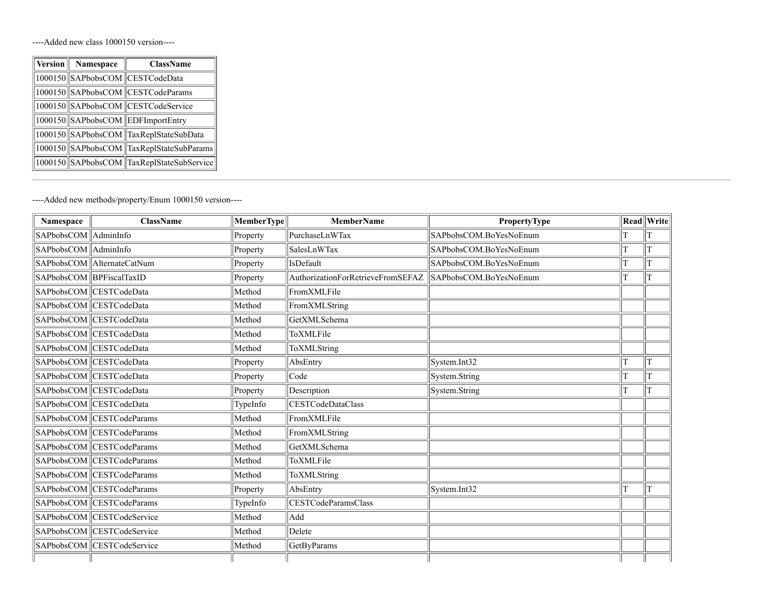----Added new class 1000150 version----

| Version | Namespace | ClassName |
|---|---|---|
| 1000150 | SAPbobsCOM | CESTCodeData |
| 1000150 | SAPbobsCOM | CESTCodeParams |
| 1000150 | SAPbobsCOM | CESTCodeService |
| 1000150 | SAPbobsCOM | EDFImportEntry |
| 1000150 | SAPbobsCOM | TaxReplStateSubData |
| 1000150 | SAPbobsCOM | TaxReplStateSubParams |
| 1000150 | SAPbobsCOM | TaxReplStateSubService |

---

----Added new methods/property/Enum 1000150 version----

| Namespace | ClassName | MemberType | MemberName | PropertyType | Read | Write |
|---|---|---|---|---|---|---|
| SAPbobsCOM | AdminInfo | Property | PurchaseLnWTax | SAPbobsCOM.BoYesNoEnum | T | T |
| SAPbobsCOM | AdminInfo | Property | SalesLnWTax | SAPbobsCOM.BoYesNoEnum | T | T |
| SAPbobsCOM | AlternateCatNum | Property | IsDefault | SAPbobsCOM.BoYesNoEnum | T | T |
| SAPbobsCOM | BPFiscalTaxID | Property | AuthorizationForRetrieveFromSEFAZ | SAPbobsCOM.BoYesNoEnum | T | T |
| SAPbobsCOM | CESTCodeData | Method | FromXMLFile | | | |
| SAPbobsCOM | CESTCodeData | Method | FromXMLString | | | |
| SAPbobsCOM | CESTCodeData | Method | GetXMLSchema | | | |
| SAPbobsCOM | CESTCodeData | Method | ToXMLFile | | | |
| SAPbobsCOM | CESTCodeData | Method | ToXMLString | | | |
| SAPbobsCOM | CESTCodeData | Property | AbsEntry | System.Int32 | T | T |
| SAPbobsCOM | CESTCodeData | Property | Code | System.String | T | T |
| SAPbobsCOM | CESTCodeData | Property | Description | System.String | T | T |
| SAPbobsCOM | CESTCodeData | TypeInfo | CESTCodeDataClass | | | |
| SAPbobsCOM | CESTCodeParams | Method | FromXMLFile | | | |
| SAPbobsCOM | CESTCodeParams | Method | FromXMLString | | | |
| SAPbobsCOM | CESTCodeParams | Method | GetXMLSchema | | | |
| SAPbobsCOM | CESTCodeParams | Method | ToXMLFile | | | |
| SAPbobsCOM | CESTCodeParams | Method | ToXMLString | | | |
| SAPbobsCOM | CESTCodeParams | Property | AbsEntry | System.Int32 | T | T |
| SAPbobsCOM | CESTCodeParams | TypeInfo | CESTCodeParamsClass | | | |
| SAPbobsCOM | CESTCodeService | Method | Add | | | |
| SAPbobsCOM | CESTCodeService | Method | Delete | | | |
| SAPbobsCOM | CESTCodeService | Method | GetByParams | | | |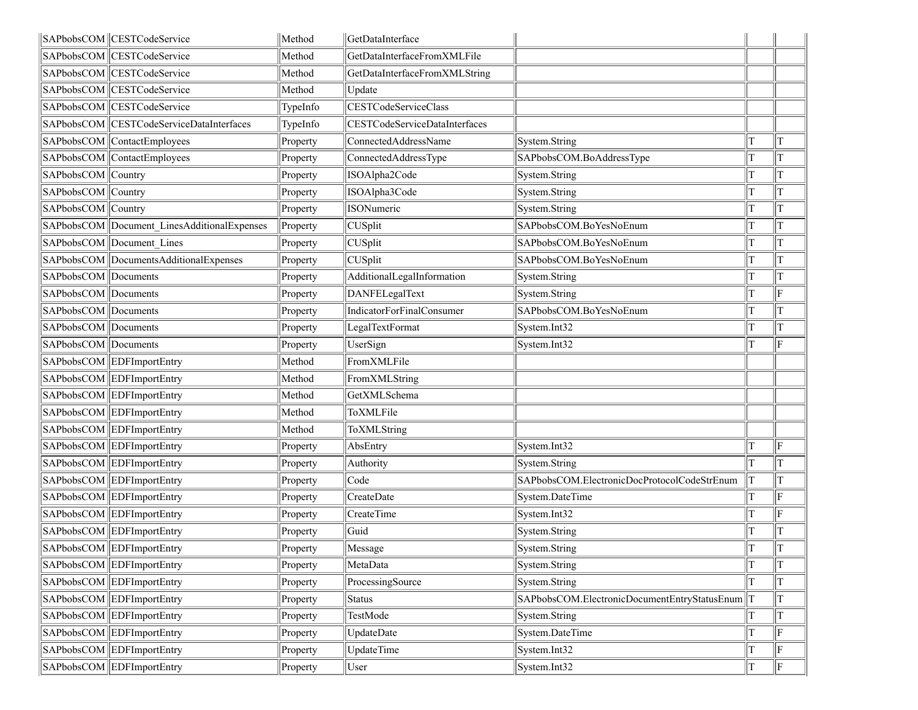| | | | | | | |
|---|---|---|---|---|---|---|
| SAPbobsCOM | CESTCodeService | Method | GetDataInterface | | | |
| SAPbobsCOM | CESTCodeService | Method | GetDataInterfaceFromXMLFile | | | |
| SAPbobsCOM | CESTCodeService | Method | GetDataInterfaceFromXMLString | | | |
| SAPbobsCOM | CESTCodeService | Method | Update | | | |
| SAPbobsCOM | CESTCodeService | TypeInfo | CESTCodeServiceClass | | | |
| SAPbobsCOM | CESTCodeServiceDataInterfaces | TypeInfo | CESTCodeServiceDataInterfaces | | | |
| SAPbobsCOM | ContactEmployees | Property | ConnectedAddressName | System.String | T | T |
| SAPbobsCOM | ContactEmployees | Property | ConnectedAddressType | SAPbobsCOM.BoAddressType | T | T |
| SAPbobsCOM | Country | Property | ISOAlpha2Code | System.String | T | T |
| SAPbobsCOM | Country | Property | ISOAlpha3Code | System.String | T | T |
| SAPbobsCOM | Country | Property | ISONumeric | System.String | T | T |
| SAPbobsCOM | Document_LinesAdditionalExpenses | Property | CUSplit | SAPbobsCOM.BoYesNoEnum | T | T |
| SAPbobsCOM | Document_Lines | Property | CUSplit | SAPbobsCOM.BoYesNoEnum | T | T |
| SAPbobsCOM | DocumentsAdditionalExpenses | Property | CUSplit | SAPbobsCOM.BoYesNoEnum | T | T |
| SAPbobsCOM | Documents | Property | AdditionalLegalInformation | System.String | T | T |
| SAPbobsCOM | Documents | Property | DANFELegalText | System.String | T | F |
| SAPbobsCOM | Documents | Property | IndicatorForFinalConsumer | SAPbobsCOM.BoYesNoEnum | T | T |
| SAPbobsCOM | Documents | Property | LegalTextFormat | System.Int32 | T | T |
| SAPbobsCOM | Documents | Property | UserSign | System.Int32 | T | F |
| SAPbobsCOM | EDFImportEntry | Method | FromXMLFile | | | |
| SAPbobsCOM | EDFImportEntry | Method | FromXMLString | | | |
| SAPbobsCOM | EDFImportEntry | Method | GetXMLSchema | | | |
| SAPbobsCOM | EDFImportEntry | Method | ToXMLFile | | | |
| SAPbobsCOM | EDFImportEntry | Method | ToXMLString | | | |
| SAPbobsCOM | EDFImportEntry | Property | AbsEntry | System.Int32 | T | F |
| SAPbobsCOM | EDFImportEntry | Property | Authority | System.String | T | T |
| SAPbobsCOM | EDFImportEntry | Property | Code | SAPbobsCOM.ElectronicDocProtocolCodeStrEnum | T | T |
| SAPbobsCOM | EDFImportEntry | Property | CreateDate | System.DateTime | T | F |
| SAPbobsCOM | EDFImportEntry | Property | CreateTime | System.Int32 | T | F |
| SAPbobsCOM | EDFImportEntry | Property | Guid | System.String | T | T |
| SAPbobsCOM | EDFImportEntry | Property | Message | System.String | T | T |
| SAPbobsCOM | EDFImportEntry | Property | MetaData | System.String | T | T |
| SAPbobsCOM | EDFImportEntry | Property | ProcessingSource | System.String | T | T |
| SAPbobsCOM | EDFImportEntry | Property | Status | SAPbobsCOM.ElectronicDocumentEntryStatusEnum | T | T |
| SAPbobsCOM | EDFImportEntry | Property | TestMode | System.String | T | T |
| SAPbobsCOM | EDFImportEntry | Property | UpdateDate | System.DateTime | T | F |
| SAPbobsCOM | EDFImportEntry | Property | UpdateTime | System.Int32 | T | F |
| SAPbobsCOM | EDFImportEntry | Property | User | System.Int32 | T | F |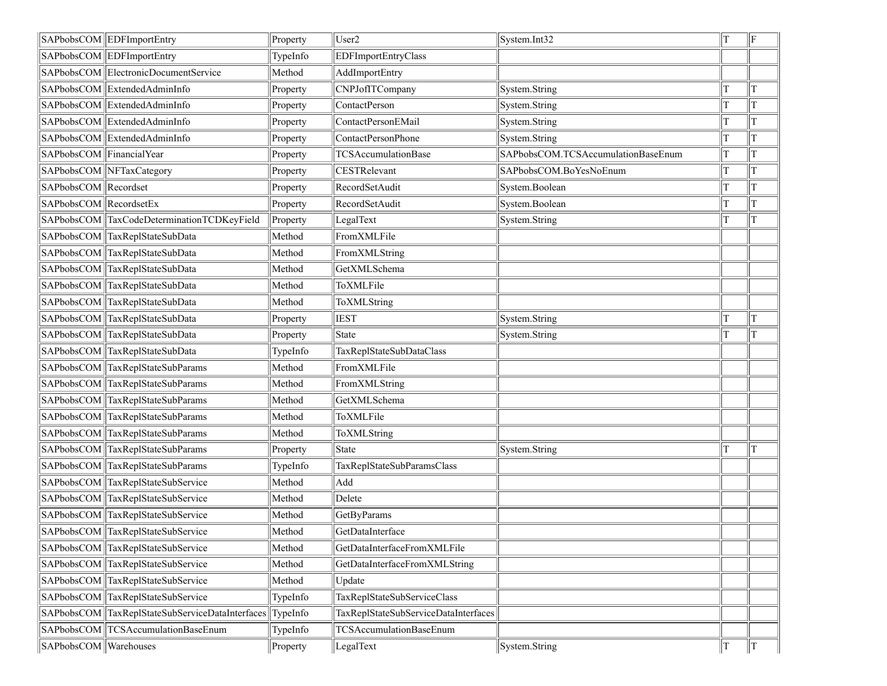| | | | | | | |
|---|---|---|---|---|---|---|
| SAPbobsCOM | EDFImportEntry | Property | User2 | System.Int32 | T | F |
| SAPbobsCOM | EDFImportEntry | TypeInfo | EDFImportEntryClass | | | |
| SAPbobsCOM | ElectronicDocumentService | Method | AddImportEntry | | | |
| SAPbobsCOM | ExtendedAdminInfo | Property | CNPJofITCompany | System.String | T | T |
| SAPbobsCOM | ExtendedAdminInfo | Property | ContactPerson | System.String | T | T |
| SAPbobsCOM | ExtendedAdminInfo | Property | ContactPersonEMail | System.String | T | T |
| SAPbobsCOM | ExtendedAdminInfo | Property | ContactPersonPhone | System.String | T | T |
| SAPbobsCOM | FinancialYear | Property | TCSAccumulationBase | SAPbobsCOM.TCSAccumulationBaseEnum | T | T |
| SAPbobsCOM | NFTaxCategory | Property | CESTRelevant | SAPbobsCOM.BoYesNoEnum | T | T |
| SAPbobsCOM | Recordset | Property | RecordSetAudit | System.Boolean | T | T |
| SAPbobsCOM | RecordsetEx | Property | RecordSetAudit | System.Boolean | T | T |
| SAPbobsCOM | TaxCodeDeterminationTCDKeyField | Property | LegalText | System.String | T | T |
| SAPbobsCOM | TaxReplStateSubData | Method | FromXMLFile | | | |
| SAPbobsCOM | TaxReplStateSubData | Method | FromXMLString | | | |
| SAPbobsCOM | TaxReplStateSubData | Method | GetXMLSchema | | | |
| SAPbobsCOM | TaxReplStateSubData | Method | ToXMLFile | | | |
| SAPbobsCOM | TaxReplStateSubData | Method | ToXMLString | | | |
| SAPbobsCOM | TaxReplStateSubData | Property | IEST | System.String | T | T |
| SAPbobsCOM | TaxReplStateSubData | Property | State | System.String | T | T |
| SAPbobsCOM | TaxReplStateSubData | TypeInfo | TaxReplStateSubDataClass | | | |
| SAPbobsCOM | TaxReplStateSubParams | Method | FromXMLFile | | | |
| SAPbobsCOM | TaxReplStateSubParams | Method | FromXMLString | | | |
| SAPbobsCOM | TaxReplStateSubParams | Method | GetXMLSchema | | | |
| SAPbobsCOM | TaxReplStateSubParams | Method | ToXMLFile | | | |
| SAPbobsCOM | TaxReplStateSubParams | Method | ToXMLString | | | |
| SAPbobsCOM | TaxReplStateSubParams | Property | State | System.String | T | T |
| SAPbobsCOM | TaxReplStateSubParams | TypeInfo | TaxReplStateSubParamsClass | | | |
| SAPbobsCOM | TaxReplStateSubService | Method | Add | | | |
| SAPbobsCOM | TaxReplStateSubService | Method | Delete | | | |
| SAPbobsCOM | TaxReplStateSubService | Method | GetByParams | | | |
| SAPbobsCOM | TaxReplStateSubService | Method | GetDataInterface | | | |
| SAPbobsCOM | TaxReplStateSubService | Method | GetDataInterfaceFromXMLFile | | | |
| SAPbobsCOM | TaxReplStateSubService | Method | GetDataInterfaceFromXMLString | | | |
| SAPbobsCOM | TaxReplStateSubService | Method | Update | | | |
| SAPbobsCOM | TaxReplStateSubService | TypeInfo | TaxReplStateSubServiceClass | | | |
| SAPbobsCOM | TaxReplStateSubServiceDataInterfaces | TypeInfo | TaxReplStateSubServiceDataInterfaces | | | |
| SAPbobsCOM | TCSAccumulationBaseEnum | TypeInfo | TCSAccumulationBaseEnum | | | |
| SAPbobsCOM | Warehouses | Property | LegalText | System.String | T | T |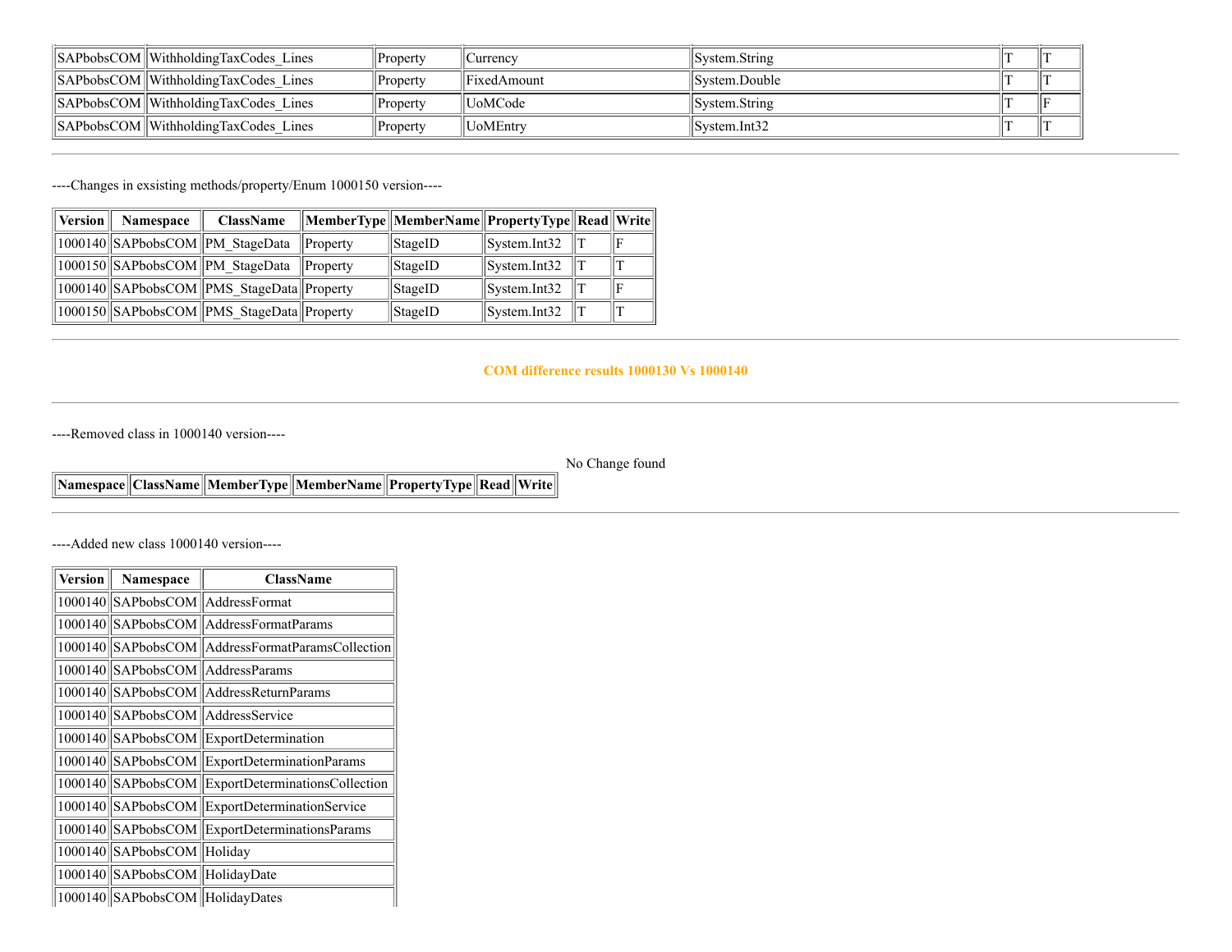| SAPbobsCOM | WithholdingTaxCodes_Lines | Property | Currency | System.String | T | T |
|---|---|---|---|---|---|---|
| SAPbobsCOM | WithholdingTaxCodes_Lines | Property | FixedAmount | System.Double | T | T |
| SAPbobsCOM | WithholdingTaxCodes_Lines | Property | UoMCode | System.String | T | F |
| SAPbobsCOM | WithholdingTaxCodes_Lines | Property | UoMEntry | System.Int32 | T | T |

----Changes in exsisting methods/property/Enum 1000150 version----

| Version | Namespace | ClassName | MemberType | MemberName | PropertyType | Read | Write |
|---|---|---|---|---|---|---|---|
| 1000140 | SAPbobsCOM | PM_StageData | Property | StageID | System.Int32 | T | F |
| 1000150 | SAPbobsCOM | PM_StageData | Property | StageID | System.Int32 | T | T |
| 1000140 | SAPbobsCOM | PMS_StageData | Property | StageID | System.Int32 | T | F |
| 1000150 | SAPbobsCOM | PMS_StageData | Property | StageID | System.Int32 | T | T |

## COM difference results 1000130 Vs 1000140

----Removed class in 1000140 version----

No Change found

| Namespace | ClassName | MemberType | MemberName | PropertyType | Read | Write |
|---|---|---|---|---|---|---|

----Added new class 1000140 version----

| Version | Namespace | ClassName |
|---|---|---|
| 1000140 | SAPbobsCOM | AddressFormat |
| 1000140 | SAPbobsCOM | AddressFormatParams |
| 1000140 | SAPbobsCOM | AddressFormatParamsCollection |
| 1000140 | SAPbobsCOM | AddressParams |
| 1000140 | SAPbobsCOM | AddressReturnParams |
| 1000140 | SAPbobsCOM | AddressService |
| 1000140 | SAPbobsCOM | ExportDetermination |
| 1000140 | SAPbobsCOM | ExportDeterminationParams |
| 1000140 | SAPbobsCOM | ExportDeterminationsCollection |
| 1000140 | SAPbobsCOM | ExportDeterminationService |
| 1000140 | SAPbobsCOM | ExportDeterminationsParams |
| 1000140 | SAPbobsCOM | Holiday |
| 1000140 | SAPbobsCOM | HolidayDate |
| 1000140 | SAPbobsCOM | HolidayDates |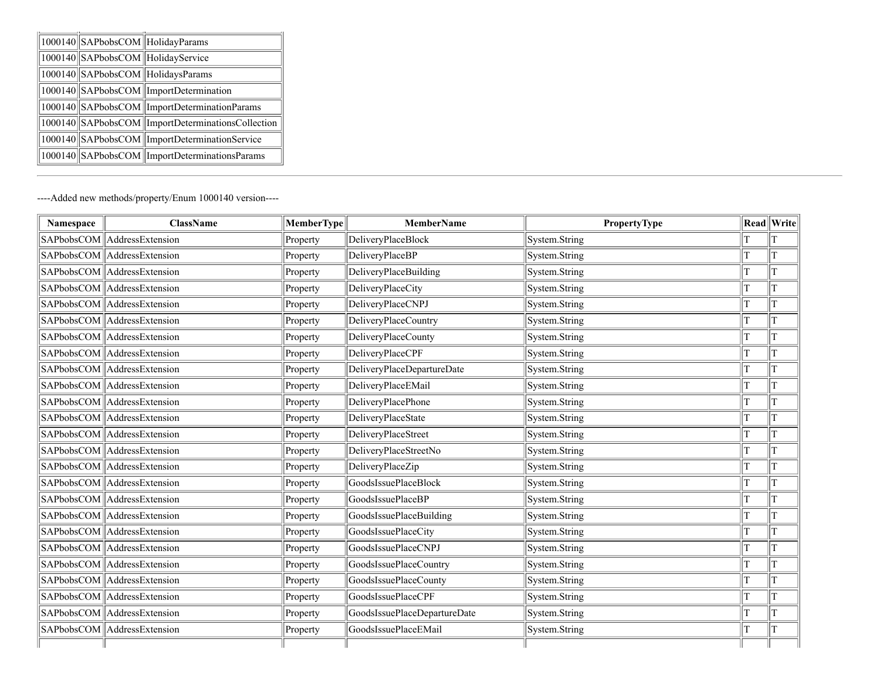| | | |
|---|---|---|
| 1000140 | SAPbobsCOM | HolidayParams |
| 1000140 | SAPbobsCOM | HolidayService |
| 1000140 | SAPbobsCOM | HolidaysParams |
| 1000140 | SAPbobsCOM | ImportDetermination |
| 1000140 | SAPbobsCOM | ImportDeterminationParams |
| 1000140 | SAPbobsCOM | ImportDeterminationsCollection |
| 1000140 | SAPbobsCOM | ImportDeterminationService |
| 1000140 | SAPbobsCOM | ImportDeterminationsParams |

---

----Added new methods/property/Enum 1000140 version----

| Namespace | ClassName | MemberType | MemberName | PropertyType | Read | Write |
|---|---|---|---|---|---|---|
| SAPbobsCOM | AddressExtension | Property | DeliveryPlaceBlock | System.String | T | T |
| SAPbobsCOM | AddressExtension | Property | DeliveryPlaceBP | System.String | T | T |
| SAPbobsCOM | AddressExtension | Property | DeliveryPlaceBuilding | System.String | T | T |
| SAPbobsCOM | AddressExtension | Property | DeliveryPlaceCity | System.String | T | T |
| SAPbobsCOM | AddressExtension | Property | DeliveryPlaceCNPJ | System.String | T | T |
| SAPbobsCOM | AddressExtension | Property | DeliveryPlaceCountry | System.String | T | T |
| SAPbobsCOM | AddressExtension | Property | DeliveryPlaceCounty | System.String | T | T |
| SAPbobsCOM | AddressExtension | Property | DeliveryPlaceCPF | System.String | T | T |
| SAPbobsCOM | AddressExtension | Property | DeliveryPlaceDepartureDate | System.String | T | T |
| SAPbobsCOM | AddressExtension | Property | DeliveryPlaceEMail | System.String | T | T |
| SAPbobsCOM | AddressExtension | Property | DeliveryPlacePhone | System.String | T | T |
| SAPbobsCOM | AddressExtension | Property | DeliveryPlaceState | System.String | T | T |
| SAPbobsCOM | AddressExtension | Property | DeliveryPlaceStreet | System.String | T | T |
| SAPbobsCOM | AddressExtension | Property | DeliveryPlaceStreetNo | System.String | T | T |
| SAPbobsCOM | AddressExtension | Property | DeliveryPlaceZip | System.String | T | T |
| SAPbobsCOM | AddressExtension | Property | GoodsIssuePlaceBlock | System.String | T | T |
| SAPbobsCOM | AddressExtension | Property | GoodsIssuePlaceBP | System.String | T | T |
| SAPbobsCOM | AddressExtension | Property | GoodsIssuePlaceBuilding | System.String | T | T |
| SAPbobsCOM | AddressExtension | Property | GoodsIssuePlaceCity | System.String | T | T |
| SAPbobsCOM | AddressExtension | Property | GoodsIssuePlaceCNPJ | System.String | T | T |
| SAPbobsCOM | AddressExtension | Property | GoodsIssuePlaceCountry | System.String | T | T |
| SAPbobsCOM | AddressExtension | Property | GoodsIssuePlaceCounty | System.String | T | T |
| SAPbobsCOM | AddressExtension | Property | GoodsIssuePlaceCPF | System.String | T | T |
| SAPbobsCOM | AddressExtension | Property | GoodsIssuePlaceDepartureDate | System.String | T | T |
| SAPbobsCOM | AddressExtension | Property | GoodsIssuePlaceEMail | System.String | T | T |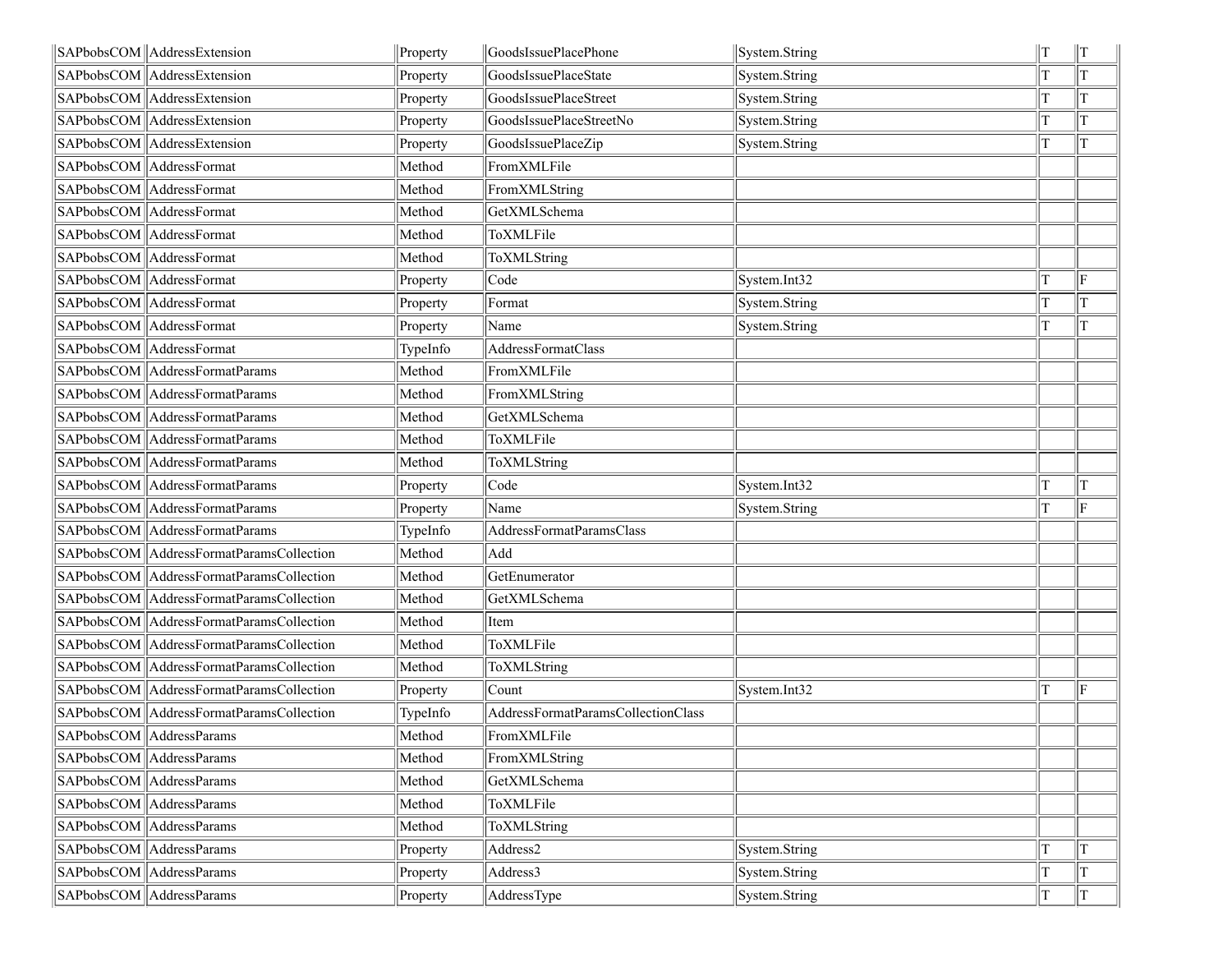| | | | | | | |
|---|---|---|---|---|---|---|
| SAPbobsCOM | AddressExtension | Property | GoodsIssuePlacePhone | System.String | T | T |
| SAPbobsCOM | AddressExtension | Property | GoodsIssuePlaceState | System.String | T | T |
| SAPbobsCOM | AddressExtension | Property | GoodsIssuePlaceStreet | System.String | T | T |
| SAPbobsCOM | AddressExtension | Property | GoodsIssuePlaceStreetNo | System.String | T | T |
| SAPbobsCOM | AddressExtension | Property | GoodsIssuePlaceZip | System.String | T | T |
| SAPbobsCOM | AddressFormat | Method | FromXMLFile | | | |
| SAPbobsCOM | AddressFormat | Method | FromXMLString | | | |
| SAPbobsCOM | AddressFormat | Method | GetXMLSchema | | | |
| SAPbobsCOM | AddressFormat | Method | ToXMLFile | | | |
| SAPbobsCOM | AddressFormat | Method | ToXMLString | | | |
| SAPbobsCOM | AddressFormat | Property | Code | System.Int32 | T | F |
| SAPbobsCOM | AddressFormat | Property | Format | System.String | T | T |
| SAPbobsCOM | AddressFormat | Property | Name | System.String | T | T |
| SAPbobsCOM | AddressFormat | TypeInfo | AddressFormatClass | | | |
| SAPbobsCOM | AddressFormatParams | Method | FromXMLFile | | | |
| SAPbobsCOM | AddressFormatParams | Method | FromXMLString | | | |
| SAPbobsCOM | AddressFormatParams | Method | GetXMLSchema | | | |
| SAPbobsCOM | AddressFormatParams | Method | ToXMLFile | | | |
| SAPbobsCOM | AddressFormatParams | Method | ToXMLString | | | |
| SAPbobsCOM | AddressFormatParams | Property | Code | System.Int32 | T | T |
| SAPbobsCOM | AddressFormatParams | Property | Name | System.String | T | F |
| SAPbobsCOM | AddressFormatParams | TypeInfo | AddressFormatParamsClass | | | |
| SAPbobsCOM | AddressFormatParamsCollection | Method | Add | | | |
| SAPbobsCOM | AddressFormatParamsCollection | Method | GetEnumerator | | | |
| SAPbobsCOM | AddressFormatParamsCollection | Method | GetXMLSchema | | | |
| SAPbobsCOM | AddressFormatParamsCollection | Method | Item | | | |
| SAPbobsCOM | AddressFormatParamsCollection | Method | ToXMLFile | | | |
| SAPbobsCOM | AddressFormatParamsCollection | Method | ToXMLString | | | |
| SAPbobsCOM | AddressFormatParamsCollection | Property | Count | System.Int32 | T | F |
| SAPbobsCOM | AddressFormatParamsCollection | TypeInfo | AddressFormatParamsCollectionClass | | | |
| SAPbobsCOM | AddressParams | Method | FromXMLFile | | | |
| SAPbobsCOM | AddressParams | Method | FromXMLString | | | |
| SAPbobsCOM | AddressParams | Method | GetXMLSchema | | | |
| SAPbobsCOM | AddressParams | Method | ToXMLFile | | | |
| SAPbobsCOM | AddressParams | Method | ToXMLString | | | |
| SAPbobsCOM | AddressParams | Property | Address2 | System.String | T | T |
| SAPbobsCOM | AddressParams | Property | Address3 | System.String | T | T |
| SAPbobsCOM | AddressParams | Property | AddressType | System.String | T | T |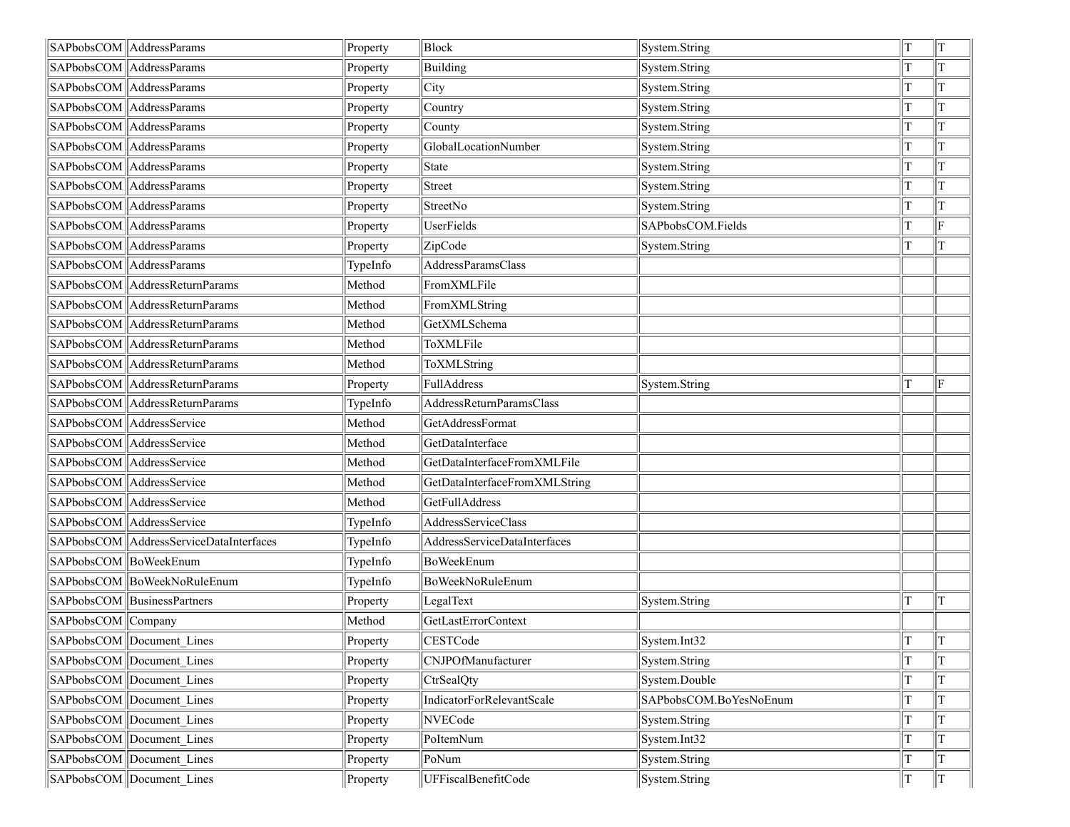| | | | | | | |
|---|---|---|---|---|---|---|
| SAPbobsCOM | AddressParams | Property | Block | System.String | T | T |
| SAPbobsCOM | AddressParams | Property | Building | System.String | T | T |
| SAPbobsCOM | AddressParams | Property | City | System.String | T | T |
| SAPbobsCOM | AddressParams | Property | Country | System.String | T | T |
| SAPbobsCOM | AddressParams | Property | County | System.String | T | T |
| SAPbobsCOM | AddressParams | Property | GlobalLocationNumber | System.String | T | T |
| SAPbobsCOM | AddressParams | Property | State | System.String | T | T |
| SAPbobsCOM | AddressParams | Property | Street | System.String | T | T |
| SAPbobsCOM | AddressParams | Property | StreetNo | System.String | T | T |
| SAPbobsCOM | AddressParams | Property | UserFields | SAPbobsCOM.Fields | T | F |
| SAPbobsCOM | AddressParams | Property | ZipCode | System.String | T | T |
| SAPbobsCOM | AddressParams | TypeInfo | AddressParamsClass | | | |
| SAPbobsCOM | AddressReturnParams | Method | FromXMLFile | | | |
| SAPbobsCOM | AddressReturnParams | Method | FromXMLString | | | |
| SAPbobsCOM | AddressReturnParams | Method | GetXMLSchema | | | |
| SAPbobsCOM | AddressReturnParams | Method | ToXMLFile | | | |
| SAPbobsCOM | AddressReturnParams | Method | ToXMLString | | | |
| SAPbobsCOM | AddressReturnParams | Property | FullAddress | System.String | T | F |
| SAPbobsCOM | AddressReturnParams | TypeInfo | AddressReturnParamsClass | | | |
| SAPbobsCOM | AddressService | Method | GetAddressFormat | | | |
| SAPbobsCOM | AddressService | Method | GetDataInterface | | | |
| SAPbobsCOM | AddressService | Method | GetDataInterfaceFromXMLFile | | | |
| SAPbobsCOM | AddressService | Method | GetDataInterfaceFromXMLString | | | |
| SAPbobsCOM | AddressService | Method | GetFullAddress | | | |
| SAPbobsCOM | AddressService | TypeInfo | AddressServiceClass | | | |
| SAPbobsCOM | AddressServiceDataInterfaces | TypeInfo | AddressServiceDataInterfaces | | | |
| SAPbobsCOM | BoWeekEnum | TypeInfo | BoWeekEnum | | | |
| SAPbobsCOM | BoWeekNoRuleEnum | TypeInfo | BoWeekNoRuleEnum | | | |
| SAPbobsCOM | BusinessPartners | Property | LegalText | System.String | T | T |
| SAPbobsCOM | Company | Method | GetLastErrorContext | | | |
| SAPbobsCOM | Document_Lines | Property | CESTCode | System.Int32 | T | T |
| SAPbobsCOM | Document_Lines | Property | CNJPOfManufacturer | System.String | T | T |
| SAPbobsCOM | Document_Lines | Property | CtrSealQty | System.Double | T | T |
| SAPbobsCOM | Document_Lines | Property | IndicatorForRelevantScale | SAPbobsCOM.BoYesNoEnum | T | T |
| SAPbobsCOM | Document_Lines | Property | NVECode | System.String | T | T |
| SAPbobsCOM | Document_Lines | Property | PoItemNum | System.Int32 | T | T |
| SAPbobsCOM | Document_Lines | Property | PoNum | System.String | T | T |
| SAPbobsCOM | Document_Lines | Property | UFFiscalBenefitCode | System.String | T | T |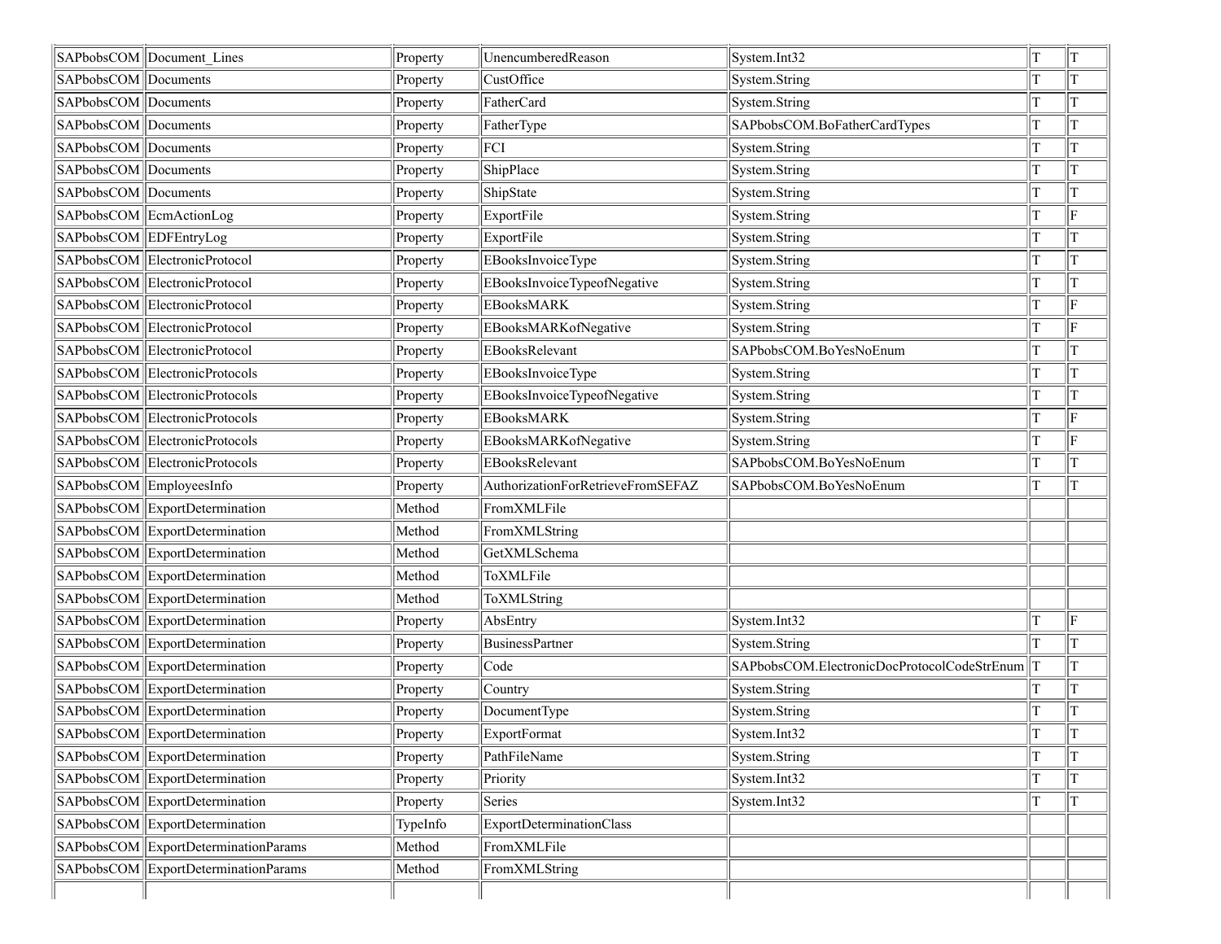| | | | | | | |
|---|---|---|---|---|---|---|
| SAPbobsCOM | Document_Lines | Property | UnencumberedReason | System.Int32 | T | T |
| SAPbobsCOM | Documents | Property | CustOffice | System.String | T | T |
| SAPbobsCOM | Documents | Property | FatherCard | System.String | T | T |
| SAPbobsCOM | Documents | Property | FatherType | SAPbobsCOM.BoFatherCardTypes | T | T |
| SAPbobsCOM | Documents | Property | FCI | System.String | T | T |
| SAPbobsCOM | Documents | Property | ShipPlace | System.String | T | T |
| SAPbobsCOM | Documents | Property | ShipState | System.String | T | T |
| SAPbobsCOM | EcmActionLog | Property | ExportFile | System.String | T | F |
| SAPbobsCOM | EDFEntryLog | Property | ExportFile | System.String | T | T |
| SAPbobsCOM | ElectronicProtocol | Property | EBooksInvoiceType | System.String | T | T |
| SAPbobsCOM | ElectronicProtocol | Property | EBooksInvoiceTypeofNegative | System.String | T | T |
| SAPbobsCOM | ElectronicProtocol | Property | EBooksMARK | System.String | T | F |
| SAPbobsCOM | ElectronicProtocol | Property | EBooksMARKofNegative | System.String | T | F |
| SAPbobsCOM | ElectronicProtocol | Property | EBooksRelevant | SAPbobsCOM.BoYesNoEnum | T | T |
| SAPbobsCOM | ElectronicProtocols | Property | EBooksInvoiceType | System.String | T | T |
| SAPbobsCOM | ElectronicProtocols | Property | EBooksInvoiceTypeofNegative | System.String | T | T |
| SAPbobsCOM | ElectronicProtocols | Property | EBooksMARK | System.String | T | F |
| SAPbobsCOM | ElectronicProtocols | Property | EBooksMARKofNegative | System.String | T | F |
| SAPbobsCOM | ElectronicProtocols | Property | EBooksRelevant | SAPbobsCOM.BoYesNoEnum | T | T |
| SAPbobsCOM | EmployeesInfo | Property | AuthorizationForRetrieveFromSEFAZ | SAPbobsCOM.BoYesNoEnum | T | T |
| SAPbobsCOM | ExportDetermination | Method | FromXMLFile | | | |
| SAPbobsCOM | ExportDetermination | Method | FromXMLString | | | |
| SAPbobsCOM | ExportDetermination | Method | GetXMLSchema | | | |
| SAPbobsCOM | ExportDetermination | Method | ToXMLFile | | | |
| SAPbobsCOM | ExportDetermination | Method | ToXMLString | | | |
| SAPbobsCOM | ExportDetermination | Property | AbsEntry | System.Int32 | T | F |
| SAPbobsCOM | ExportDetermination | Property | BusinessPartner | System.String | T | T |
| SAPbobsCOM | ExportDetermination | Property | Code | SAPbobsCOM.ElectronicDocProtocolCodeStrEnum | T | T |
| SAPbobsCOM | ExportDetermination | Property | Country | System.String | T | T |
| SAPbobsCOM | ExportDetermination | Property | DocumentType | System.String | T | T |
| SAPbobsCOM | ExportDetermination | Property | ExportFormat | System.Int32 | T | T |
| SAPbobsCOM | ExportDetermination | Property | PathFileName | System.String | T | T |
| SAPbobsCOM | ExportDetermination | Property | Priority | System.Int32 | T | T |
| SAPbobsCOM | ExportDetermination | Property | Series | System.Int32 | T | T |
| SAPbobsCOM | ExportDetermination | TypeInfo | ExportDeterminationClass | | | |
| SAPbobsCOM | ExportDeterminationParams | Method | FromXMLFile | | | |
| SAPbobsCOM | ExportDeterminationParams | Method | FromXMLString | | | |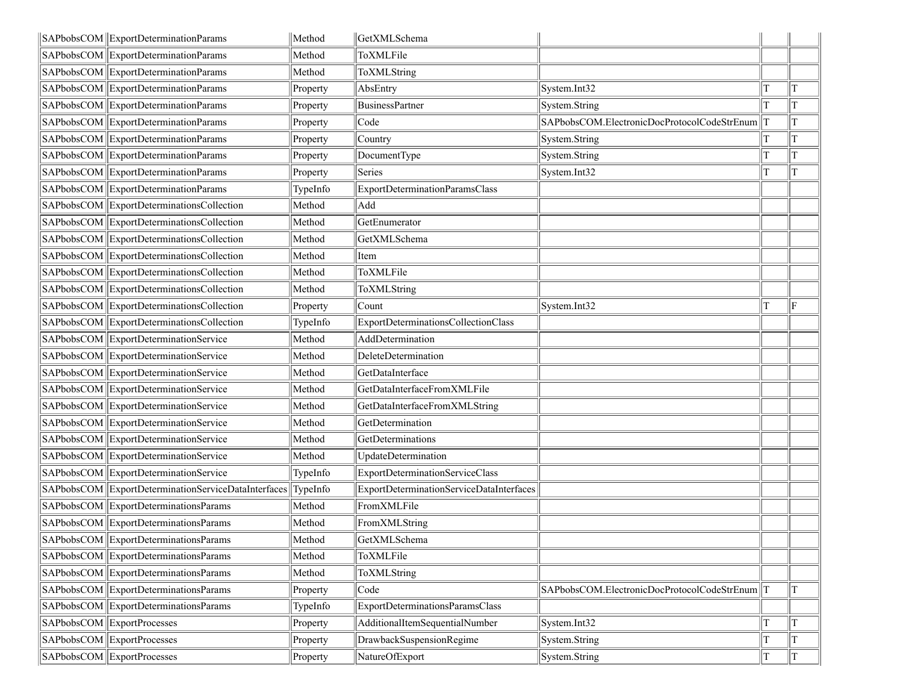| | | | | | | |
|---|---|---|---|---|---|---|
| SAPbobsCOM | ExportDeterminationParams | Method | GetXMLSchema | | | |
| SAPbobsCOM | ExportDeterminationParams | Method | ToXMLFile | | | |
| SAPbobsCOM | ExportDeterminationParams | Method | ToXMLString | | | |
| SAPbobsCOM | ExportDeterminationParams | Property | AbsEntry | System.Int32 | T | T |
| SAPbobsCOM | ExportDeterminationParams | Property | BusinessPartner | System.String | T | T |
| SAPbobsCOM | ExportDeterminationParams | Property | Code | SAPbobsCOM.ElectronicDocProtocolCodeStrEnum | T | T |
| SAPbobsCOM | ExportDeterminationParams | Property | Country | System.String | T | T |
| SAPbobsCOM | ExportDeterminationParams | Property | DocumentType | System.String | T | T |
| SAPbobsCOM | ExportDeterminationParams | Property | Series | System.Int32 | T | T |
| SAPbobsCOM | ExportDeterminationParams | TypeInfo | ExportDeterminationParamsClass | | | |
| SAPbobsCOM | ExportDeterminationsCollection | Method | Add | | | |
| SAPbobsCOM | ExportDeterminationsCollection | Method | GetEnumerator | | | |
| SAPbobsCOM | ExportDeterminationsCollection | Method | GetXMLSchema | | | |
| SAPbobsCOM | ExportDeterminationsCollection | Method | Item | | | |
| SAPbobsCOM | ExportDeterminationsCollection | Method | ToXMLFile | | | |
| SAPbobsCOM | ExportDeterminationsCollection | Method | ToXMLString | | | |
| SAPbobsCOM | ExportDeterminationsCollection | Property | Count | System.Int32 | T | F |
| SAPbobsCOM | ExportDeterminationsCollection | TypeInfo | ExportDeterminationsCollectionClass | | | |
| SAPbobsCOM | ExportDeterminationService | Method | AddDetermination | | | |
| SAPbobsCOM | ExportDeterminationService | Method | DeleteDetermination | | | |
| SAPbobsCOM | ExportDeterminationService | Method | GetDataInterface | | | |
| SAPbobsCOM | ExportDeterminationService | Method | GetDataInterfaceFromXMLFile | | | |
| SAPbobsCOM | ExportDeterminationService | Method | GetDataInterfaceFromXMLString | | | |
| SAPbobsCOM | ExportDeterminationService | Method | GetDetermination | | | |
| SAPbobsCOM | ExportDeterminationService | Method | GetDeterminations | | | |
| SAPbobsCOM | ExportDeterminationService | Method | UpdateDetermination | | | |
| SAPbobsCOM | ExportDeterminationService | TypeInfo | ExportDeterminationServiceClass | | | |
| SAPbobsCOM | ExportDeterminationServiceDataInterfaces | TypeInfo | ExportDeterminationServiceDataInterfaces | | | |
| SAPbobsCOM | ExportDeterminationsParams | Method | FromXMLFile | | | |
| SAPbobsCOM | ExportDeterminationsParams | Method | FromXMLString | | | |
| SAPbobsCOM | ExportDeterminationsParams | Method | GetXMLSchema | | | |
| SAPbobsCOM | ExportDeterminationsParams | Method | ToXMLFile | | | |
| SAPbobsCOM | ExportDeterminationsParams | Method | ToXMLString | | | |
| SAPbobsCOM | ExportDeterminationsParams | Property | Code | SAPbobsCOM.ElectronicDocProtocolCodeStrEnum | T | T |
| SAPbobsCOM | ExportDeterminationsParams | TypeInfo | ExportDeterminationsParamsClass | | | |
| SAPbobsCOM | ExportProcesses | Property | AdditionalItemSequentialNumber | System.Int32 | T | T |
| SAPbobsCOM | ExportProcesses | Property | DrawbackSuspensionRegime | System.String | T | T |
| SAPbobsCOM | ExportProcesses | Property | NatureOfExport | System.String | T | T |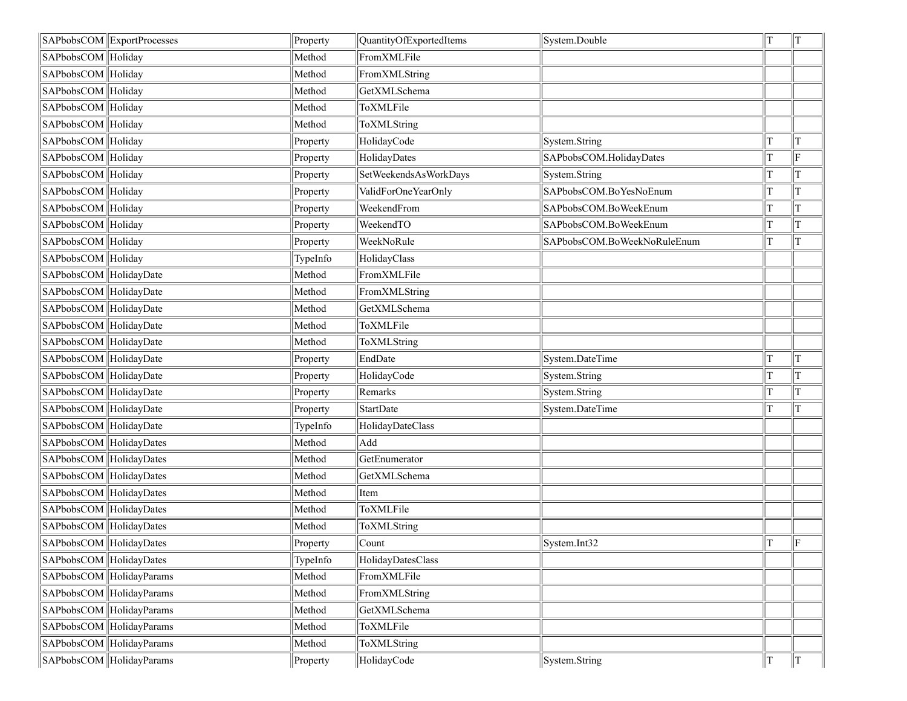| | | | | | | |
|---|---|---|---|---|---|---|
| SAPbobsCOM | ExportProcesses | Property | QuantityOfExportedItems | System.Double | T | T |
| SAPbobsCOM | Holiday | Method | FromXMLFile | | | |
| SAPbobsCOM | Holiday | Method | FromXMLString | | | |
| SAPbobsCOM | Holiday | Method | GetXMLSchema | | | |
| SAPbobsCOM | Holiday | Method | ToXMLFile | | | |
| SAPbobsCOM | Holiday | Method | ToXMLString | | | |
| SAPbobsCOM | Holiday | Property | HolidayCode | System.String | T | T |
| SAPbobsCOM | Holiday | Property | HolidayDates | SAPbobsCOM.HolidayDates | T | F |
| SAPbobsCOM | Holiday | Property | SetWeekendsAsWorkDays | System.String | T | T |
| SAPbobsCOM | Holiday | Property | ValidForOneYearOnly | SAPbobsCOM.BoYesNoEnum | T | T |
| SAPbobsCOM | Holiday | Property | WeekendFrom | SAPbobsCOM.BoWeekEnum | T | T |
| SAPbobsCOM | Holiday | Property | WeekendTO | SAPbobsCOM.BoWeekEnum | T | T |
| SAPbobsCOM | Holiday | Property | WeekNoRule | SAPbobsCOM.BoWeekNoRuleEnum | T | T |
| SAPbobsCOM | Holiday | TypeInfo | HolidayClass | | | |
| SAPbobsCOM | HolidayDate | Method | FromXMLFile | | | |
| SAPbobsCOM | HolidayDate | Method | FromXMLString | | | |
| SAPbobsCOM | HolidayDate | Method | GetXMLSchema | | | |
| SAPbobsCOM | HolidayDate | Method | ToXMLFile | | | |
| SAPbobsCOM | HolidayDate | Method | ToXMLString | | | |
| SAPbobsCOM | HolidayDate | Property | EndDate | System.DateTime | T | T |
| SAPbobsCOM | HolidayDate | Property | HolidayCode | System.String | T | T |
| SAPbobsCOM | HolidayDate | Property | Remarks | System.String | T | T |
| SAPbobsCOM | HolidayDate | Property | StartDate | System.DateTime | T | T |
| SAPbobsCOM | HolidayDate | TypeInfo | HolidayDateClass | | | |
| SAPbobsCOM | HolidayDates | Method | Add | | | |
| SAPbobsCOM | HolidayDates | Method | GetEnumerator | | | |
| SAPbobsCOM | HolidayDates | Method | GetXMLSchema | | | |
| SAPbobsCOM | HolidayDates | Method | Item | | | |
| SAPbobsCOM | HolidayDates | Method | ToXMLFile | | | |
| SAPbobsCOM | HolidayDates | Method | ToXMLString | | | |
| SAPbobsCOM | HolidayDates | Property | Count | System.Int32 | T | F |
| SAPbobsCOM | HolidayDates | TypeInfo | HolidayDatesClass | | | |
| SAPbobsCOM | HolidayParams | Method | FromXMLFile | | | |
| SAPbobsCOM | HolidayParams | Method | FromXMLString | | | |
| SAPbobsCOM | HolidayParams | Method | GetXMLSchema | | | |
| SAPbobsCOM | HolidayParams | Method | ToXMLFile | | | |
| SAPbobsCOM | HolidayParams | Method | ToXMLString | | | |
| SAPbobsCOM | HolidayParams | Property | HolidayCode | System.String | T | T |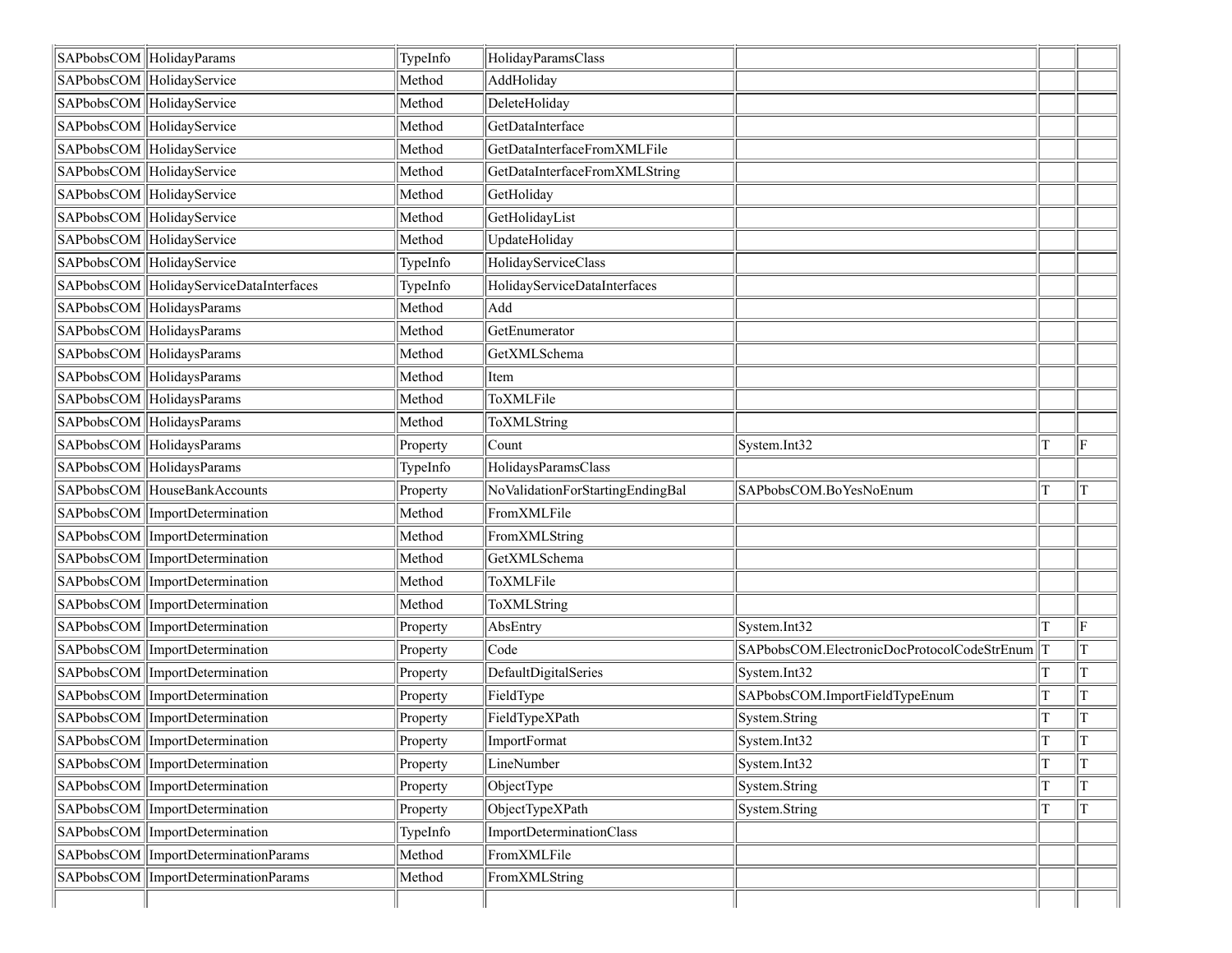| | | | | | | |
|---|---|---|---|---|---|---|
| SAPbobsCOM | HolidayParams | TypeInfo | HolidayParamsClass | | | |
| SAPbobsCOM | HolidayService | Method | AddHoliday | | | |
| SAPbobsCOM | HolidayService | Method | DeleteHoliday | | | |
| SAPbobsCOM | HolidayService | Method | GetDataInterface | | | |
| SAPbobsCOM | HolidayService | Method | GetDataInterfaceFromXMLFile | | | |
| SAPbobsCOM | HolidayService | Method | GetDataInterfaceFromXMLString | | | |
| SAPbobsCOM | HolidayService | Method | GetHoliday | | | |
| SAPbobsCOM | HolidayService | Method | GetHolidayList | | | |
| SAPbobsCOM | HolidayService | Method | UpdateHoliday | | | |
| SAPbobsCOM | HolidayService | TypeInfo | HolidayServiceClass | | | |
| SAPbobsCOM | HolidayServiceDataInterfaces | TypeInfo | HolidayServiceDataInterfaces | | | |
| SAPbobsCOM | HolidaysParams | Method | Add | | | |
| SAPbobsCOM | HolidaysParams | Method | GetEnumerator | | | |
| SAPbobsCOM | HolidaysParams | Method | GetXMLSchema | | | |
| SAPbobsCOM | HolidaysParams | Method | Item | | | |
| SAPbobsCOM | HolidaysParams | Method | ToXMLFile | | | |
| SAPbobsCOM | HolidaysParams | Method | ToXMLString | | | |
| SAPbobsCOM | HolidaysParams | Property | Count | System.Int32 | T | F |
| SAPbobsCOM | HolidaysParams | TypeInfo | HolidaysParamsClass | | | |
| SAPbobsCOM | HouseBankAccounts | Property | NoValidationForStartingEndingBal | SAPbobsCOM.BoYesNoEnum | T | T |
| SAPbobsCOM | ImportDetermination | Method | FromXMLFile | | | |
| SAPbobsCOM | ImportDetermination | Method | FromXMLString | | | |
| SAPbobsCOM | ImportDetermination | Method | GetXMLSchema | | | |
| SAPbobsCOM | ImportDetermination | Method | ToXMLFile | | | |
| SAPbobsCOM | ImportDetermination | Method | ToXMLString | | | |
| SAPbobsCOM | ImportDetermination | Property | AbsEntry | System.Int32 | T | F |
| SAPbobsCOM | ImportDetermination | Property | Code | SAPbobsCOM.ElectronicDocProtocolCodeStrEnum | T | T |
| SAPbobsCOM | ImportDetermination | Property | DefaultDigitalSeries | System.Int32 | T | T |
| SAPbobsCOM | ImportDetermination | Property | FieldType | SAPbobsCOM.ImportFieldTypeEnum | T | T |
| SAPbobsCOM | ImportDetermination | Property | FieldTypeXPath | System.String | T | T |
| SAPbobsCOM | ImportDetermination | Property | ImportFormat | System.Int32 | T | T |
| SAPbobsCOM | ImportDetermination | Property | LineNumber | System.Int32 | T | T |
| SAPbobsCOM | ImportDetermination | Property | ObjectType | System.String | T | T |
| SAPbobsCOM | ImportDetermination | Property | ObjectTypeXPath | System.String | T | T |
| SAPbobsCOM | ImportDetermination | TypeInfo | ImportDeterminationClass | | | |
| SAPbobsCOM | ImportDeterminationParams | Method | FromXMLFile | | | |
| SAPbobsCOM | ImportDeterminationParams | Method | FromXMLString | | | |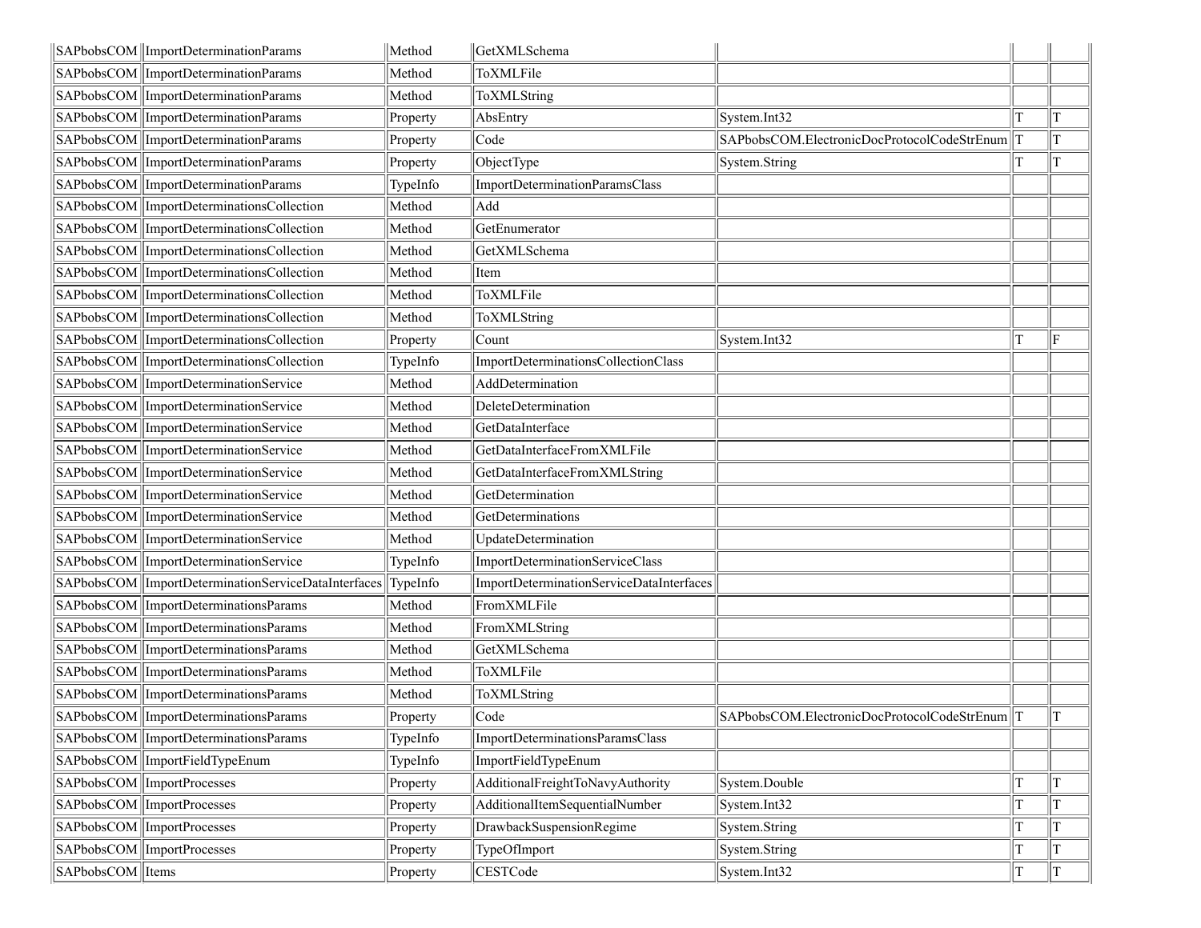| | | | | | | |
|---|---|---|---|---|---|---|
| SAPbobsCOM | ImportDeterminationParams | Method | GetXMLSchema | | | |
| SAPbobsCOM | ImportDeterminationParams | Method | ToXMLFile | | | |
| SAPbobsCOM | ImportDeterminationParams | Method | ToXMLString | | | |
| SAPbobsCOM | ImportDeterminationParams | Property | AbsEntry | System.Int32 | T | T |
| SAPbobsCOM | ImportDeterminationParams | Property | Code | SAPbobsCOM.ElectronicDocProtocolCodeStrEnum | T | T |
| SAPbobsCOM | ImportDeterminationParams | Property | ObjectType | System.String | T | T |
| SAPbobsCOM | ImportDeterminationParams | TypeInfo | ImportDeterminationParamsClass | | | |
| SAPbobsCOM | ImportDeterminationsCollection | Method | Add | | | |
| SAPbobsCOM | ImportDeterminationsCollection | Method | GetEnumerator | | | |
| SAPbobsCOM | ImportDeterminationsCollection | Method | GetXMLSchema | | | |
| SAPbobsCOM | ImportDeterminationsCollection | Method | Item | | | |
| SAPbobsCOM | ImportDeterminationsCollection | Method | ToXMLFile | | | |
| SAPbobsCOM | ImportDeterminationsCollection | Method | ToXMLString | | | |
| SAPbobsCOM | ImportDeterminationsCollection | Property | Count | System.Int32 | T | F |
| SAPbobsCOM | ImportDeterminationsCollection | TypeInfo | ImportDeterminationsCollectionClass | | | |
| SAPbobsCOM | ImportDeterminationService | Method | AddDetermination | | | |
| SAPbobsCOM | ImportDeterminationService | Method | DeleteDetermination | | | |
| SAPbobsCOM | ImportDeterminationService | Method | GetDataInterface | | | |
| SAPbobsCOM | ImportDeterminationService | Method | GetDataInterfaceFromXMLFile | | | |
| SAPbobsCOM | ImportDeterminationService | Method | GetDataInterfaceFromXMLString | | | |
| SAPbobsCOM | ImportDeterminationService | Method | GetDetermination | | | |
| SAPbobsCOM | ImportDeterminationService | Method | GetDeterminations | | | |
| SAPbobsCOM | ImportDeterminationService | Method | UpdateDetermination | | | |
| SAPbobsCOM | ImportDeterminationService | TypeInfo | ImportDeterminationServiceClass | | | |
| SAPbobsCOM | ImportDeterminationServiceDataInterfaces | TypeInfo | ImportDeterminationServiceDataInterfaces | | | |
| SAPbobsCOM | ImportDeterminationsParams | Method | FromXMLFile | | | |
| SAPbobsCOM | ImportDeterminationsParams | Method | FromXMLString | | | |
| SAPbobsCOM | ImportDeterminationsParams | Method | GetXMLSchema | | | |
| SAPbobsCOM | ImportDeterminationsParams | Method | ToXMLFile | | | |
| SAPbobsCOM | ImportDeterminationsParams | Method | ToXMLString | | | |
| SAPbobsCOM | ImportDeterminationsParams | Property | Code | SAPbobsCOM.ElectronicDocProtocolCodeStrEnum | T | T |
| SAPbobsCOM | ImportDeterminationsParams | TypeInfo | ImportDeterminationsParamsClass | | | |
| SAPbobsCOM | ImportFieldTypeEnum | TypeInfo | ImportFieldTypeEnum | | | |
| SAPbobsCOM | ImportProcesses | Property | AdditionalFreightToNavyAuthority | System.Double | T | T |
| SAPbobsCOM | ImportProcesses | Property | AdditionalItemSequentialNumber | System.Int32 | T | T |
| SAPbobsCOM | ImportProcesses | Property | DrawbackSuspensionRegime | System.String | T | T |
| SAPbobsCOM | ImportProcesses | Property | TypeOfImport | System.String | T | T |
| SAPbobsCOM | Items | Property | CESTCode | System.Int32 | T | T |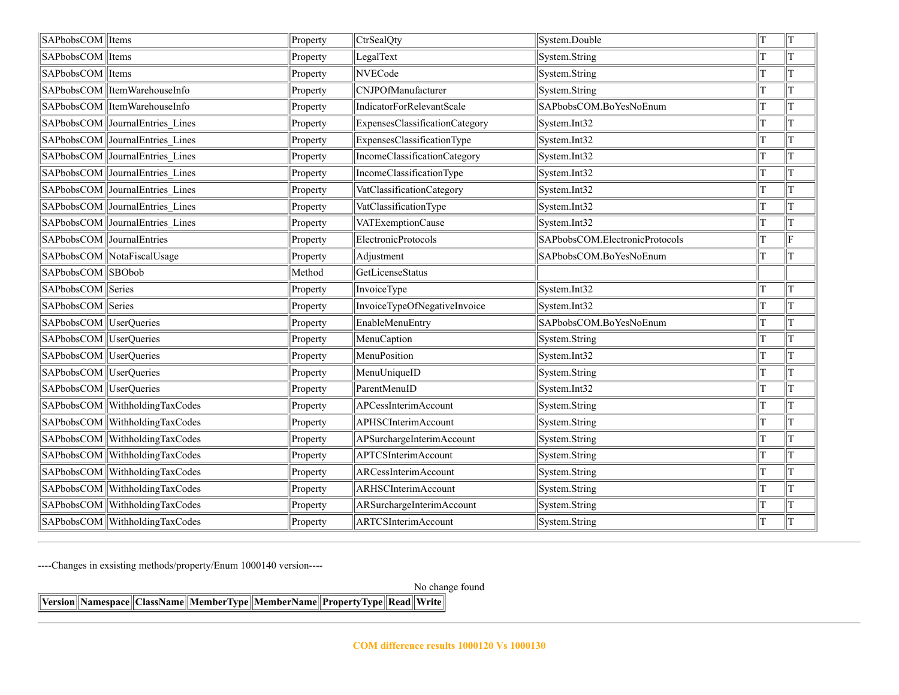| | | | | | | |
|---|---|---|---|---|---|---|
| SAPbobsCOM | Items | Property | CtrSealQty | System.Double | T | T |
| SAPbobsCOM | Items | Property | LegalText | System.String | T | T |
| SAPbobsCOM | Items | Property | NVECode | System.String | T | T |
| SAPbobsCOM | ItemWarehouseInfo | Property | CNJPOfManufacturer | System.String | T | T |
| SAPbobsCOM | ItemWarehouseInfo | Property | IndicatorForRelevantScale | SAPbobsCOM.BoYesNoEnum | T | T |
| SAPbobsCOM | JournalEntries_Lines | Property | ExpensesClassificationCategory | System.Int32 | T | T |
| SAPbobsCOM | JournalEntries_Lines | Property | ExpensesClassificationType | System.Int32 | T | T |
| SAPbobsCOM | JournalEntries_Lines | Property | IncomeClassificationCategory | System.Int32 | T | T |
| SAPbobsCOM | JournalEntries_Lines | Property | IncomeClassificationType | System.Int32 | T | T |
| SAPbobsCOM | JournalEntries_Lines | Property | VatClassificationCategory | System.Int32 | T | T |
| SAPbobsCOM | JournalEntries_Lines | Property | VatClassificationType | System.Int32 | T | T |
| SAPbobsCOM | JournalEntries_Lines | Property | VATExemptionCause | System.Int32 | T | T |
| SAPbobsCOM | JournalEntries | Property | ElectronicProtocols | SAPbobsCOM.ElectronicProtocols | T | F |
| SAPbobsCOM | NotaFiscalUsage | Property | Adjustment | SAPbobsCOM.BoYesNoEnum | T | T |
| SAPbobsCOM | SBObob | Method | GetLicenseStatus | | | |
| SAPbobsCOM | Series | Property | InvoiceType | System.Int32 | T | T |
| SAPbobsCOM | Series | Property | InvoiceTypeOfNegativeInvoice | System.Int32 | T | T |
| SAPbobsCOM | UserQueries | Property | EnableMenuEntry | SAPbobsCOM.BoYesNoEnum | T | T |
| SAPbobsCOM | UserQueries | Property | MenuCaption | System.String | T | T |
| SAPbobsCOM | UserQueries | Property | MenuPosition | System.Int32 | T | T |
| SAPbobsCOM | UserQueries | Property | MenuUniqueID | System.String | T | T |
| SAPbobsCOM | UserQueries | Property | ParentMenuID | System.Int32 | T | T |
| SAPbobsCOM | WithholdingTaxCodes | Property | APCessInterimAccount | System.String | T | T |
| SAPbobsCOM | WithholdingTaxCodes | Property | APHSCInterimAccount | System.String | T | T |
| SAPbobsCOM | WithholdingTaxCodes | Property | APSurchargeInterimAccount | System.String | T | T |
| SAPbobsCOM | WithholdingTaxCodes | Property | APTCSInterimAccount | System.String | T | T |
| SAPbobsCOM | WithholdingTaxCodes | Property | ARCessInterimAccount | System.String | T | T |
| SAPbobsCOM | WithholdingTaxCodes | Property | ARHSCInterimAccount | System.String | T | T |
| SAPbobsCOM | WithholdingTaxCodes | Property | ARSurchargeInterimAccount | System.String | T | T |
| SAPbobsCOM | WithholdingTaxCodes | Property | ARTCSInterimAccount | System.String | T | T |

---

----Changes in exsisting methods/property/Enum 1000140 version----

No change found

| Version | Namespace | ClassName | MemberType | MemberName | PropertyType | Read | Write |
|---|---|---|---|---|---|---|---|

---

**COM difference results 1000120 Vs 1000130**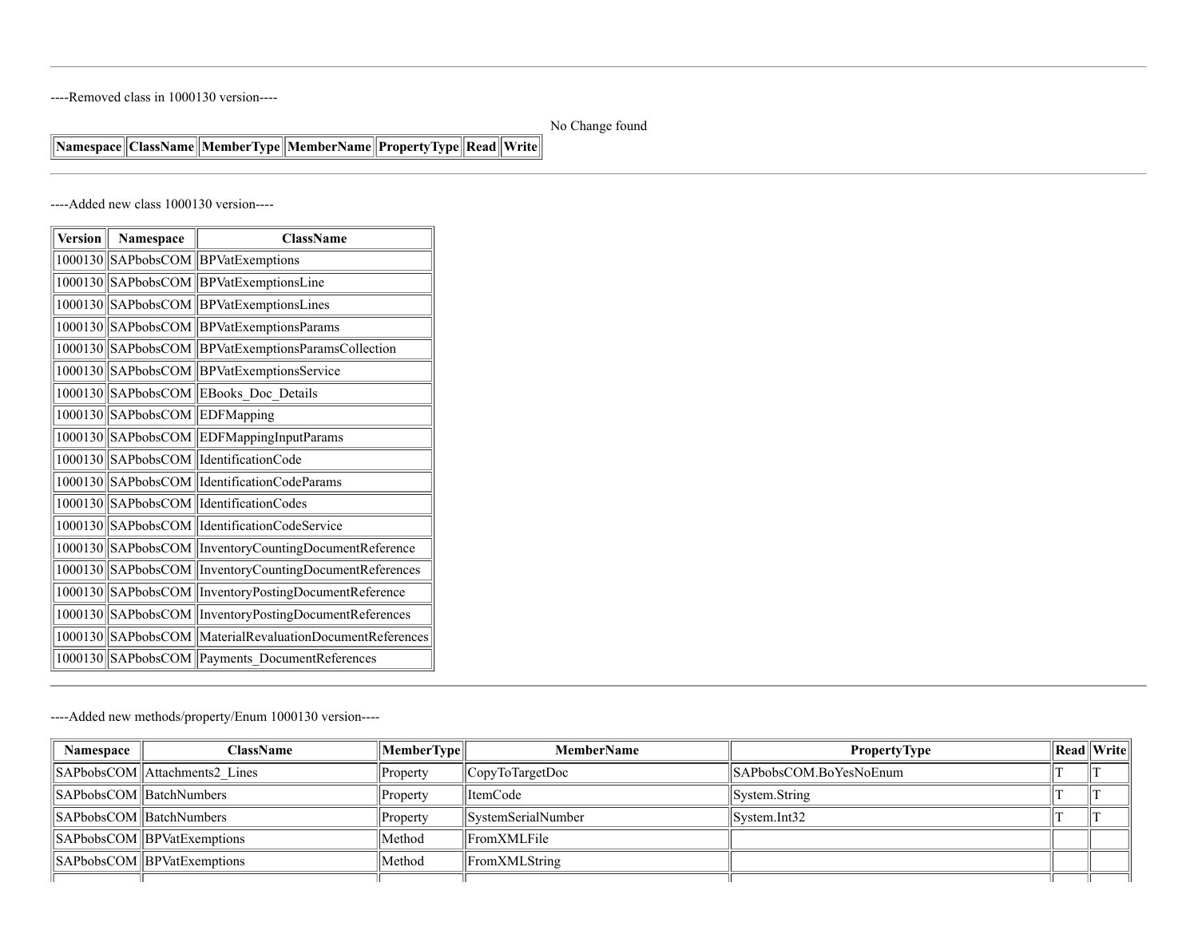----Removed class in 1000130 version----

| Namespace | ClassName | MemberType | MemberName | PropertyType | Read | Write |
|---|---|---|---|---|---|---|

No Change found

----Added new class 1000130 version----

| Version | Namespace | ClassName |
|---|---|---|
| 1000130 | SAPbobsCOM | BPVatExemptions |
| 1000130 | SAPbobsCOM | BPVatExemptionsLine |
| 1000130 | SAPbobsCOM | BPVatExemptionsLines |
| 1000130 | SAPbobsCOM | BPVatExemptionsParams |
| 1000130 | SAPbobsCOM | BPVatExemptionsParamsCollection |
| 1000130 | SAPbobsCOM | BPVatExemptionsService |
| 1000130 | SAPbobsCOM | EBooks_Doc_Details |
| 1000130 | SAPbobsCOM | EDFMapping |
| 1000130 | SAPbobsCOM | EDFMappingInputParams |
| 1000130 | SAPbobsCOM | IdentificationCode |
| 1000130 | SAPbobsCOM | IdentificationCodeParams |
| 1000130 | SAPbobsCOM | IdentificationCodes |
| 1000130 | SAPbobsCOM | IdentificationCodeService |
| 1000130 | SAPbobsCOM | InventoryCountingDocumentReference |
| 1000130 | SAPbobsCOM | InventoryCountingDocumentReferences |
| 1000130 | SAPbobsCOM | InventoryPostingDocumentReference |
| 1000130 | SAPbobsCOM | InventoryPostingDocumentReferences |
| 1000130 | SAPbobsCOM | MaterialRevaluationDocumentReferences |
| 1000130 | SAPbobsCOM | Payments_DocumentReferences |

----Added new methods/property/Enum 1000130 version----

| Namespace | ClassName | MemberType | MemberName | PropertyType | Read | Write |
|---|---|---|---|---|---|---|
| SAPbobsCOM | Attachments2_Lines | Property | CopyToTargetDoc | SAPbobsCOM.BoYesNoEnum | T | T |
| SAPbobsCOM | BatchNumbers | Property | ItemCode | System.String | T | T |
| SAPbobsCOM | BatchNumbers | Property | SystemSerialNumber | System.Int32 | T | T |
| SAPbobsCOM | BPVatExemptions | Method | FromXMLFile | | | |
| SAPbobsCOM | BPVatExemptions | Method | FromXMLString | | | |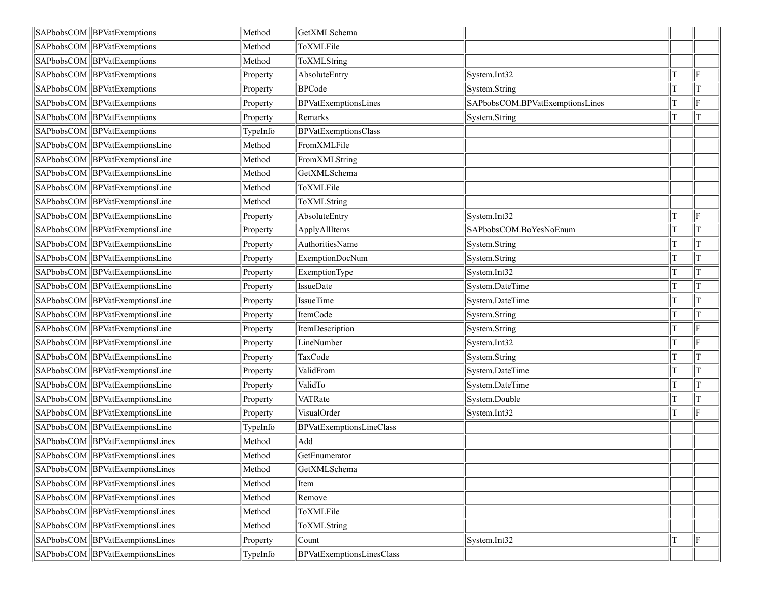| | | | | | | |
|---|---|---|---|---|---|---|
| SAPbobsCOM | BPVatExemptions | Method | GetXMLSchema | | | |
| SAPbobsCOM | BPVatExemptions | Method | ToXMLFile | | | |
| SAPbobsCOM | BPVatExemptions | Method | ToXMLString | | | |
| SAPbobsCOM | BPVatExemptions | Property | AbsoluteEntry | System.Int32 | T | F |
| SAPbobsCOM | BPVatExemptions | Property | BPCode | System.String | T | T |
| SAPbobsCOM | BPVatExemptions | Property | BPVatExemptionsLines | SAPbobsCOM.BPVatExemptionsLines | T | F |
| SAPbobsCOM | BPVatExemptions | Property | Remarks | System.String | T | T |
| SAPbobsCOM | BPVatExemptions | TypeInfo | BPVatExemptionsClass | | | |
| SAPbobsCOM | BPVatExemptionsLine | Method | FromXMLFile | | | |
| SAPbobsCOM | BPVatExemptionsLine | Method | FromXMLString | | | |
| SAPbobsCOM | BPVatExemptionsLine | Method | GetXMLSchema | | | |
| SAPbobsCOM | BPVatExemptionsLine | Method | ToXMLFile | | | |
| SAPbobsCOM | BPVatExemptionsLine | Method | ToXMLString | | | |
| SAPbobsCOM | BPVatExemptionsLine | Property | AbsoluteEntry | System.Int32 | T | F |
| SAPbobsCOM | BPVatExemptionsLine | Property | ApplyAllItems | SAPbobsCOM.BoYesNoEnum | T | T |
| SAPbobsCOM | BPVatExemptionsLine | Property | AuthoritiesName | System.String | T | T |
| SAPbobsCOM | BPVatExemptionsLine | Property | ExemptionDocNum | System.String | T | T |
| SAPbobsCOM | BPVatExemptionsLine | Property | ExemptionType | System.Int32 | T | T |
| SAPbobsCOM | BPVatExemptionsLine | Property | IssueDate | System.DateTime | T | T |
| SAPbobsCOM | BPVatExemptionsLine | Property | IssueTime | System.DateTime | T | T |
| SAPbobsCOM | BPVatExemptionsLine | Property | ItemCode | System.String | T | T |
| SAPbobsCOM | BPVatExemptionsLine | Property | ItemDescription | System.String | T | F |
| SAPbobsCOM | BPVatExemptionsLine | Property | LineNumber | System.Int32 | T | F |
| SAPbobsCOM | BPVatExemptionsLine | Property | TaxCode | System.String | T | T |
| SAPbobsCOM | BPVatExemptionsLine | Property | ValidFrom | System.DateTime | T | T |
| SAPbobsCOM | BPVatExemptionsLine | Property | ValidTo | System.DateTime | T | T |
| SAPbobsCOM | BPVatExemptionsLine | Property | VATRate | System.Double | T | T |
| SAPbobsCOM | BPVatExemptionsLine | Property | VisualOrder | System.Int32 | T | F |
| SAPbobsCOM | BPVatExemptionsLine | TypeInfo | BPVatExemptionsLineClass | | | |
| SAPbobsCOM | BPVatExemptionsLines | Method | Add | | | |
| SAPbobsCOM | BPVatExemptionsLines | Method | GetEnumerator | | | |
| SAPbobsCOM | BPVatExemptionsLines | Method | GetXMLSchema | | | |
| SAPbobsCOM | BPVatExemptionsLines | Method | Item | | | |
| SAPbobsCOM | BPVatExemptionsLines | Method | Remove | | | |
| SAPbobsCOM | BPVatExemptionsLines | Method | ToXMLFile | | | |
| SAPbobsCOM | BPVatExemptionsLines | Method | ToXMLString | | | |
| SAPbobsCOM | BPVatExemptionsLines | Property | Count | System.Int32 | T | F |
| SAPbobsCOM | BPVatExemptionsLines | TypeInfo | BPVatExemptionsLinesClass | | | |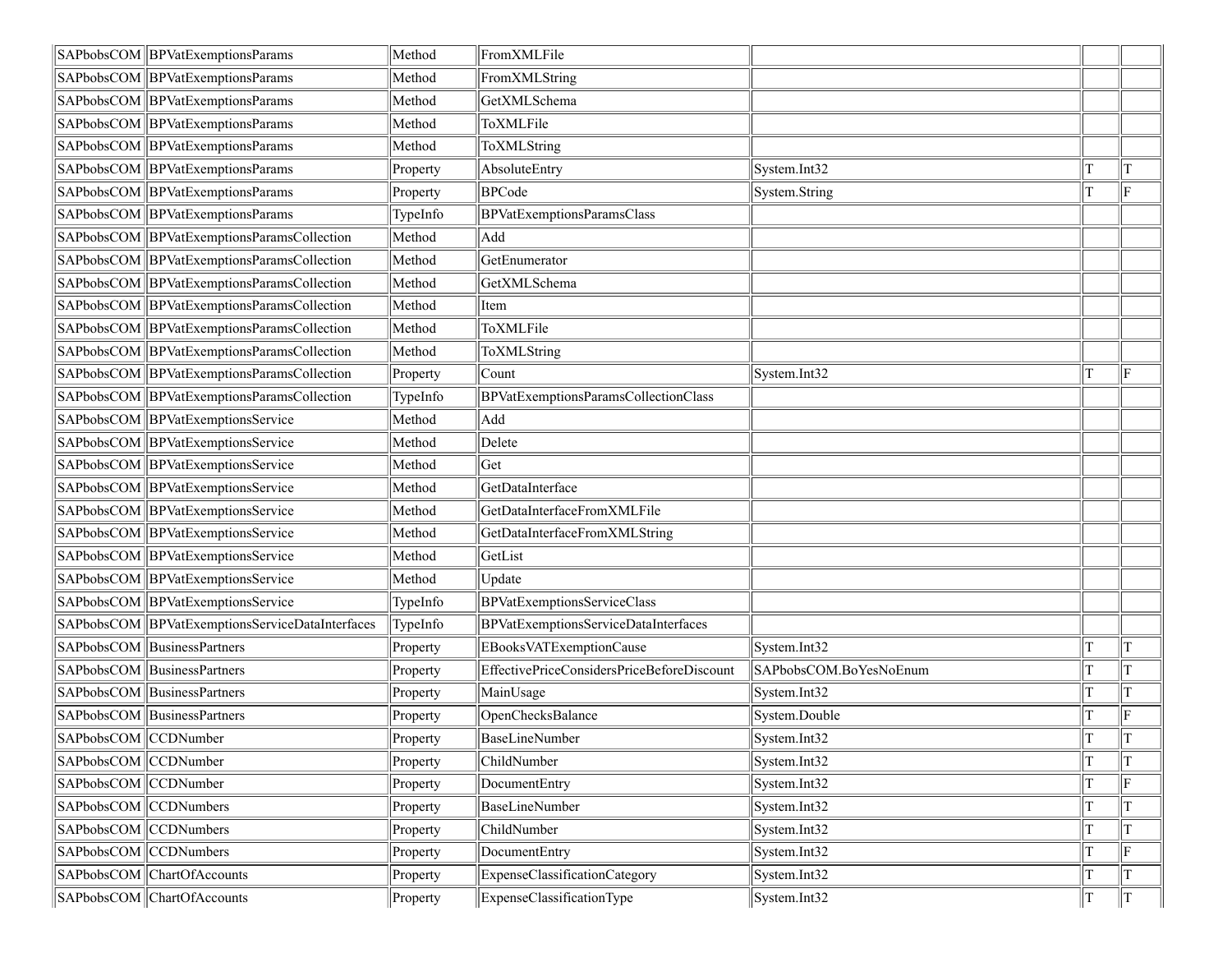| | | | | | | |
|---|---|---|---|---|---|---|
| SAPbobsCOM | BPVatExemptionsParams | Method | FromXMLFile | | | |
| SAPbobsCOM | BPVatExemptionsParams | Method | FromXMLString | | | |
| SAPbobsCOM | BPVatExemptionsParams | Method | GetXMLSchema | | | |
| SAPbobsCOM | BPVatExemptionsParams | Method | ToXMLFile | | | |
| SAPbobsCOM | BPVatExemptionsParams | Method | ToXMLString | | | |
| SAPbobsCOM | BPVatExemptionsParams | Property | AbsoluteEntry | System.Int32 | T | T |
| SAPbobsCOM | BPVatExemptionsParams | Property | BPCode | System.String | T | F |
| SAPbobsCOM | BPVatExemptionsParams | TypeInfo | BPVatExemptionsParamsClass | | | |
| SAPbobsCOM | BPVatExemptionsParamsCollection | Method | Add | | | |
| SAPbobsCOM | BPVatExemptionsParamsCollection | Method | GetEnumerator | | | |
| SAPbobsCOM | BPVatExemptionsParamsCollection | Method | GetXMLSchema | | | |
| SAPbobsCOM | BPVatExemptionsParamsCollection | Method | Item | | | |
| SAPbobsCOM | BPVatExemptionsParamsCollection | Method | ToXMLFile | | | |
| SAPbobsCOM | BPVatExemptionsParamsCollection | Method | ToXMLString | | | |
| SAPbobsCOM | BPVatExemptionsParamsCollection | Property | Count | System.Int32 | T | F |
| SAPbobsCOM | BPVatExemptionsParamsCollection | TypeInfo | BPVatExemptionsParamsCollectionClass | | | |
| SAPbobsCOM | BPVatExemptionsService | Method | Add | | | |
| SAPbobsCOM | BPVatExemptionsService | Method | Delete | | | |
| SAPbobsCOM | BPVatExemptionsService | Method | Get | | | |
| SAPbobsCOM | BPVatExemptionsService | Method | GetDataInterface | | | |
| SAPbobsCOM | BPVatExemptionsService | Method | GetDataInterfaceFromXMLFile | | | |
| SAPbobsCOM | BPVatExemptionsService | Method | GetDataInterfaceFromXMLString | | | |
| SAPbobsCOM | BPVatExemptionsService | Method | GetList | | | |
| SAPbobsCOM | BPVatExemptionsService | Method | Update | | | |
| SAPbobsCOM | BPVatExemptionsService | TypeInfo | BPVatExemptionsServiceClass | | | |
| SAPbobsCOM | BPVatExemptionsServiceDataInterfaces | TypeInfo | BPVatExemptionsServiceDataInterfaces | | | |
| SAPbobsCOM | BusinessPartners | Property | EBooksVATExemptionCause | System.Int32 | T | T |
| SAPbobsCOM | BusinessPartners | Property | EffectivePriceConsidersPriceBeforeDiscount | SAPbobsCOM.BoYesNoEnum | T | T |
| SAPbobsCOM | BusinessPartners | Property | MainUsage | System.Int32 | T | T |
| SAPbobsCOM | BusinessPartners | Property | OpenChecksBalance | System.Double | T | F |
| SAPbobsCOM | CCDNumber | Property | BaseLineNumber | System.Int32 | T | T |
| SAPbobsCOM | CCDNumber | Property | ChildNumber | System.Int32 | T | T |
| SAPbobsCOM | CCDNumber | Property | DocumentEntry | System.Int32 | T | F |
| SAPbobsCOM | CCDNumbers | Property | BaseLineNumber | System.Int32 | T | T |
| SAPbobsCOM | CCDNumbers | Property | ChildNumber | System.Int32 | T | T |
| SAPbobsCOM | CCDNumbers | Property | DocumentEntry | System.Int32 | T | F |
| SAPbobsCOM | ChartOfAccounts | Property | ExpenseClassificationCategory | System.Int32 | T | T |
| SAPbobsCOM | ChartOfAccounts | Property | ExpenseClassificationType | System.Int32 | T | T |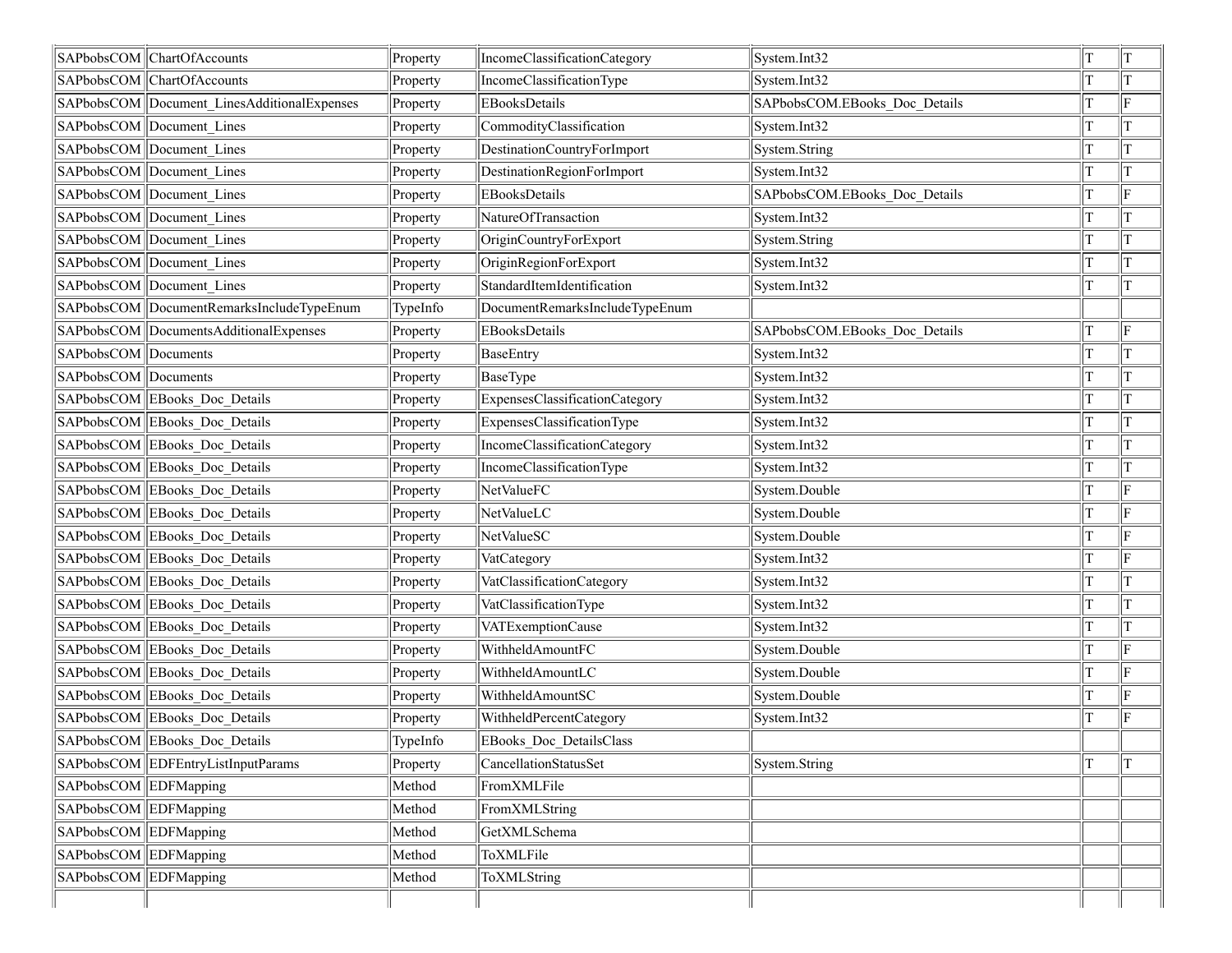| | | | | | | |
|---|---|---|---|---|---|---|
| SAPbobsCOM | ChartOfAccounts | Property | IncomeClassificationCategory | System.Int32 | T | T |
| SAPbobsCOM | ChartOfAccounts | Property | IncomeClassificationType | System.Int32 | T | T |
| SAPbobsCOM | Document_LinesAdditionalExpenses | Property | EBooksDetails | SAPbobsCOM.EBooks_Doc_Details | T | F |
| SAPbobsCOM | Document_Lines | Property | CommodityClassification | System.Int32 | T | T |
| SAPbobsCOM | Document_Lines | Property | DestinationCountryForImport | System.String | T | T |
| SAPbobsCOM | Document_Lines | Property | DestinationRegionForImport | System.Int32 | T | T |
| SAPbobsCOM | Document_Lines | Property | EBooksDetails | SAPbobsCOM.EBooks_Doc_Details | T | F |
| SAPbobsCOM | Document_Lines | Property | NatureOfTransaction | System.Int32 | T | T |
| SAPbobsCOM | Document_Lines | Property | OriginCountryForExport | System.String | T | T |
| SAPbobsCOM | Document_Lines | Property | OriginRegionForExport | System.Int32 | T | T |
| SAPbobsCOM | Document_Lines | Property | StandardItemIdentification | System.Int32 | T | T |
| SAPbobsCOM | DocumentRemarksIncludeTypeEnum | TypeInfo | DocumentRemarksIncludeTypeEnum | | | |
| SAPbobsCOM | DocumentsAdditionalExpenses | Property | EBooksDetails | SAPbobsCOM.EBooks_Doc_Details | T | F |
| SAPbobsCOM | Documents | Property | BaseEntry | System.Int32 | T | T |
| SAPbobsCOM | Documents | Property | BaseType | System.Int32 | T | T |
| SAPbobsCOM | EBooks_Doc_Details | Property | ExpensesClassificationCategory | System.Int32 | T | T |
| SAPbobsCOM | EBooks_Doc_Details | Property | ExpensesClassificationType | System.Int32 | T | T |
| SAPbobsCOM | EBooks_Doc_Details | Property | IncomeClassificationCategory | System.Int32 | T | T |
| SAPbobsCOM | EBooks_Doc_Details | Property | IncomeClassificationType | System.Int32 | T | T |
| SAPbobsCOM | EBooks_Doc_Details | Property | NetValueFC | System.Double | T | F |
| SAPbobsCOM | EBooks_Doc_Details | Property | NetValueLC | System.Double | T | F |
| SAPbobsCOM | EBooks_Doc_Details | Property | NetValueSC | System.Double | T | F |
| SAPbobsCOM | EBooks_Doc_Details | Property | VatCategory | System.Int32 | T | F |
| SAPbobsCOM | EBooks_Doc_Details | Property | VatClassificationCategory | System.Int32 | T | T |
| SAPbobsCOM | EBooks_Doc_Details | Property | VatClassificationType | System.Int32 | T | T |
| SAPbobsCOM | EBooks_Doc_Details | Property | VATExemptionCause | System.Int32 | T | T |
| SAPbobsCOM | EBooks_Doc_Details | Property | WithheldAmountFC | System.Double | T | F |
| SAPbobsCOM | EBooks_Doc_Details | Property | WithheldAmountLC | System.Double | T | F |
| SAPbobsCOM | EBooks_Doc_Details | Property | WithheldAmountSC | System.Double | T | F |
| SAPbobsCOM | EBooks_Doc_Details | Property | WithheldPercentCategory | System.Int32 | T | F |
| SAPbobsCOM | EBooks_Doc_Details | TypeInfo | EBooks_Doc_DetailsClass | | | |
| SAPbobsCOM | EDFEntryListInputParams | Property | CancellationStatusSet | System.String | T | T |
| SAPbobsCOM | EDFMapping | Method | FromXMLFile | | | |
| SAPbobsCOM | EDFMapping | Method | FromXMLString | | | |
| SAPbobsCOM | EDFMapping | Method | GetXMLSchema | | | |
| SAPbobsCOM | EDFMapping | Method | ToXMLFile | | | |
| SAPbobsCOM | EDFMapping | Method | ToXMLString | | | |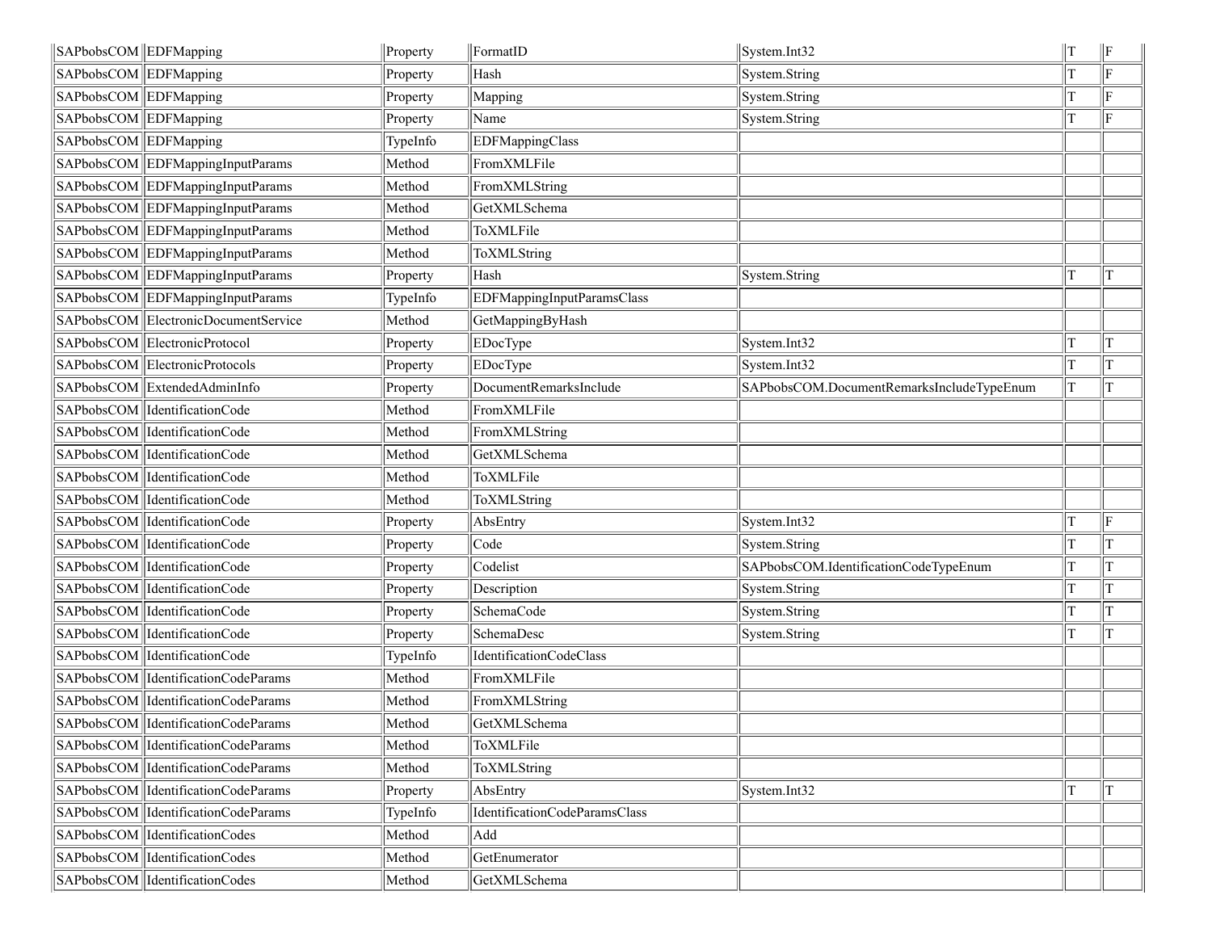| | | | | | | |
|---|---|---|---|---|---|---|
| SAPbobsCOM | EDFMapping | Property | FormatID | System.Int32 | T | F |
| SAPbobsCOM | EDFMapping | Property | Hash | System.String | T | F |
| SAPbobsCOM | EDFMapping | Property | Mapping | System.String | T | F |
| SAPbobsCOM | EDFMapping | Property | Name | System.String | T | F |
| SAPbobsCOM | EDFMapping | TypeInfo | EDFMappingClass | | | |
| SAPbobsCOM | EDFMappingInputParams | Method | FromXMLFile | | | |
| SAPbobsCOM | EDFMappingInputParams | Method | FromXMLString | | | |
| SAPbobsCOM | EDFMappingInputParams | Method | GetXMLSchema | | | |
| SAPbobsCOM | EDFMappingInputParams | Method | ToXMLFile | | | |
| SAPbobsCOM | EDFMappingInputParams | Method | ToXMLString | | | |
| SAPbobsCOM | EDFMappingInputParams | Property | Hash | System.String | T | T |
| SAPbobsCOM | EDFMappingInputParams | TypeInfo | EDFMappingInputParamsClass | | | |
| SAPbobsCOM | ElectronicDocumentService | Method | GetMappingByHash | | | |
| SAPbobsCOM | ElectronicProtocol | Property | EDocType | System.Int32 | T | T |
| SAPbobsCOM | ElectronicProtocols | Property | EDocType | System.Int32 | T | T |
| SAPbobsCOM | ExtendedAdminInfo | Property | DocumentRemarksInclude | SAPbobsCOM.DocumentRemarksIncludeTypeEnum | T | T |
| SAPbobsCOM | IdentificationCode | Method | FromXMLFile | | | |
| SAPbobsCOM | IdentificationCode | Method | FromXMLString | | | |
| SAPbobsCOM | IdentificationCode | Method | GetXMLSchema | | | |
| SAPbobsCOM | IdentificationCode | Method | ToXMLFile | | | |
| SAPbobsCOM | IdentificationCode | Method | ToXMLString | | | |
| SAPbobsCOM | IdentificationCode | Property | AbsEntry | System.Int32 | T | F |
| SAPbobsCOM | IdentificationCode | Property | Code | System.String | T | T |
| SAPbobsCOM | IdentificationCode | Property | Codelist | SAPbobsCOM.IdentificationCodeTypeEnum | T | T |
| SAPbobsCOM | IdentificationCode | Property | Description | System.String | T | T |
| SAPbobsCOM | IdentificationCode | Property | SchemaCode | System.String | T | T |
| SAPbobsCOM | IdentificationCode | Property | SchemaDesc | System.String | T | T |
| SAPbobsCOM | IdentificationCode | TypeInfo | IdentificationCodeClass | | | |
| SAPbobsCOM | IdentificationCodeParams | Method | FromXMLFile | | | |
| SAPbobsCOM | IdentificationCodeParams | Method | FromXMLString | | | |
| SAPbobsCOM | IdentificationCodeParams | Method | GetXMLSchema | | | |
| SAPbobsCOM | IdentificationCodeParams | Method | ToXMLFile | | | |
| SAPbobsCOM | IdentificationCodeParams | Method | ToXMLString | | | |
| SAPbobsCOM | IdentificationCodeParams | Property | AbsEntry | System.Int32 | T | T |
| SAPbobsCOM | IdentificationCodeParams | TypeInfo | IdentificationCodeParamsClass | | | |
| SAPbobsCOM | IdentificationCodes | Method | Add | | | |
| SAPbobsCOM | IdentificationCodes | Method | GetEnumerator | | | |
| SAPbobsCOM | IdentificationCodes | Method | GetXMLSchema | | | |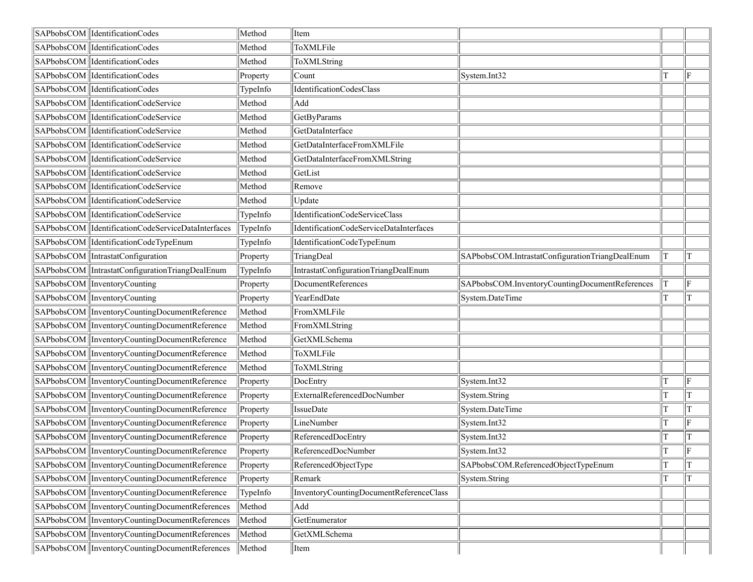| SAPbobsCOM | IdentificationCodes | Method | Item | | | |
|---|---|---|---|---|---|---|
| SAPbobsCOM | IdentificationCodes | Method | ToXMLFile | | | |
| SAPbobsCOM | IdentificationCodes | Method | ToXMLString | | | |
| SAPbobsCOM | IdentificationCodes | Property | Count | System.Int32 | T | F |
| SAPbobsCOM | IdentificationCodes | TypeInfo | IdentificationCodesClass | | | |
| SAPbobsCOM | IdentificationCodeService | Method | Add | | | |
| SAPbobsCOM | IdentificationCodeService | Method | GetByParams | | | |
| SAPbobsCOM | IdentificationCodeService | Method | GetDataInterface | | | |
| SAPbobsCOM | IdentificationCodeService | Method | GetDataInterfaceFromXMLFile | | | |
| SAPbobsCOM | IdentificationCodeService | Method | GetDataInterfaceFromXMLString | | | |
| SAPbobsCOM | IdentificationCodeService | Method | GetList | | | |
| SAPbobsCOM | IdentificationCodeService | Method | Remove | | | |
| SAPbobsCOM | IdentificationCodeService | Method | Update | | | |
| SAPbobsCOM | IdentificationCodeService | TypeInfo | IdentificationCodeServiceClass | | | |
| SAPbobsCOM | IdentificationCodeServiceDataInterfaces | TypeInfo | IdentificationCodeServiceDataInterfaces | | | |
| SAPbobsCOM | IdentificationCodeTypeEnum | TypeInfo | IdentificationCodeTypeEnum | | | |
| SAPbobsCOM | IntrastatConfiguration | Property | TriangDeal | SAPbobsCOM.IntrastatConfigurationTriangDealEnum | T | T |
| SAPbobsCOM | IntrastatConfigurationTriangDealEnum | TypeInfo | IntrastatConfigurationTriangDealEnum | | | |
| SAPbobsCOM | InventoryCounting | Property | DocumentReferences | SAPbobsCOM.InventoryCountingDocumentReferences | T | F |
| SAPbobsCOM | InventoryCounting | Property | YearEndDate | System.DateTime | T | T |
| SAPbobsCOM | InventoryCountingDocumentReference | Method | FromXMLFile | | | |
| SAPbobsCOM | InventoryCountingDocumentReference | Method | FromXMLString | | | |
| SAPbobsCOM | InventoryCountingDocumentReference | Method | GetXMLSchema | | | |
| SAPbobsCOM | InventoryCountingDocumentReference | Method | ToXMLFile | | | |
| SAPbobsCOM | InventoryCountingDocumentReference | Method | ToXMLString | | | |
| SAPbobsCOM | InventoryCountingDocumentReference | Property | DocEntry | System.Int32 | T | F |
| SAPbobsCOM | InventoryCountingDocumentReference | Property | ExternalReferencedDocNumber | System.String | T | T |
| SAPbobsCOM | InventoryCountingDocumentReference | Property | IssueDate | System.DateTime | T | T |
| SAPbobsCOM | InventoryCountingDocumentReference | Property | LineNumber | System.Int32 | T | F |
| SAPbobsCOM | InventoryCountingDocumentReference | Property | ReferencedDocEntry | System.Int32 | T | T |
| SAPbobsCOM | InventoryCountingDocumentReference | Property | ReferencedDocNumber | System.Int32 | T | F |
| SAPbobsCOM | InventoryCountingDocumentReference | Property | ReferencedObjectType | SAPbobsCOM.ReferencedObjectTypeEnum | T | T |
| SAPbobsCOM | InventoryCountingDocumentReference | Property | Remark | System.String | T | T |
| SAPbobsCOM | InventoryCountingDocumentReference | TypeInfo | InventoryCountingDocumentReferenceClass | | | |
| SAPbobsCOM | InventoryCountingDocumentReferences | Method | Add | | | |
| SAPbobsCOM | InventoryCountingDocumentReferences | Method | GetEnumerator | | | |
| SAPbobsCOM | InventoryCountingDocumentReferences | Method | GetXMLSchema | | | |
| SAPbobsCOM | InventoryCountingDocumentReferences | Method | Item | | | |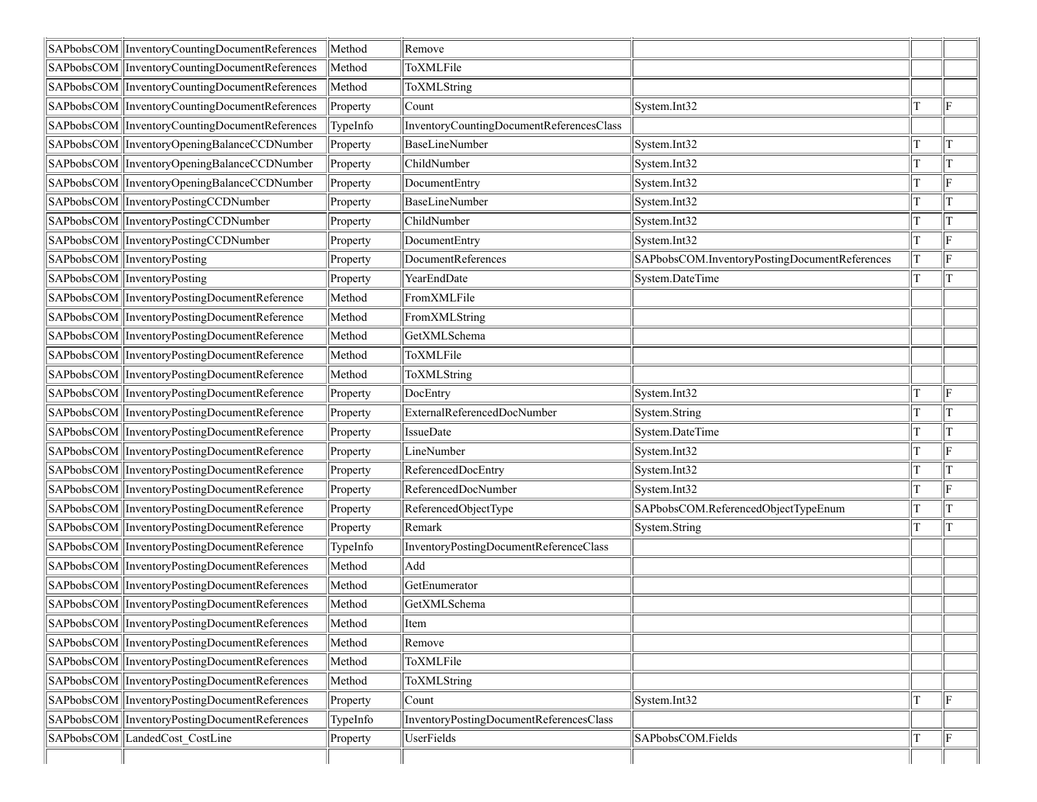| | | | | | | |
|---|---|---|---|---|---|---|
| SAPbobsCOM | InventoryCountingDocumentReferences | Method | Remove | | | |
| SAPbobsCOM | InventoryCountingDocumentReferences | Method | ToXMLFile | | | |
| SAPbobsCOM | InventoryCountingDocumentReferences | Method | ToXMLString | | | |
| SAPbobsCOM | InventoryCountingDocumentReferences | Property | Count | System.Int32 | T | F |
| SAPbobsCOM | InventoryCountingDocumentReferences | TypeInfo | InventoryCountingDocumentReferencesClass | | | |
| SAPbobsCOM | InventoryOpeningBalanceCCDNumber | Property | BaseLineNumber | System.Int32 | T | T |
| SAPbobsCOM | InventoryOpeningBalanceCCDNumber | Property | ChildNumber | System.Int32 | T | T |
| SAPbobsCOM | InventoryOpeningBalanceCCDNumber | Property | DocumentEntry | System.Int32 | T | F |
| SAPbobsCOM | InventoryPostingCCDNumber | Property | BaseLineNumber | System.Int32 | T | T |
| SAPbobsCOM | InventoryPostingCCDNumber | Property | ChildNumber | System.Int32 | T | T |
| SAPbobsCOM | InventoryPostingCCDNumber | Property | DocumentEntry | System.Int32 | T | F |
| SAPbobsCOM | InventoryPosting | Property | DocumentReferences | SAPbobsCOM.InventoryPostingDocumentReferences | T | F |
| SAPbobsCOM | InventoryPosting | Property | YearEndDate | System.DateTime | T | T |
| SAPbobsCOM | InventoryPostingDocumentReference | Method | FromXMLFile | | | |
| SAPbobsCOM | InventoryPostingDocumentReference | Method | FromXMLString | | | |
| SAPbobsCOM | InventoryPostingDocumentReference | Method | GetXMLSchema | | | |
| SAPbobsCOM | InventoryPostingDocumentReference | Method | ToXMLFile | | | |
| SAPbobsCOM | InventoryPostingDocumentReference | Method | ToXMLString | | | |
| SAPbobsCOM | InventoryPostingDocumentReference | Property | DocEntry | System.Int32 | T | F |
| SAPbobsCOM | InventoryPostingDocumentReference | Property | ExternalReferencedDocNumber | System.String | T | T |
| SAPbobsCOM | InventoryPostingDocumentReference | Property | IssueDate | System.DateTime | T | T |
| SAPbobsCOM | InventoryPostingDocumentReference | Property | LineNumber | System.Int32 | T | F |
| SAPbobsCOM | InventoryPostingDocumentReference | Property | ReferencedDocEntry | System.Int32 | T | T |
| SAPbobsCOM | InventoryPostingDocumentReference | Property | ReferencedDocNumber | System.Int32 | T | F |
| SAPbobsCOM | InventoryPostingDocumentReference | Property | ReferencedObjectType | SAPbobsCOM.ReferencedObjectTypeEnum | T | T |
| SAPbobsCOM | InventoryPostingDocumentReference | Property | Remark | System.String | T | T |
| SAPbobsCOM | InventoryPostingDocumentReference | TypeInfo | InventoryPostingDocumentReferenceClass | | | |
| SAPbobsCOM | InventoryPostingDocumentReferences | Method | Add | | | |
| SAPbobsCOM | InventoryPostingDocumentReferences | Method | GetEnumerator | | | |
| SAPbobsCOM | InventoryPostingDocumentReferences | Method | GetXMLSchema | | | |
| SAPbobsCOM | InventoryPostingDocumentReferences | Method | Item | | | |
| SAPbobsCOM | InventoryPostingDocumentReferences | Method | Remove | | | |
| SAPbobsCOM | InventoryPostingDocumentReferences | Method | ToXMLFile | | | |
| SAPbobsCOM | InventoryPostingDocumentReferences | Method | ToXMLString | | | |
| SAPbobsCOM | InventoryPostingDocumentReferences | Property | Count | System.Int32 | T | F |
| SAPbobsCOM | InventoryPostingDocumentReferences | TypeInfo | InventoryPostingDocumentReferencesClass | | | |
| SAPbobsCOM | LandedCost_CostLine | Property | UserFields | SAPbobsCOM.Fields | T | F |
| | | | | | | |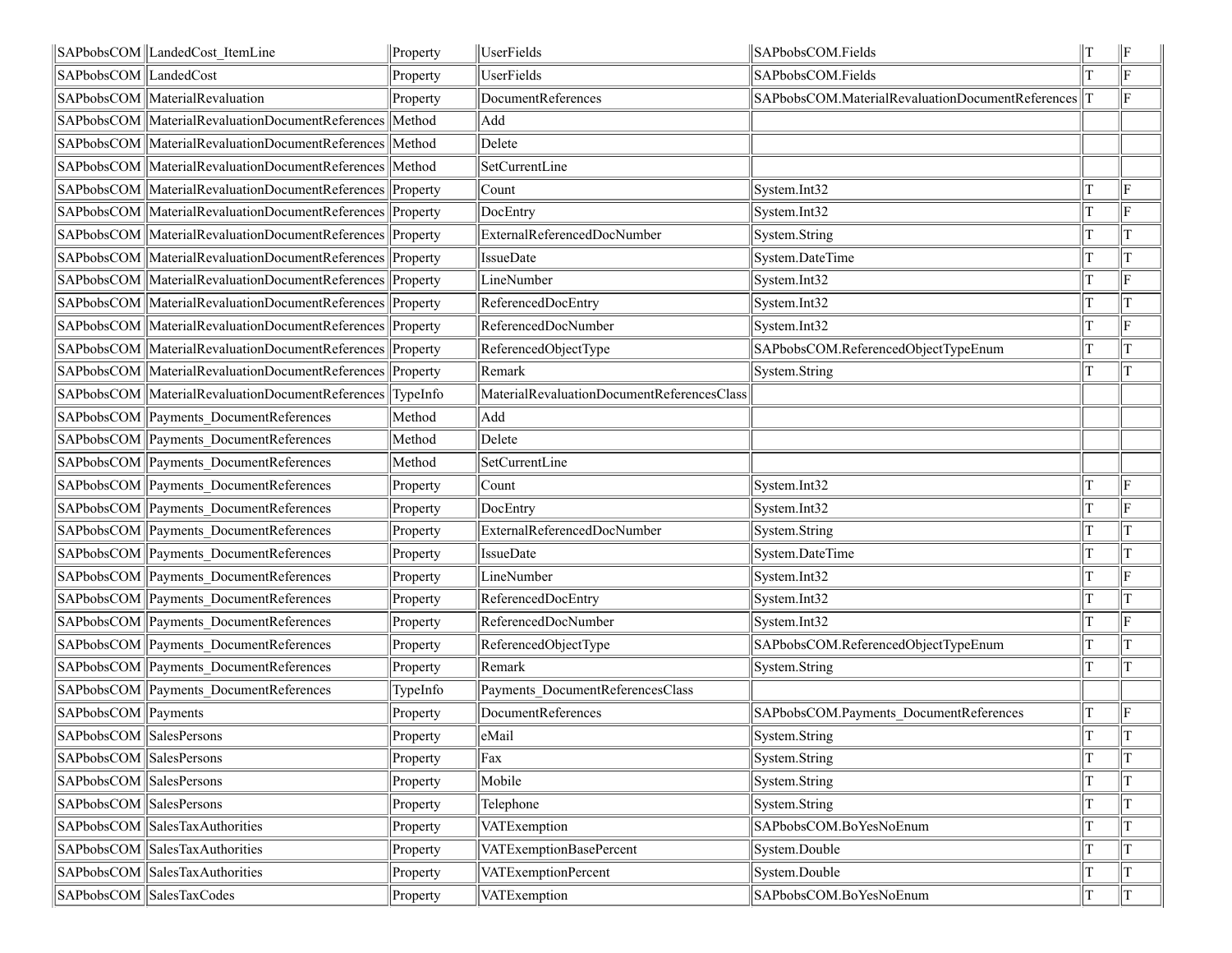| | | | | | | |
|---|---|---|---|---|---|---|
| SAPbobsCOM | LandedCost_ItemLine | Property | UserFields | SAPbobsCOM.Fields | T | F |
| SAPbobsCOM | LandedCost | Property | UserFields | SAPbobsCOM.Fields | T | F |
| SAPbobsCOM | MaterialRevaluation | Property | DocumentReferences | SAPbobsCOM.MaterialRevaluationDocumentReferences | T | F |
| SAPbobsCOM | MaterialRevaluationDocumentReferences | Method | Add | | | |
| SAPbobsCOM | MaterialRevaluationDocumentReferences | Method | Delete | | | |
| SAPbobsCOM | MaterialRevaluationDocumentReferences | Method | SetCurrentLine | | | |
| SAPbobsCOM | MaterialRevaluationDocumentReferences | Property | Count | System.Int32 | T | F |
| SAPbobsCOM | MaterialRevaluationDocumentReferences | Property | DocEntry | System.Int32 | T | F |
| SAPbobsCOM | MaterialRevaluationDocumentReferences | Property | ExternalReferencedDocNumber | System.String | T | T |
| SAPbobsCOM | MaterialRevaluationDocumentReferences | Property | IssueDate | System.DateTime | T | T |
| SAPbobsCOM | MaterialRevaluationDocumentReferences | Property | LineNumber | System.Int32 | T | F |
| SAPbobsCOM | MaterialRevaluationDocumentReferences | Property | ReferencedDocEntry | System.Int32 | T | T |
| SAPbobsCOM | MaterialRevaluationDocumentReferences | Property | ReferencedDocNumber | System.Int32 | T | F |
| SAPbobsCOM | MaterialRevaluationDocumentReferences | Property | ReferencedObjectType | SAPbobsCOM.ReferencedObjectTypeEnum | T | T |
| SAPbobsCOM | MaterialRevaluationDocumentReferences | Property | Remark | System.String | T | T |
| SAPbobsCOM | MaterialRevaluationDocumentReferences | TypeInfo | MaterialRevaluationDocumentReferencesClass | | | |
| SAPbobsCOM | Payments_DocumentReferences | Method | Add | | | |
| SAPbobsCOM | Payments_DocumentReferences | Method | Delete | | | |
| SAPbobsCOM | Payments_DocumentReferences | Method | SetCurrentLine | | | |
| SAPbobsCOM | Payments_DocumentReferences | Property | Count | System.Int32 | T | F |
| SAPbobsCOM | Payments_DocumentReferences | Property | DocEntry | System.Int32 | T | F |
| SAPbobsCOM | Payments_DocumentReferences | Property | ExternalReferencedDocNumber | System.String | T | T |
| SAPbobsCOM | Payments_DocumentReferences | Property | IssueDate | System.DateTime | T | T |
| SAPbobsCOM | Payments_DocumentReferences | Property | LineNumber | System.Int32 | T | F |
| SAPbobsCOM | Payments_DocumentReferences | Property | ReferencedDocEntry | System.Int32 | T | T |
| SAPbobsCOM | Payments_DocumentReferences | Property | ReferencedDocNumber | System.Int32 | T | F |
| SAPbobsCOM | Payments_DocumentReferences | Property | ReferencedObjectType | SAPbobsCOM.ReferencedObjectTypeEnum | T | T |
| SAPbobsCOM | Payments_DocumentReferences | Property | Remark | System.String | T | T |
| SAPbobsCOM | Payments_DocumentReferences | TypeInfo | Payments_DocumentReferencesClass | | | |
| SAPbobsCOM | Payments | Property | DocumentReferences | SAPbobsCOM.Payments_DocumentReferences | T | F |
| SAPbobsCOM | SalesPersons | Property | eMail | System.String | T | T |
| SAPbobsCOM | SalesPersons | Property | Fax | System.String | T | T |
| SAPbobsCOM | SalesPersons | Property | Mobile | System.String | T | T |
| SAPbobsCOM | SalesPersons | Property | Telephone | System.String | T | T |
| SAPbobsCOM | SalesTaxAuthorities | Property | VATExemption | SAPbobsCOM.BoYesNoEnum | T | T |
| SAPbobsCOM | SalesTaxAuthorities | Property | VATExemptionBasePercent | System.Double | T | T |
| SAPbobsCOM | SalesTaxAuthorities | Property | VATExemptionPercent | System.Double | T | T |
| SAPbobsCOM | SalesTaxCodes | Property | VATExemption | SAPbobsCOM.BoYesNoEnum | T | T |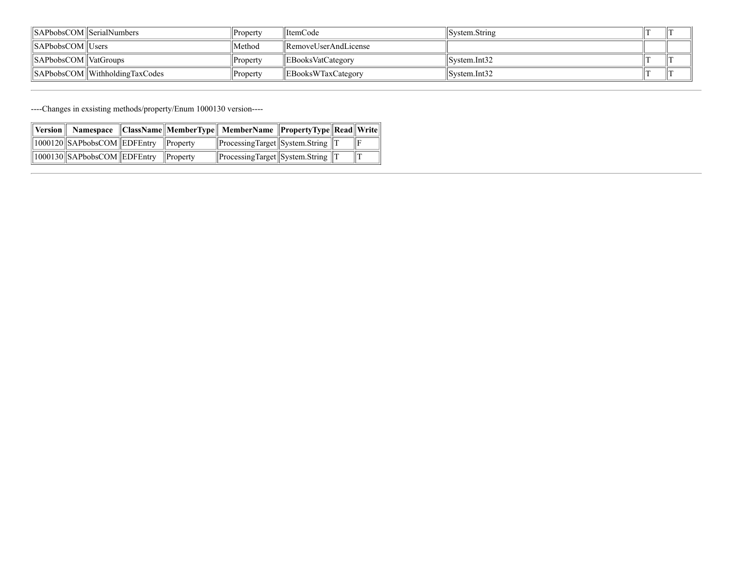| | | | | | | |
|---|---|---|---|---|---|---|
| SAPbobsCOM | SerialNumbers | Property | ItemCode | System.String | T | T |
| SAPbobsCOM | Users | Method | RemoveUserAndLicense | | | |
| SAPbobsCOM | VatGroups | Property | EBooksVatCategory | System.Int32 | T | T |
| SAPbobsCOM | WithholdingTaxCodes | Property | EBooksWTaxCategory | System.Int32 | T | T |

---

----Changes in exsisting methods/property/Enum 1000130 version----

| Version | Namespace | ClassName | MemberType | MemberName | PropertyType | Read | Write |
|---|---|---|---|---|---|---|---|
| 1000120 | SAPbobsCOM | EDFEntry | Property | ProcessingTarget | System.String | T | F |
| 1000130 | SAPbobsCOM | EDFEntry | Property | ProcessingTarget | System.String | T | T |

---